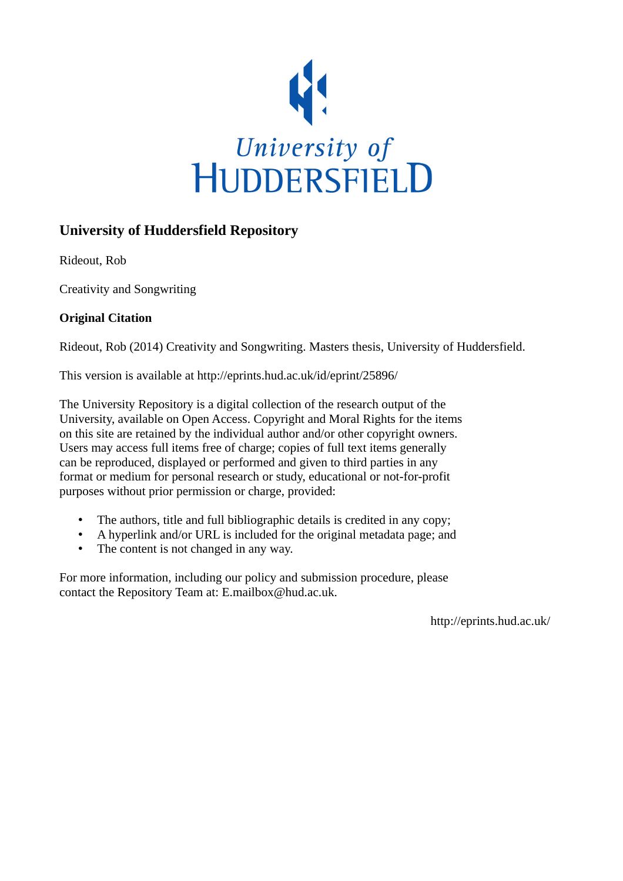University of
HUDDERSFIELD

## University of Huddersfield Repository

Rideout, Rob

Creativity and Songwriting

**Original Citation**

Rideout, Rob (2014) Creativity and Songwriting. Masters thesis, University of Huddersfield.

This version is available at http://eprints.hud.ac.uk/id/eprint/25896/

The University Repository is a digital collection of the research output of the University, available on Open Access. Copyright and Moral Rights for the items on this site are retained by the individual author and/or other copyright owners. Users may access full items free of charge; copies of full text items generally can be reproduced, displayed or performed and given to third parties in any format or medium for personal research or study, educational or not-for-profit purposes without prior permission or charge, provided:

- The authors, title and full bibliographic details is credited in any copy;
- A hyperlink and/or URL is included for the original metadata page; and
- The content is not changed in any way.

For more information, including our policy and submission procedure, please contact the Repository Team at: E.mailbox@hud.ac.uk.

http://eprints.hud.ac.uk/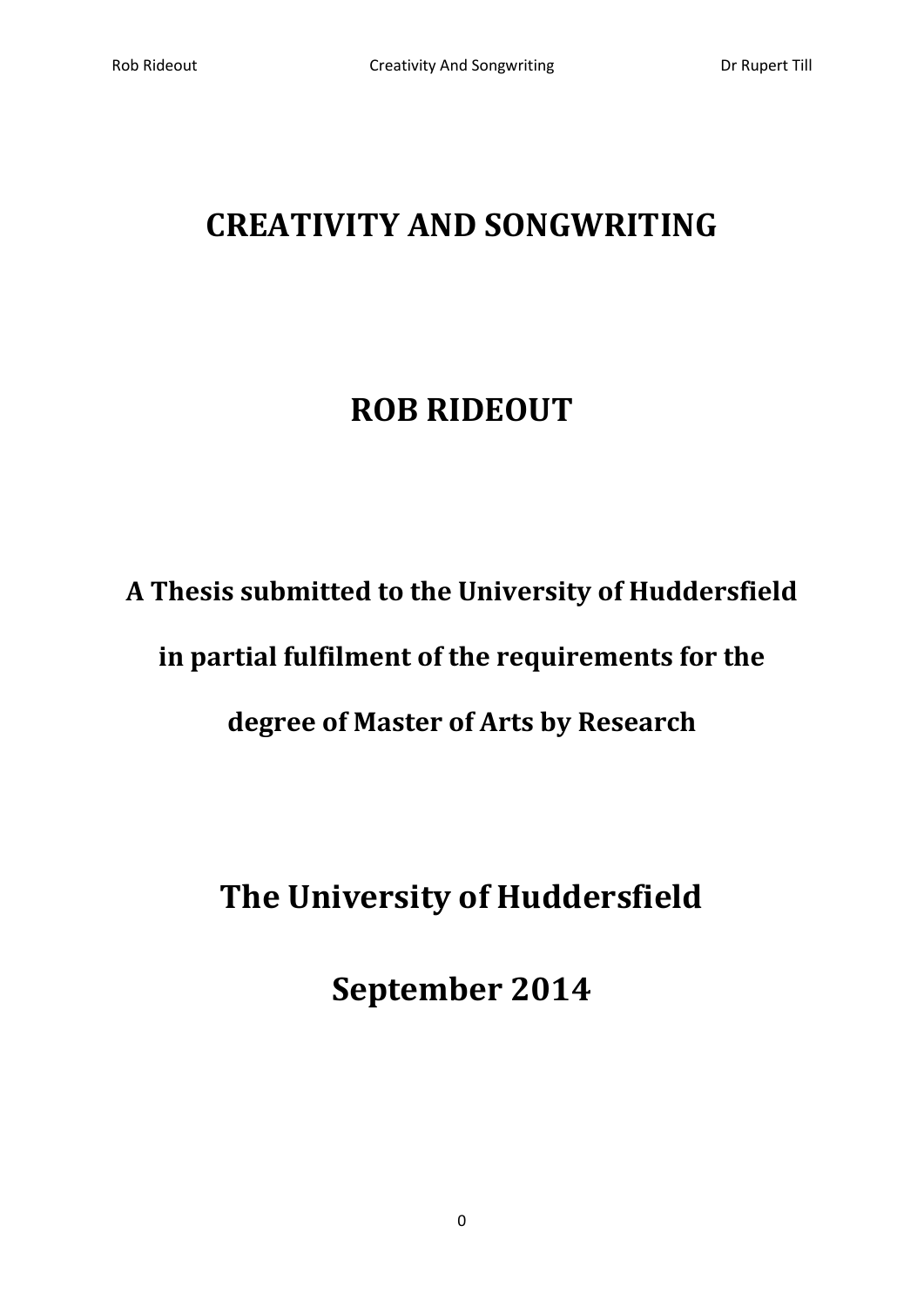# CREATIVITY AND SONGWRITING

# ROB RIDEOUT

**A Thesis submitted to the University of Huddersfield**

**in partial fulfilment of the requirements for the**

**degree of Master of Arts by Research**

# The University of Huddersfield

# September 2014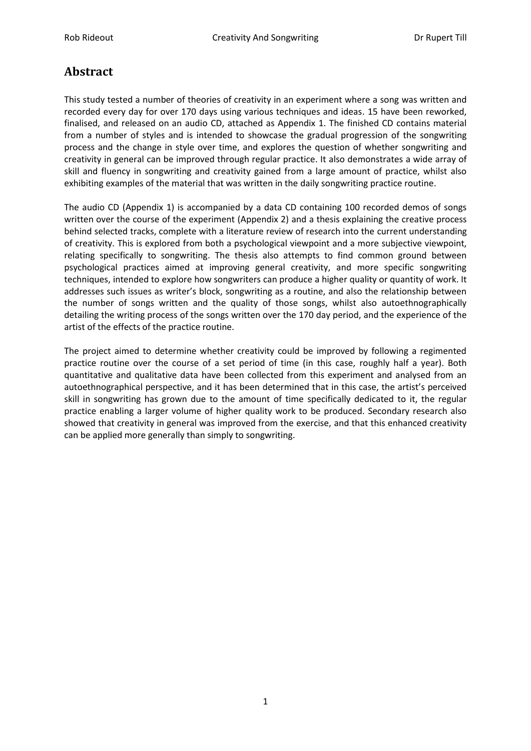## Abstract

This study tested a number of theories of creativity in an experiment where a song was written and recorded every day for over 170 days using various techniques and ideas. 15 have been reworked, finalised, and released on an audio CD, attached as Appendix 1. The finished CD contains material from a number of styles and is intended to showcase the gradual progression of the songwriting process and the change in style over time, and explores the question of whether songwriting and creativity in general can be improved through regular practice. It also demonstrates a wide array of skill and fluency in songwriting and creativity gained from a large amount of practice, whilst also exhibiting examples of the material that was written in the daily songwriting practice routine.

The audio CD (Appendix 1) is accompanied by a data CD containing 100 recorded demos of songs written over the course of the experiment (Appendix 2) and a thesis explaining the creative process behind selected tracks, complete with a literature review of research into the current understanding of creativity. This is explored from both a psychological viewpoint and a more subjective viewpoint, relating specifically to songwriting. The thesis also attempts to find common ground between psychological practices aimed at improving general creativity, and more specific songwriting techniques, intended to explore how songwriters can produce a higher quality or quantity of work. It addresses such issues as writer's block, songwriting as a routine, and also the relationship between the number of songs written and the quality of those songs, whilst also autoethnographically detailing the writing process of the songs written over the 170 day period, and the experience of the artist of the effects of the practice routine.

The project aimed to determine whether creativity could be improved by following a regimented practice routine over the course of a set period of time (in this case, roughly half a year). Both quantitative and qualitative data have been collected from this experiment and analysed from an autoethnographical perspective, and it has been determined that in this case, the artist's perceived skill in songwriting has grown due to the amount of time specifically dedicated to it, the regular practice enabling a larger volume of higher quality work to be produced. Secondary research also showed that creativity in general was improved from the exercise, and that this enhanced creativity can be applied more generally than simply to songwriting.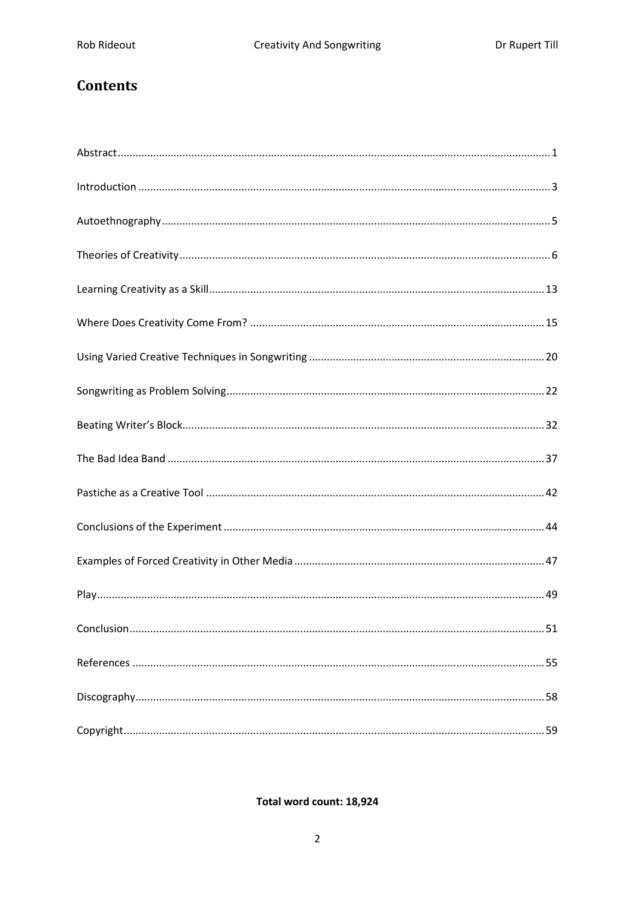# Contents

Abstract ........ 1

Introduction ........ 3

Autoethnography ........ 5

Theories of Creativity ........ 6

Learning Creativity as a Skill ........ 13

Where Does Creativity Come From? ........ 15

Using Varied Creative Techniques in Songwriting ........ 20

Songwriting as Problem Solving ........ 22

Beating Writer's Block ........ 32

The Bad Idea Band ........ 37

Pastiche as a Creative Tool ........ 42

Conclusions of the Experiment ........ 44

Examples of Forced Creativity in Other Media ........ 47

Play ........ 49

Conclusion ........ 51

References ........ 55

Discography ........ 58

Copyright ........ 59

**Total word count: 18,924**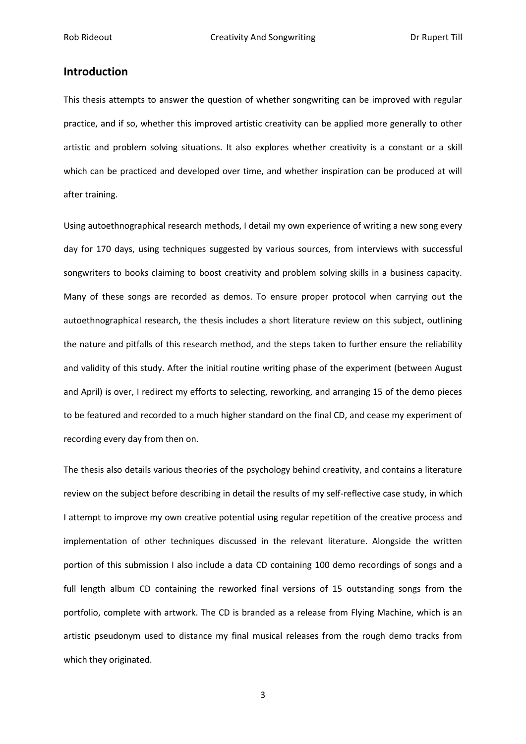## Introduction

This thesis attempts to answer the question of whether songwriting can be improved with regular practice, and if so, whether this improved artistic creativity can be applied more generally to other artistic and problem solving situations. It also explores whether creativity is a constant or a skill which can be practiced and developed over time, and whether inspiration can be produced at will after training.

Using autoethnographical research methods, I detail my own experience of writing a new song every day for 170 days, using techniques suggested by various sources, from interviews with successful songwriters to books claiming to boost creativity and problem solving skills in a business capacity. Many of these songs are recorded as demos. To ensure proper protocol when carrying out the autoethnographical research, the thesis includes a short literature review on this subject, outlining the nature and pitfalls of this research method, and the steps taken to further ensure the reliability and validity of this study. After the initial routine writing phase of the experiment (between August and April) is over, I redirect my efforts to selecting, reworking, and arranging 15 of the demo pieces to be featured and recorded to a much higher standard on the final CD, and cease my experiment of recording every day from then on.

The thesis also details various theories of the psychology behind creativity, and contains a literature review on the subject before describing in detail the results of my self-reflective case study, in which I attempt to improve my own creative potential using regular repetition of the creative process and implementation of other techniques discussed in the relevant literature. Alongside the written portion of this submission I also include a data CD containing 100 demo recordings of songs and a full length album CD containing the reworked final versions of 15 outstanding songs from the portfolio, complete with artwork. The CD is branded as a release from Flying Machine, which is an artistic pseudonym used to distance my final musical releases from the rough demo tracks from which they originated.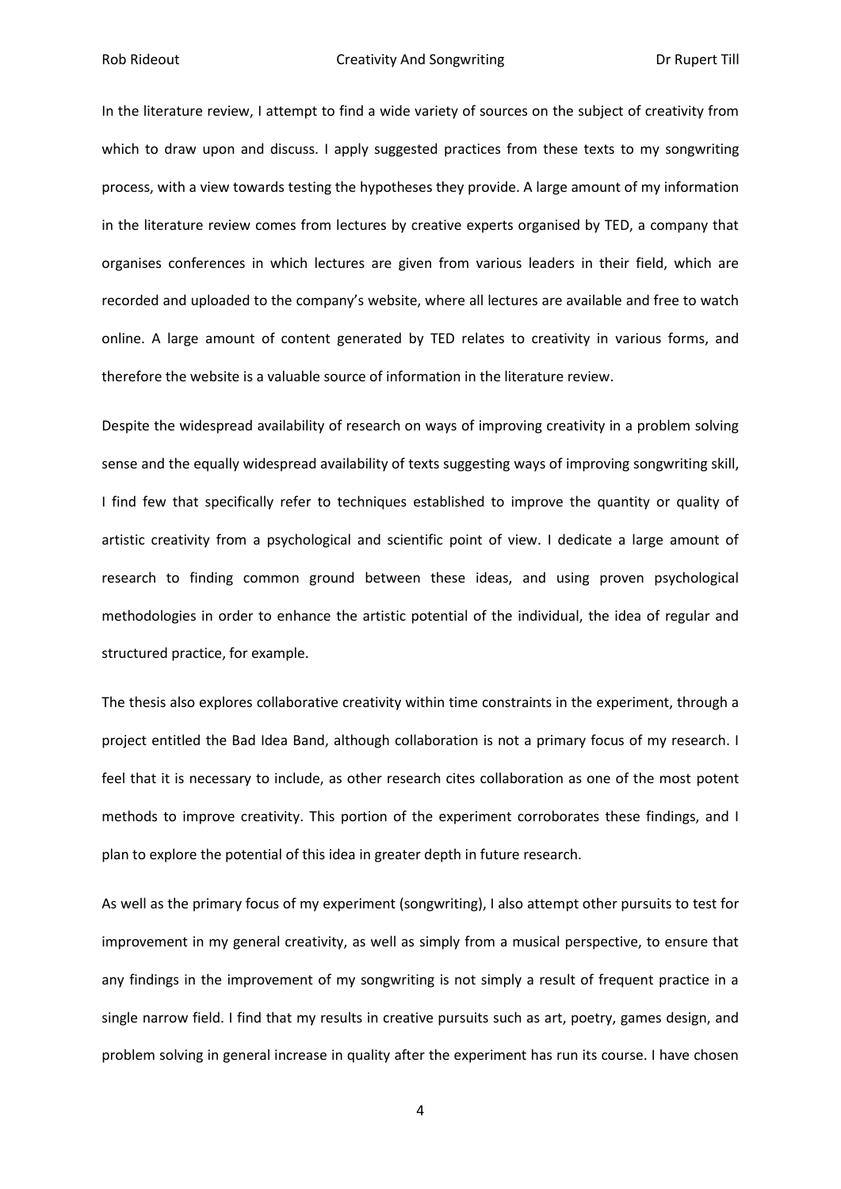In the literature review, I attempt to find a wide variety of sources on the subject of creativity from which to draw upon and discuss. I apply suggested practices from these texts to my songwriting process, with a view towards testing the hypotheses they provide. A large amount of my information in the literature review comes from lectures by creative experts organised by TED, a company that organises conferences in which lectures are given from various leaders in their field, which are recorded and uploaded to the company's website, where all lectures are available and free to watch online. A large amount of content generated by TED relates to creativity in various forms, and therefore the website is a valuable source of information in the literature review.

Despite the widespread availability of research on ways of improving creativity in a problem solving sense and the equally widespread availability of texts suggesting ways of improving songwriting skill, I find few that specifically refer to techniques established to improve the quantity or quality of artistic creativity from a psychological and scientific point of view. I dedicate a large amount of research to finding common ground between these ideas, and using proven psychological methodologies in order to enhance the artistic potential of the individual, the idea of regular and structured practice, for example.

The thesis also explores collaborative creativity within time constraints in the experiment, through a project entitled the Bad Idea Band, although collaboration is not a primary focus of my research. I feel that it is necessary to include, as other research cites collaboration as one of the most potent methods to improve creativity. This portion of the experiment corroborates these findings, and I plan to explore the potential of this idea in greater depth in future research.

As well as the primary focus of my experiment (songwriting), I also attempt other pursuits to test for improvement in my general creativity, as well as simply from a musical perspective, to ensure that any findings in the improvement of my songwriting is not simply a result of frequent practice in a single narrow field. I find that my results in creative pursuits such as art, poetry, games design, and problem solving in general increase in quality after the experiment has run its course. I have chosen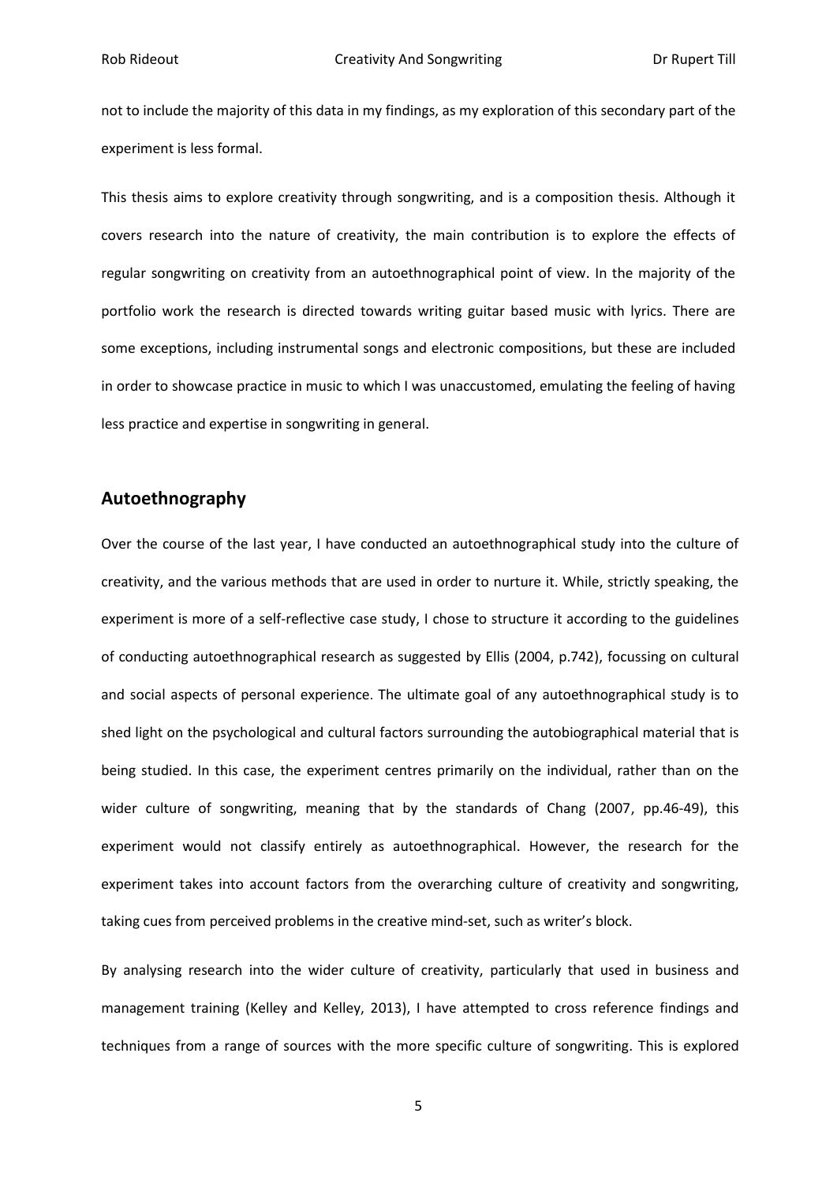not to include the majority of this data in my findings, as my exploration of this secondary part of the experiment is less formal.

This thesis aims to explore creativity through songwriting, and is a composition thesis. Although it covers research into the nature of creativity, the main contribution is to explore the effects of regular songwriting on creativity from an autoethnographical point of view. In the majority of the portfolio work the research is directed towards writing guitar based music with lyrics. There are some exceptions, including instrumental songs and electronic compositions, but these are included in order to showcase practice in music to which I was unaccustomed, emulating the feeling of having less practice and expertise in songwriting in general.

## Autoethnography

Over the course of the last year, I have conducted an autoethnographical study into the culture of creativity, and the various methods that are used in order to nurture it. While, strictly speaking, the experiment is more of a self-reflective case study, I chose to structure it according to the guidelines of conducting autoethnographical research as suggested by Ellis (2004, p.742), focussing on cultural and social aspects of personal experience. The ultimate goal of any autoethnographical study is to shed light on the psychological and cultural factors surrounding the autobiographical material that is being studied. In this case, the experiment centres primarily on the individual, rather than on the wider culture of songwriting, meaning that by the standards of Chang (2007, pp.46-49), this experiment would not classify entirely as autoethnographical. However, the research for the experiment takes into account factors from the overarching culture of creativity and songwriting, taking cues from perceived problems in the creative mind-set, such as writer's block.

By analysing research into the wider culture of creativity, particularly that used in business and management training (Kelley and Kelley, 2013), I have attempted to cross reference findings and techniques from a range of sources with the more specific culture of songwriting. This is explored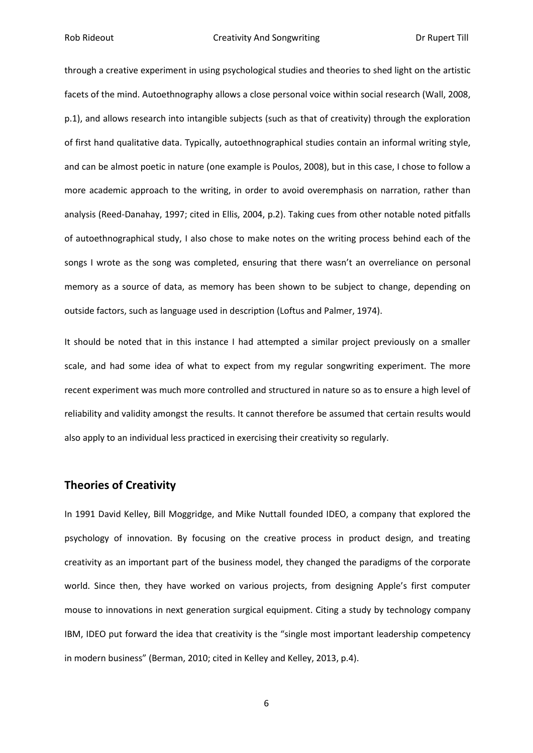through a creative experiment in using psychological studies and theories to shed light on the artistic facets of the mind. Autoethnography allows a close personal voice within social research (Wall, 2008, p.1), and allows research into intangible subjects (such as that of creativity) through the exploration of first hand qualitative data. Typically, autoethnographical studies contain an informal writing style, and can be almost poetic in nature (one example is Poulos, 2008), but in this case, I chose to follow a more academic approach to the writing, in order to avoid overemphasis on narration, rather than analysis (Reed-Danahay, 1997; cited in Ellis, 2004, p.2). Taking cues from other notable noted pitfalls of autoethnographical study, I also chose to make notes on the writing process behind each of the songs I wrote as the song was completed, ensuring that there wasn't an overreliance on personal memory as a source of data, as memory has been shown to be subject to change, depending on outside factors, such as language used in description (Loftus and Palmer, 1974).

It should be noted that in this instance I had attempted a similar project previously on a smaller scale, and had some idea of what to expect from my regular songwriting experiment. The more recent experiment was much more controlled and structured in nature so as to ensure a high level of reliability and validity amongst the results. It cannot therefore be assumed that certain results would also apply to an individual less practiced in exercising their creativity so regularly.

## Theories of Creativity

In 1991 David Kelley, Bill Moggridge, and Mike Nuttall founded IDEO, a company that explored the psychology of innovation. By focusing on the creative process in product design, and treating creativity as an important part of the business model, they changed the paradigms of the corporate world. Since then, they have worked on various projects, from designing Apple's first computer mouse to innovations in next generation surgical equipment. Citing a study by technology company IBM, IDEO put forward the idea that creativity is the "single most important leadership competency in modern business" (Berman, 2010; cited in Kelley and Kelley, 2013, p.4).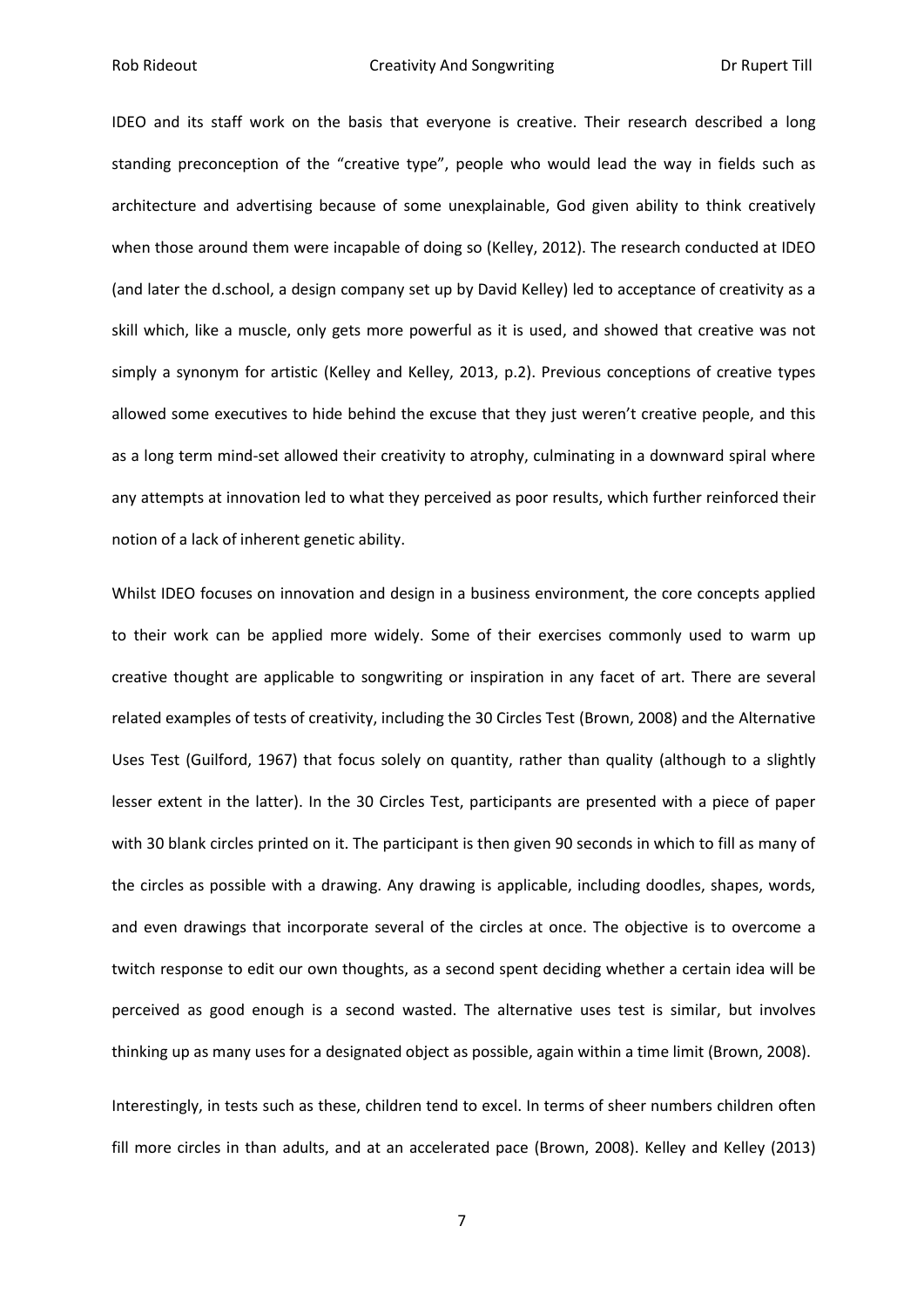IDEO and its staff work on the basis that everyone is creative. Their research described a long standing preconception of the "creative type", people who would lead the way in fields such as architecture and advertising because of some unexplainable, God given ability to think creatively when those around them were incapable of doing so (Kelley, 2012). The research conducted at IDEO (and later the d.school, a design company set up by David Kelley) led to acceptance of creativity as a skill which, like a muscle, only gets more powerful as it is used, and showed that creative was not simply a synonym for artistic (Kelley and Kelley, 2013, p.2). Previous conceptions of creative types allowed some executives to hide behind the excuse that they just weren't creative people, and this as a long term mind-set allowed their creativity to atrophy, culminating in a downward spiral where any attempts at innovation led to what they perceived as poor results, which further reinforced their notion of a lack of inherent genetic ability.

Whilst IDEO focuses on innovation and design in a business environment, the core concepts applied to their work can be applied more widely. Some of their exercises commonly used to warm up creative thought are applicable to songwriting or inspiration in any facet of art. There are several related examples of tests of creativity, including the 30 Circles Test (Brown, 2008) and the Alternative Uses Test (Guilford, 1967) that focus solely on quantity, rather than quality (although to a slightly lesser extent in the latter). In the 30 Circles Test, participants are presented with a piece of paper with 30 blank circles printed on it. The participant is then given 90 seconds in which to fill as many of the circles as possible with a drawing. Any drawing is applicable, including doodles, shapes, words, and even drawings that incorporate several of the circles at once. The objective is to overcome a twitch response to edit our own thoughts, as a second spent deciding whether a certain idea will be perceived as good enough is a second wasted. The alternative uses test is similar, but involves thinking up as many uses for a designated object as possible, again within a time limit (Brown, 2008).

Interestingly, in tests such as these, children tend to excel. In terms of sheer numbers children often fill more circles in than adults, and at an accelerated pace (Brown, 2008). Kelley and Kelley (2013)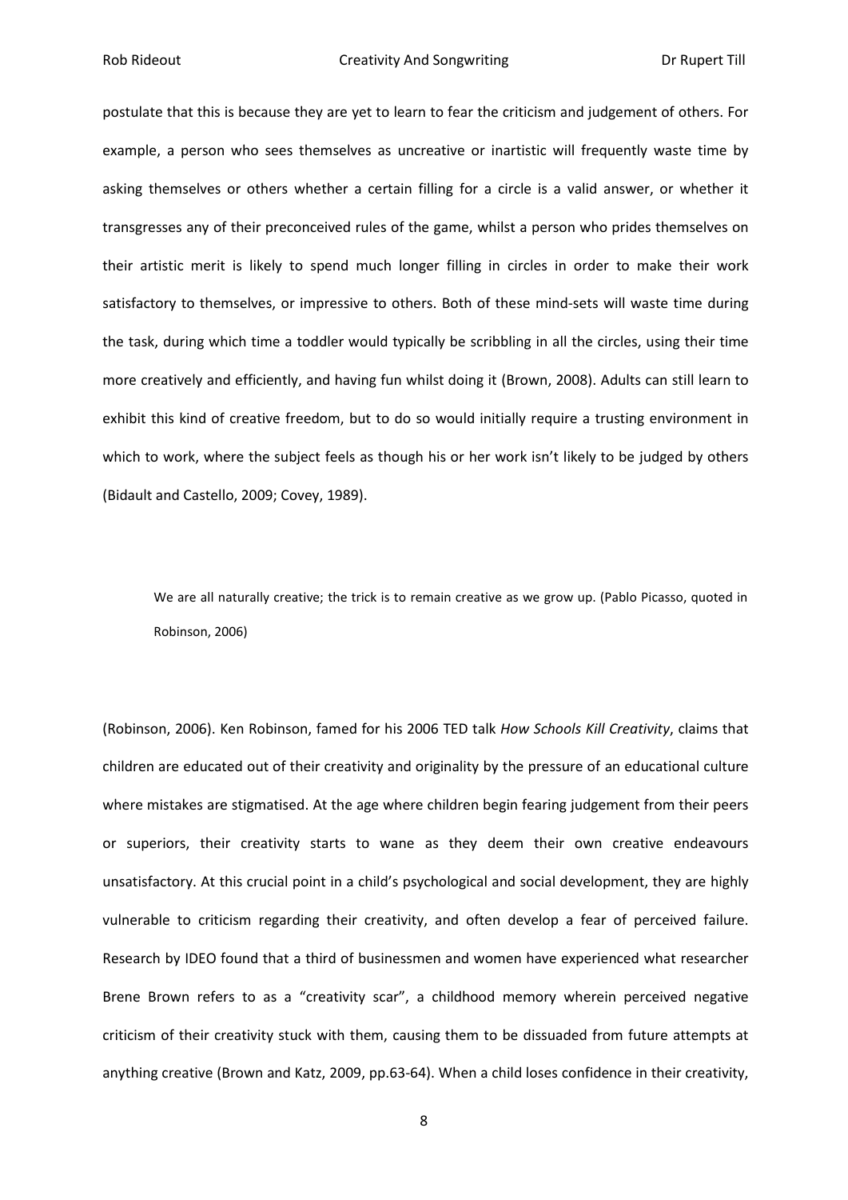postulate that this is because they are yet to learn to fear the criticism and judgement of others. For example, a person who sees themselves as uncreative or inartistic will frequently waste time by asking themselves or others whether a certain filling for a circle is a valid answer, or whether it transgresses any of their preconceived rules of the game, whilst a person who prides themselves on their artistic merit is likely to spend much longer filling in circles in order to make their work satisfactory to themselves, or impressive to others. Both of these mind-sets will waste time during the task, during which time a toddler would typically be scribbling in all the circles, using their time more creatively and efficiently, and having fun whilst doing it (Brown, 2008). Adults can still learn to exhibit this kind of creative freedom, but to do so would initially require a trusting environment in which to work, where the subject feels as though his or her work isn't likely to be judged by others (Bidault and Castello, 2009; Covey, 1989).

> We are all naturally creative; the trick is to remain creative as we grow up. (Pablo Picasso, quoted in Robinson, 2006)

(Robinson, 2006). Ken Robinson, famed for his 2006 TED talk *How Schools Kill Creativity*, claims that children are educated out of their creativity and originality by the pressure of an educational culture where mistakes are stigmatised. At the age where children begin fearing judgement from their peers or superiors, their creativity starts to wane as they deem their own creative endeavours unsatisfactory. At this crucial point in a child's psychological and social development, they are highly vulnerable to criticism regarding their creativity, and often develop a fear of perceived failure. Research by IDEO found that a third of businessmen and women have experienced what researcher Brene Brown refers to as a "creativity scar", a childhood memory wherein perceived negative criticism of their creativity stuck with them, causing them to be dissuaded from future attempts at anything creative (Brown and Katz, 2009, pp.63-64). When a child loses confidence in their creativity,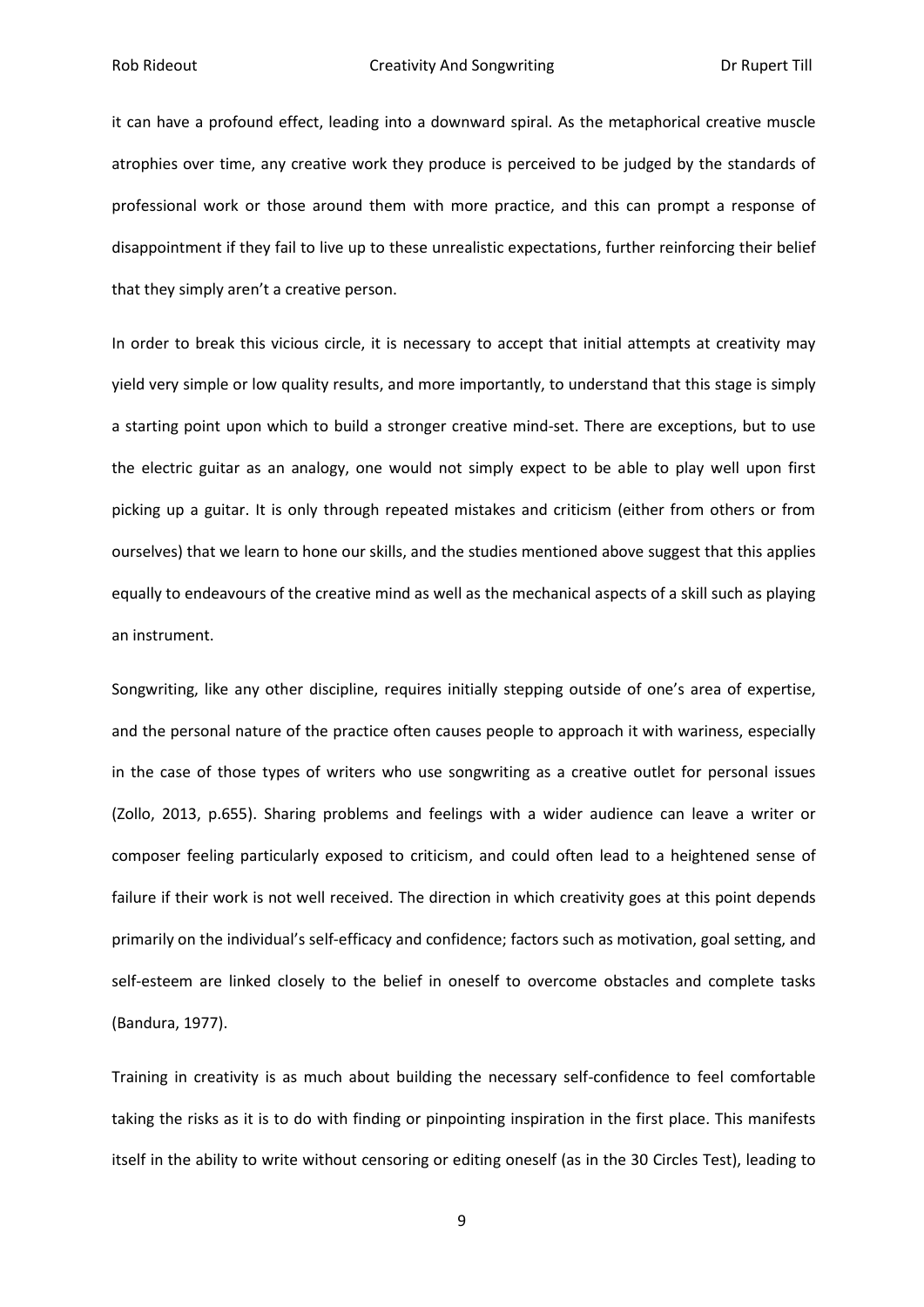it can have a profound effect, leading into a downward spiral. As the metaphorical creative muscle atrophies over time, any creative work they produce is perceived to be judged by the standards of professional work or those around them with more practice, and this can prompt a response of disappointment if they fail to live up to these unrealistic expectations, further reinforcing their belief that they simply aren't a creative person.

In order to break this vicious circle, it is necessary to accept that initial attempts at creativity may yield very simple or low quality results, and more importantly, to understand that this stage is simply a starting point upon which to build a stronger creative mind-set. There are exceptions, but to use the electric guitar as an analogy, one would not simply expect to be able to play well upon first picking up a guitar. It is only through repeated mistakes and criticism (either from others or from ourselves) that we learn to hone our skills, and the studies mentioned above suggest that this applies equally to endeavours of the creative mind as well as the mechanical aspects of a skill such as playing an instrument.

Songwriting, like any other discipline, requires initially stepping outside of one's area of expertise, and the personal nature of the practice often causes people to approach it with wariness, especially in the case of those types of writers who use songwriting as a creative outlet for personal issues (Zollo, 2013, p.655). Sharing problems and feelings with a wider audience can leave a writer or composer feeling particularly exposed to criticism, and could often lead to a heightened sense of failure if their work is not well received. The direction in which creativity goes at this point depends primarily on the individual's self-efficacy and confidence; factors such as motivation, goal setting, and self-esteem are linked closely to the belief in oneself to overcome obstacles and complete tasks (Bandura, 1977).

Training in creativity is as much about building the necessary self-confidence to feel comfortable taking the risks as it is to do with finding or pinpointing inspiration in the first place. This manifests itself in the ability to write without censoring or editing oneself (as in the 30 Circles Test), leading to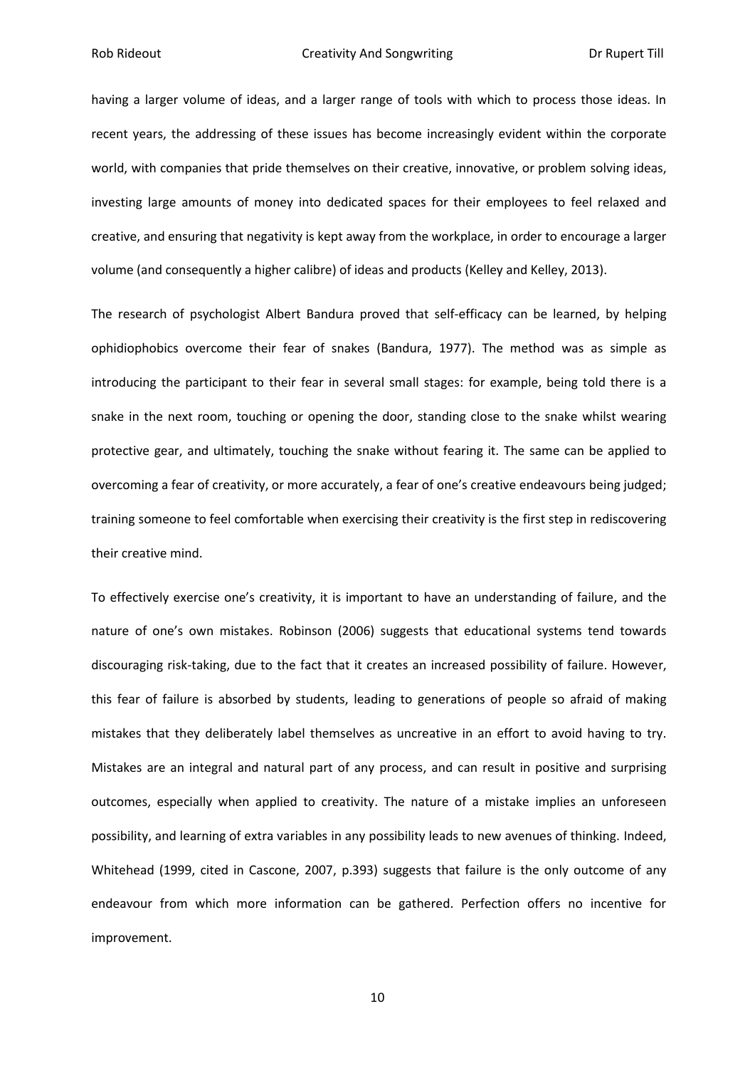having a larger volume of ideas, and a larger range of tools with which to process those ideas. In recent years, the addressing of these issues has become increasingly evident within the corporate world, with companies that pride themselves on their creative, innovative, or problem solving ideas, investing large amounts of money into dedicated spaces for their employees to feel relaxed and creative, and ensuring that negativity is kept away from the workplace, in order to encourage a larger volume (and consequently a higher calibre) of ideas and products (Kelley and Kelley, 2013).

The research of psychologist Albert Bandura proved that self-efficacy can be learned, by helping ophidiophobics overcome their fear of snakes (Bandura, 1977). The method was as simple as introducing the participant to their fear in several small stages: for example, being told there is a snake in the next room, touching or opening the door, standing close to the snake whilst wearing protective gear, and ultimately, touching the snake without fearing it. The same can be applied to overcoming a fear of creativity, or more accurately, a fear of one's creative endeavours being judged; training someone to feel comfortable when exercising their creativity is the first step in rediscovering their creative mind.

To effectively exercise one's creativity, it is important to have an understanding of failure, and the nature of one's own mistakes. Robinson (2006) suggests that educational systems tend towards discouraging risk-taking, due to the fact that it creates an increased possibility of failure. However, this fear of failure is absorbed by students, leading to generations of people so afraid of making mistakes that they deliberately label themselves as uncreative in an effort to avoid having to try. Mistakes are an integral and natural part of any process, and can result in positive and surprising outcomes, especially when applied to creativity. The nature of a mistake implies an unforeseen possibility, and learning of extra variables in any possibility leads to new avenues of thinking. Indeed, Whitehead (1999, cited in Cascone, 2007, p.393) suggests that failure is the only outcome of any endeavour from which more information can be gathered. Perfection offers no incentive for improvement.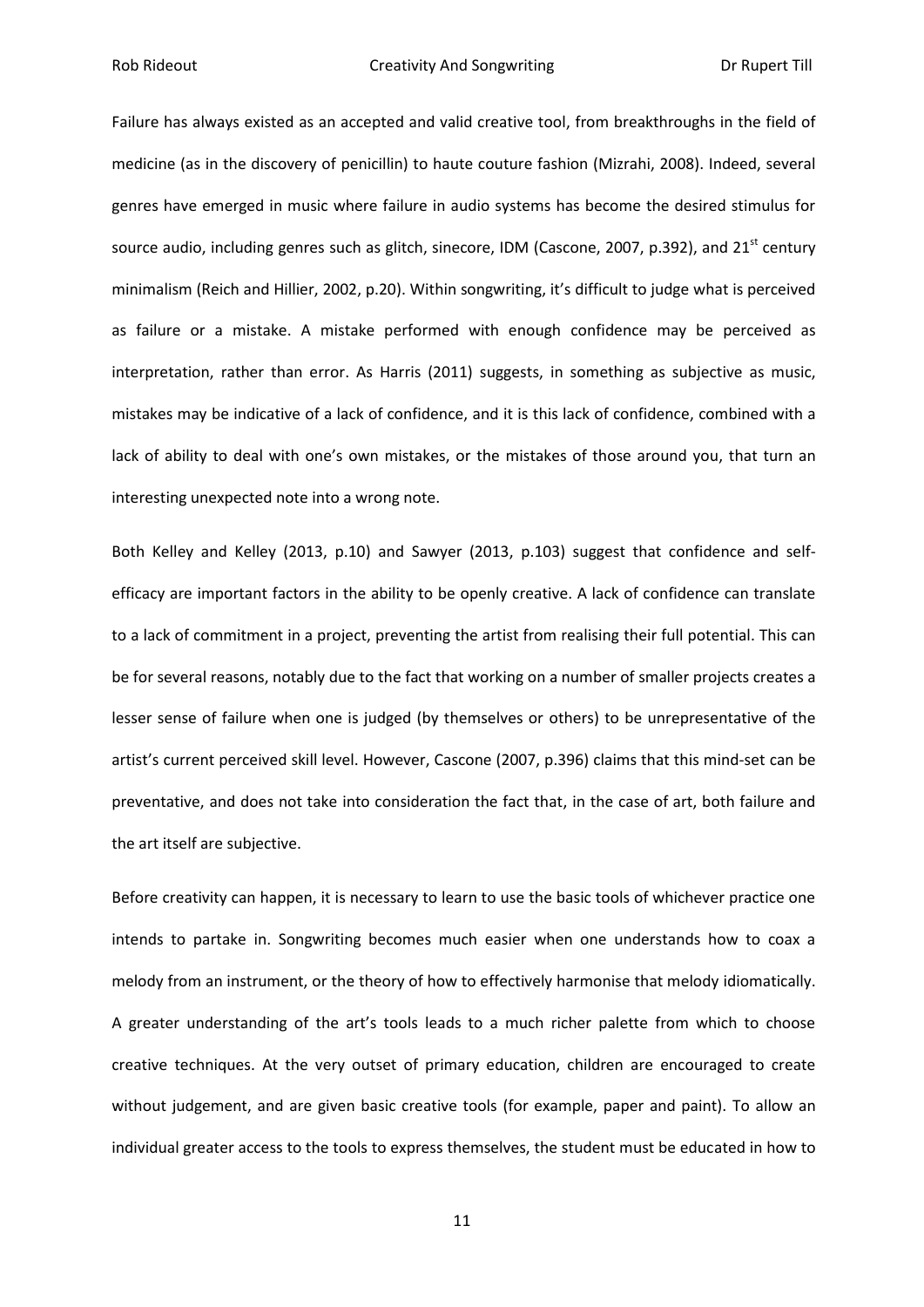Failure has always existed as an accepted and valid creative tool, from breakthroughs in the field of medicine (as in the discovery of penicillin) to haute couture fashion (Mizrahi, 2008). Indeed, several genres have emerged in music where failure in audio systems has become the desired stimulus for source audio, including genres such as glitch, sinecore, IDM (Cascone, 2007, p.392), and 21st century minimalism (Reich and Hillier, 2002, p.20). Within songwriting, it's difficult to judge what is perceived as failure or a mistake. A mistake performed with enough confidence may be perceived as interpretation, rather than error. As Harris (2011) suggests, in something as subjective as music, mistakes may be indicative of a lack of confidence, and it is this lack of confidence, combined with a lack of ability to deal with one's own mistakes, or the mistakes of those around you, that turn an interesting unexpected note into a wrong note.

Both Kelley and Kelley (2013, p.10) and Sawyer (2013, p.103) suggest that confidence and self-efficacy are important factors in the ability to be openly creative. A lack of confidence can translate to a lack of commitment in a project, preventing the artist from realising their full potential. This can be for several reasons, notably due to the fact that working on a number of smaller projects creates a lesser sense of failure when one is judged (by themselves or others) to be unrepresentative of the artist's current perceived skill level. However, Cascone (2007, p.396) claims that this mind-set can be preventative, and does not take into consideration the fact that, in the case of art, both failure and the art itself are subjective.

Before creativity can happen, it is necessary to learn to use the basic tools of whichever practice one intends to partake in. Songwriting becomes much easier when one understands how to coax a melody from an instrument, or the theory of how to effectively harmonise that melody idiomatically. A greater understanding of the art's tools leads to a much richer palette from which to choose creative techniques. At the very outset of primary education, children are encouraged to create without judgement, and are given basic creative tools (for example, paper and paint). To allow an individual greater access to the tools to express themselves, the student must be educated in how to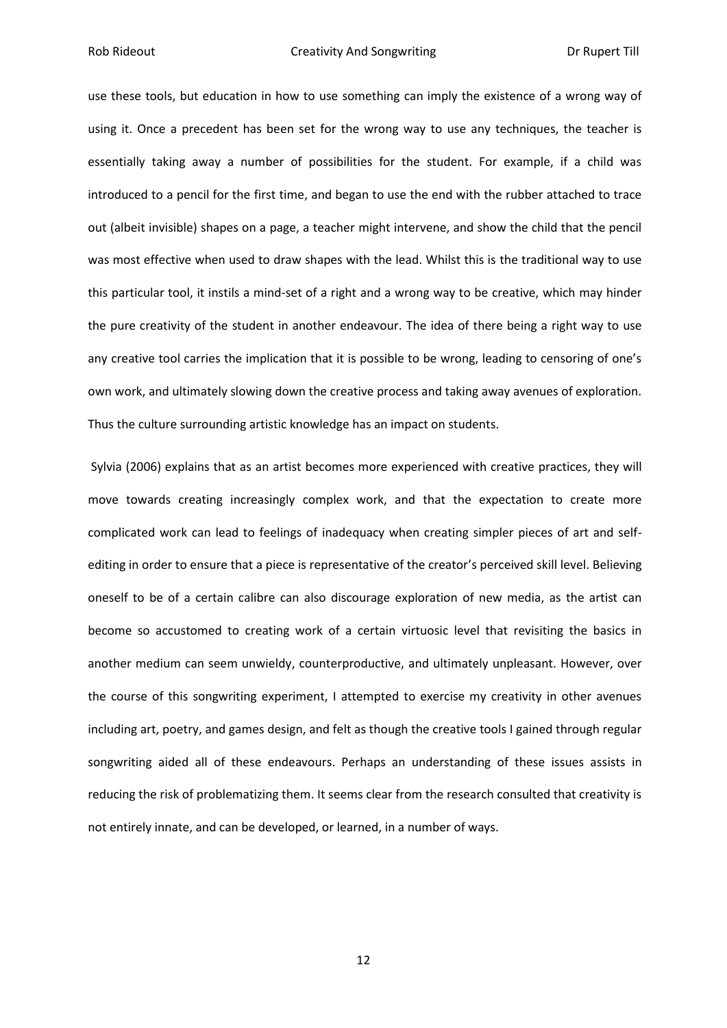use these tools, but education in how to use something can imply the existence of a wrong way of using it. Once a precedent has been set for the wrong way to use any techniques, the teacher is essentially taking away a number of possibilities for the student. For example, if a child was introduced to a pencil for the first time, and began to use the end with the rubber attached to trace out (albeit invisible) shapes on a page, a teacher might intervene, and show the child that the pencil was most effective when used to draw shapes with the lead. Whilst this is the traditional way to use this particular tool, it instils a mind-set of a right and a wrong way to be creative, which may hinder the pure creativity of the student in another endeavour. The idea of there being a right way to use any creative tool carries the implication that it is possible to be wrong, leading to censoring of one's own work, and ultimately slowing down the creative process and taking away avenues of exploration. Thus the culture surrounding artistic knowledge has an impact on students.

Sylvia (2006) explains that as an artist becomes more experienced with creative practices, they will move towards creating increasingly complex work, and that the expectation to create more complicated work can lead to feelings of inadequacy when creating simpler pieces of art and self-editing in order to ensure that a piece is representative of the creator's perceived skill level. Believing oneself to be of a certain calibre can also discourage exploration of new media, as the artist can become so accustomed to creating work of a certain virtuosic level that revisiting the basics in another medium can seem unwieldy, counterproductive, and ultimately unpleasant. However, over the course of this songwriting experiment, I attempted to exercise my creativity in other avenues including art, poetry, and games design, and felt as though the creative tools I gained through regular songwriting aided all of these endeavours. Perhaps an understanding of these issues assists in reducing the risk of problematizing them. It seems clear from the research consulted that creativity is not entirely innate, and can be developed, or learned, in a number of ways.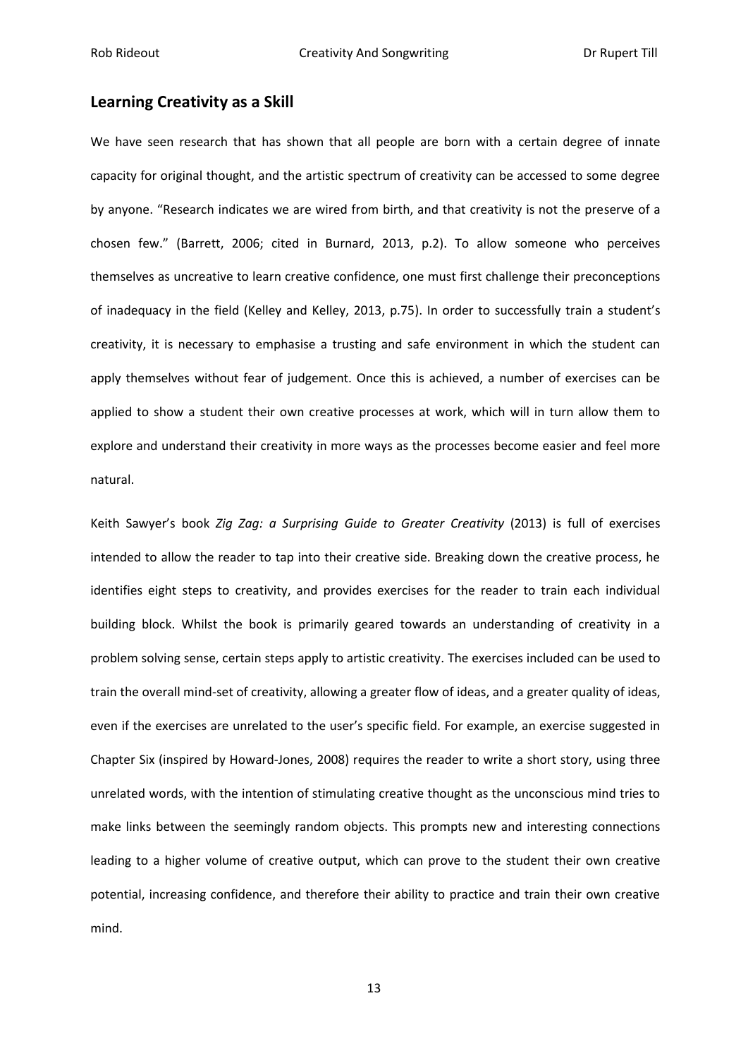## Learning Creativity as a Skill

We have seen research that has shown that all people are born with a certain degree of innate capacity for original thought, and the artistic spectrum of creativity can be accessed to some degree by anyone. "Research indicates we are wired from birth, and that creativity is not the preserve of a chosen few." (Barrett, 2006; cited in Burnard, 2013, p.2). To allow someone who perceives themselves as uncreative to learn creative confidence, one must first challenge their preconceptions of inadequacy in the field (Kelley and Kelley, 2013, p.75). In order to successfully train a student's creativity, it is necessary to emphasise a trusting and safe environment in which the student can apply themselves without fear of judgement. Once this is achieved, a number of exercises can be applied to show a student their own creative processes at work, which will in turn allow them to explore and understand their creativity in more ways as the processes become easier and feel more natural.

Keith Sawyer's book *Zig Zag: a Surprising Guide to Greater Creativity* (2013) is full of exercises intended to allow the reader to tap into their creative side. Breaking down the creative process, he identifies eight steps to creativity, and provides exercises for the reader to train each individual building block. Whilst the book is primarily geared towards an understanding of creativity in a problem solving sense, certain steps apply to artistic creativity. The exercises included can be used to train the overall mind-set of creativity, allowing a greater flow of ideas, and a greater quality of ideas, even if the exercises are unrelated to the user's specific field. For example, an exercise suggested in Chapter Six (inspired by Howard-Jones, 2008) requires the reader to write a short story, using three unrelated words, with the intention of stimulating creative thought as the unconscious mind tries to make links between the seemingly random objects. This prompts new and interesting connections leading to a higher volume of creative output, which can prove to the student their own creative potential, increasing confidence, and therefore their ability to practice and train their own creative mind.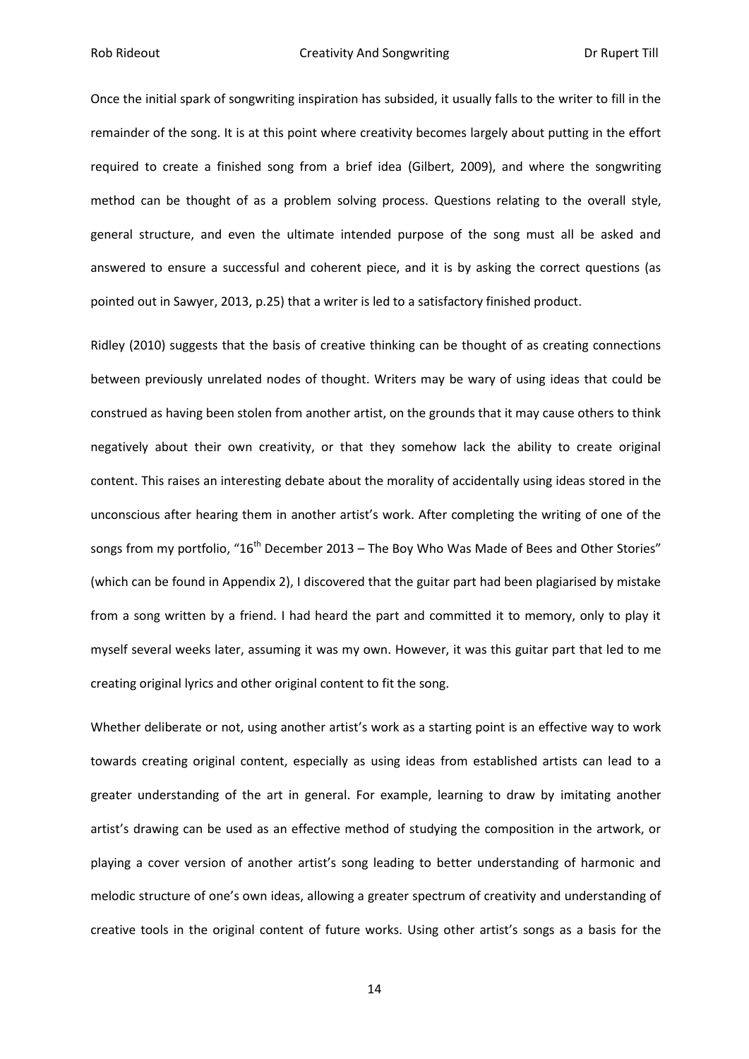Once the initial spark of songwriting inspiration has subsided, it usually falls to the writer to fill in the remainder of the song. It is at this point where creativity becomes largely about putting in the effort required to create a finished song from a brief idea (Gilbert, 2009), and where the songwriting method can be thought of as a problem solving process. Questions relating to the overall style, general structure, and even the ultimate intended purpose of the song must all be asked and answered to ensure a successful and coherent piece, and it is by asking the correct questions (as pointed out in Sawyer, 2013, p.25) that a writer is led to a satisfactory finished product.

Ridley (2010) suggests that the basis of creative thinking can be thought of as creating connections between previously unrelated nodes of thought. Writers may be wary of using ideas that could be construed as having been stolen from another artist, on the grounds that it may cause others to think negatively about their own creativity, or that they somehow lack the ability to create original content. This raises an interesting debate about the morality of accidentally using ideas stored in the unconscious after hearing them in another artist's work. After completing the writing of one of the songs from my portfolio, "16th December 2013 – The Boy Who Was Made of Bees and Other Stories" (which can be found in Appendix 2), I discovered that the guitar part had been plagiarised by mistake from a song written by a friend. I had heard the part and committed it to memory, only to play it myself several weeks later, assuming it was my own. However, it was this guitar part that led to me creating original lyrics and other original content to fit the song.

Whether deliberate or not, using another artist's work as a starting point is an effective way to work towards creating original content, especially as using ideas from established artists can lead to a greater understanding of the art in general. For example, learning to draw by imitating another artist's drawing can be used as an effective method of studying the composition in the artwork, or playing a cover version of another artist's song leading to better understanding of harmonic and melodic structure of one's own ideas, allowing a greater spectrum of creativity and understanding of creative tools in the original content of future works. Using other artist's songs as a basis for the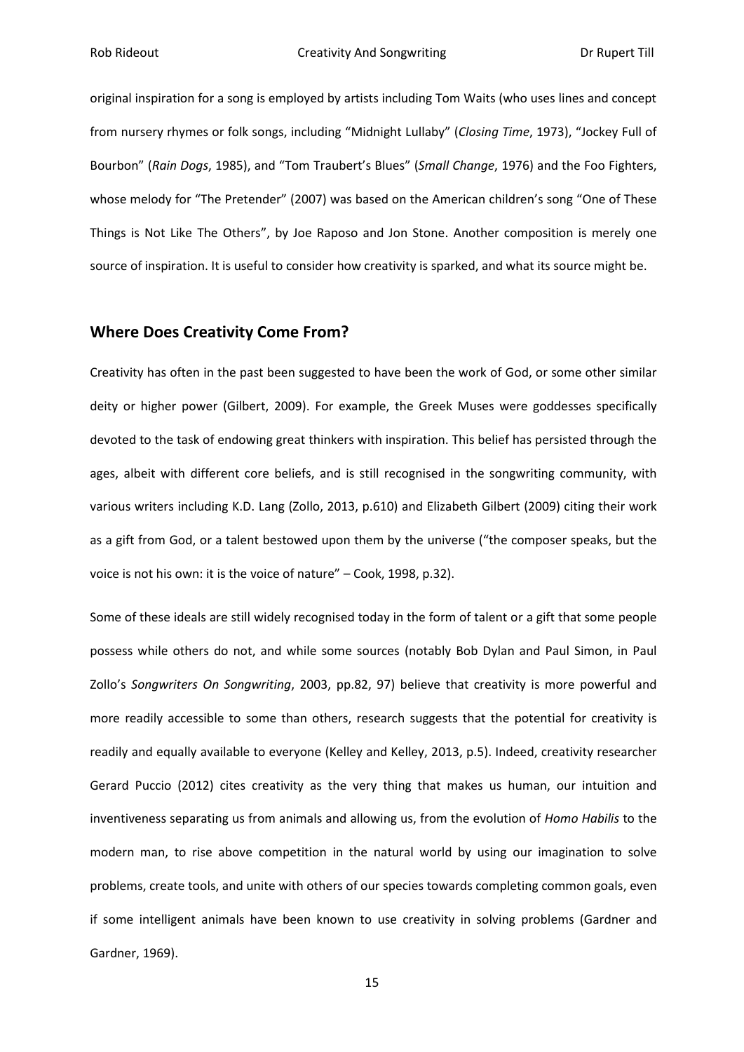original inspiration for a song is employed by artists including Tom Waits (who uses lines and concept from nursery rhymes or folk songs, including "Midnight Lullaby" (*Closing Time*, 1973), "Jockey Full of Bourbon" (*Rain Dogs*, 1985), and "Tom Traubert's Blues" (*Small Change*, 1976) and the Foo Fighters, whose melody for "The Pretender" (2007) was based on the American children's song "One of These Things is Not Like The Others", by Joe Raposo and Jon Stone. Another composition is merely one source of inspiration. It is useful to consider how creativity is sparked, and what its source might be.

## Where Does Creativity Come From?

Creativity has often in the past been suggested to have been the work of God, or some other similar deity or higher power (Gilbert, 2009). For example, the Greek Muses were goddesses specifically devoted to the task of endowing great thinkers with inspiration. This belief has persisted through the ages, albeit with different core beliefs, and is still recognised in the songwriting community, with various writers including K.D. Lang (Zollo, 2013, p.610) and Elizabeth Gilbert (2009) citing their work as a gift from God, or a talent bestowed upon them by the universe ("the composer speaks, but the voice is not his own: it is the voice of nature" – Cook, 1998, p.32).

Some of these ideals are still widely recognised today in the form of talent or a gift that some people possess while others do not, and while some sources (notably Bob Dylan and Paul Simon, in Paul Zollo's *Songwriters On Songwriting*, 2003, pp.82, 97) believe that creativity is more powerful and more readily accessible to some than others, research suggests that the potential for creativity is readily and equally available to everyone (Kelley and Kelley, 2013, p.5). Indeed, creativity researcher Gerard Puccio (2012) cites creativity as the very thing that makes us human, our intuition and inventiveness separating us from animals and allowing us, from the evolution of *Homo Habilis* to the modern man, to rise above competition in the natural world by using our imagination to solve problems, create tools, and unite with others of our species towards completing common goals, even if some intelligent animals have been known to use creativity in solving problems (Gardner and Gardner, 1969).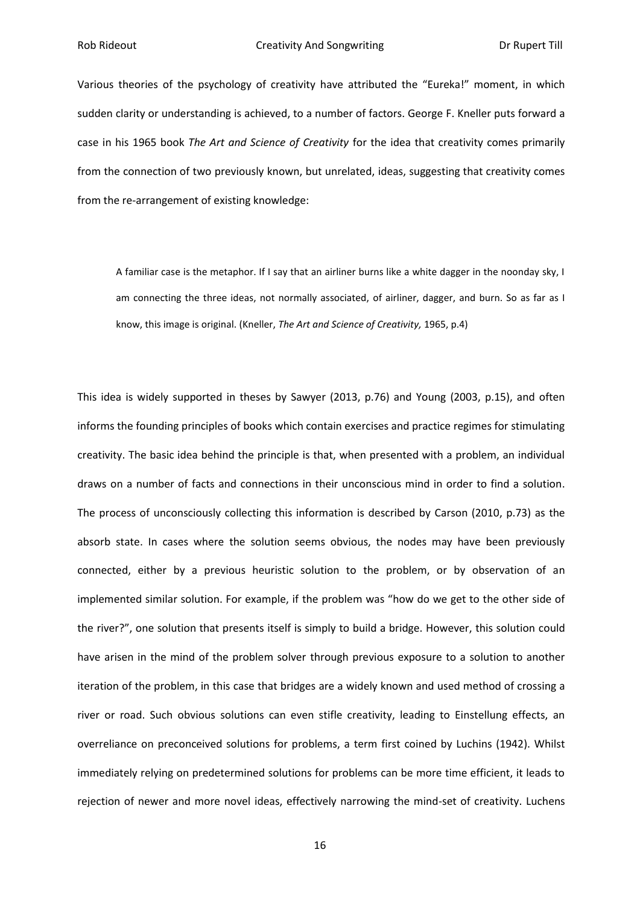Various theories of the psychology of creativity have attributed the "Eureka!" moment, in which sudden clarity or understanding is achieved, to a number of factors. George F. Kneller puts forward a case in his 1965 book *The Art and Science of Creativity* for the idea that creativity comes primarily from the connection of two previously known, but unrelated, ideas, suggesting that creativity comes from the re-arrangement of existing knowledge:

> A familiar case is the metaphor. If I say that an airliner burns like a white dagger in the noonday sky, I am connecting the three ideas, not normally associated, of airliner, dagger, and burn. So as far as I know, this image is original. (Kneller, *The Art and Science of Creativity,* 1965, p.4)

This idea is widely supported in theses by Sawyer (2013, p.76) and Young (2003, p.15), and often informs the founding principles of books which contain exercises and practice regimes for stimulating creativity. The basic idea behind the principle is that, when presented with a problem, an individual draws on a number of facts and connections in their unconscious mind in order to find a solution. The process of unconsciously collecting this information is described by Carson (2010, p.73) as the absorb state. In cases where the solution seems obvious, the nodes may have been previously connected, either by a previous heuristic solution to the problem, or by observation of an implemented similar solution. For example, if the problem was "how do we get to the other side of the river?", one solution that presents itself is simply to build a bridge. However, this solution could have arisen in the mind of the problem solver through previous exposure to a solution to another iteration of the problem, in this case that bridges are a widely known and used method of crossing a river or road. Such obvious solutions can even stifle creativity, leading to Einstellung effects, an overreliance on preconceived solutions for problems, a term first coined by Luchins (1942). Whilst immediately relying on predetermined solutions for problems can be more time efficient, it leads to rejection of newer and more novel ideas, effectively narrowing the mind-set of creativity. Luchens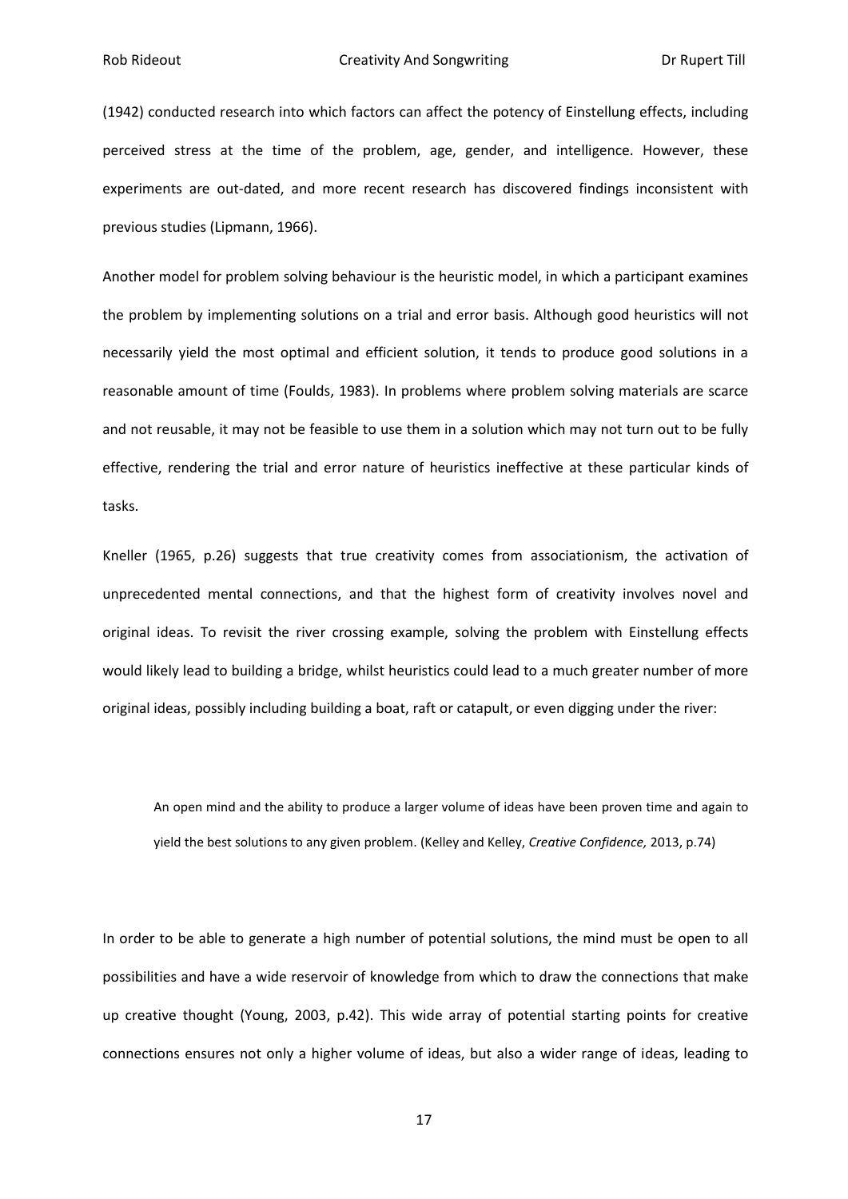(1942) conducted research into which factors can affect the potency of Einstellung effects, including perceived stress at the time of the problem, age, gender, and intelligence. However, these experiments are out-dated, and more recent research has discovered findings inconsistent with previous studies (Lipmann, 1966).

Another model for problem solving behaviour is the heuristic model, in which a participant examines the problem by implementing solutions on a trial and error basis. Although good heuristics will not necessarily yield the most optimal and efficient solution, it tends to produce good solutions in a reasonable amount of time (Foulds, 1983). In problems where problem solving materials are scarce and not reusable, it may not be feasible to use them in a solution which may not turn out to be fully effective, rendering the trial and error nature of heuristics ineffective at these particular kinds of tasks.

Kneller (1965, p.26) suggests that true creativity comes from associationism, the activation of unprecedented mental connections, and that the highest form of creativity involves novel and original ideas. To revisit the river crossing example, solving the problem with Einstellung effects would likely lead to building a bridge, whilst heuristics could lead to a much greater number of more original ideas, possibly including building a boat, raft or catapult, or even digging under the river:

> An open mind and the ability to produce a larger volume of ideas have been proven time and again to yield the best solutions to any given problem. (Kelley and Kelley, *Creative Confidence,* 2013, p.74)

In order to be able to generate a high number of potential solutions, the mind must be open to all possibilities and have a wide reservoir of knowledge from which to draw the connections that make up creative thought (Young, 2003, p.42). This wide array of potential starting points for creative connections ensures not only a higher volume of ideas, but also a wider range of ideas, leading to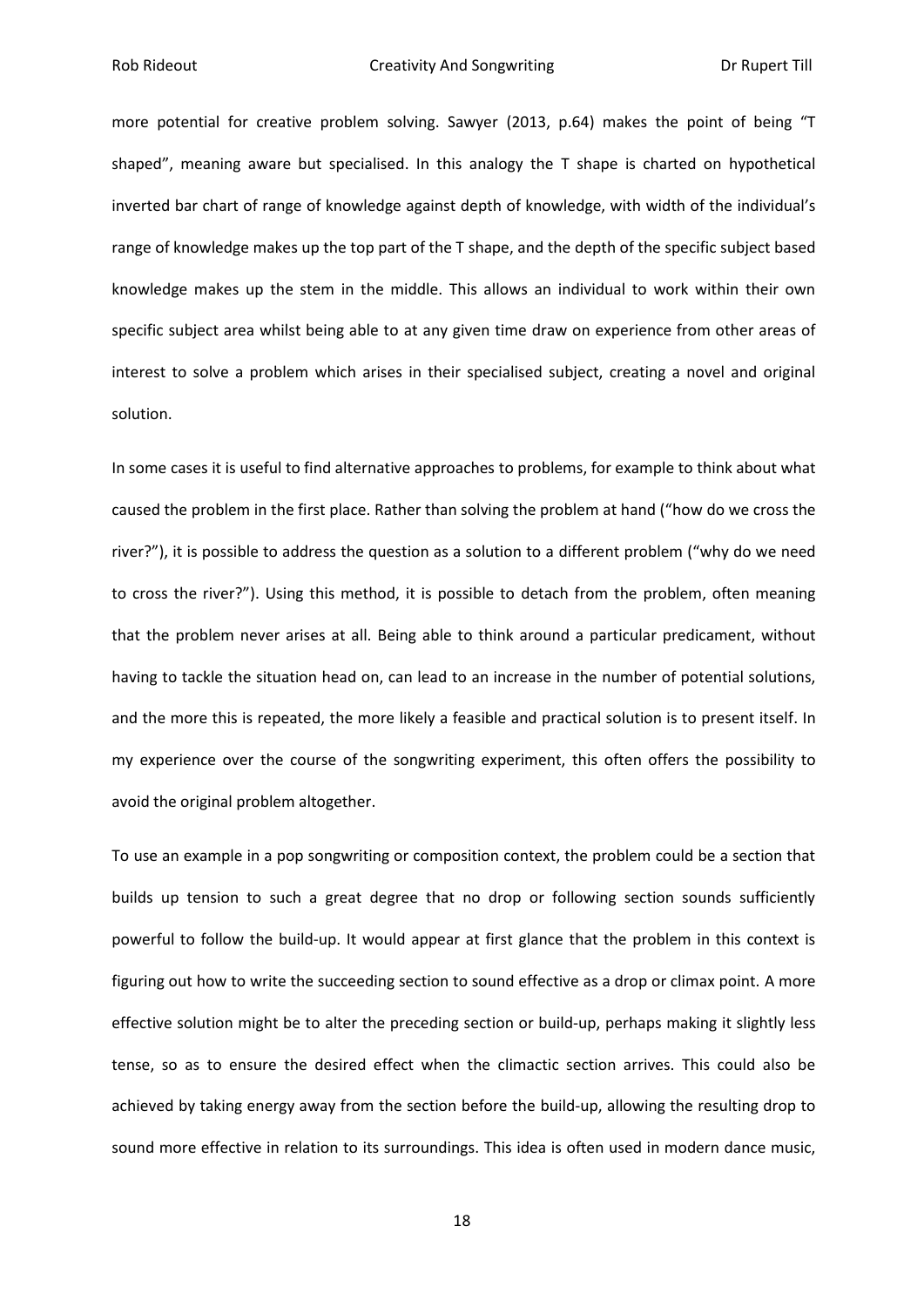more potential for creative problem solving. Sawyer (2013, p.64) makes the point of being "T shaped", meaning aware but specialised. In this analogy the T shape is charted on hypothetical inverted bar chart of range of knowledge against depth of knowledge, with width of the individual's range of knowledge makes up the top part of the T shape, and the depth of the specific subject based knowledge makes up the stem in the middle. This allows an individual to work within their own specific subject area whilst being able to at any given time draw on experience from other areas of interest to solve a problem which arises in their specialised subject, creating a novel and original solution.

In some cases it is useful to find alternative approaches to problems, for example to think about what caused the problem in the first place. Rather than solving the problem at hand ("how do we cross the river?"), it is possible to address the question as a solution to a different problem ("why do we need to cross the river?"). Using this method, it is possible to detach from the problem, often meaning that the problem never arises at all. Being able to think around a particular predicament, without having to tackle the situation head on, can lead to an increase in the number of potential solutions, and the more this is repeated, the more likely a feasible and practical solution is to present itself. In my experience over the course of the songwriting experiment, this often offers the possibility to avoid the original problem altogether.

To use an example in a pop songwriting or composition context, the problem could be a section that builds up tension to such a great degree that no drop or following section sounds sufficiently powerful to follow the build-up. It would appear at first glance that the problem in this context is figuring out how to write the succeeding section to sound effective as a drop or climax point. A more effective solution might be to alter the preceding section or build-up, perhaps making it slightly less tense, so as to ensure the desired effect when the climactic section arrives. This could also be achieved by taking energy away from the section before the build-up, allowing the resulting drop to sound more effective in relation to its surroundings. This idea is often used in modern dance music,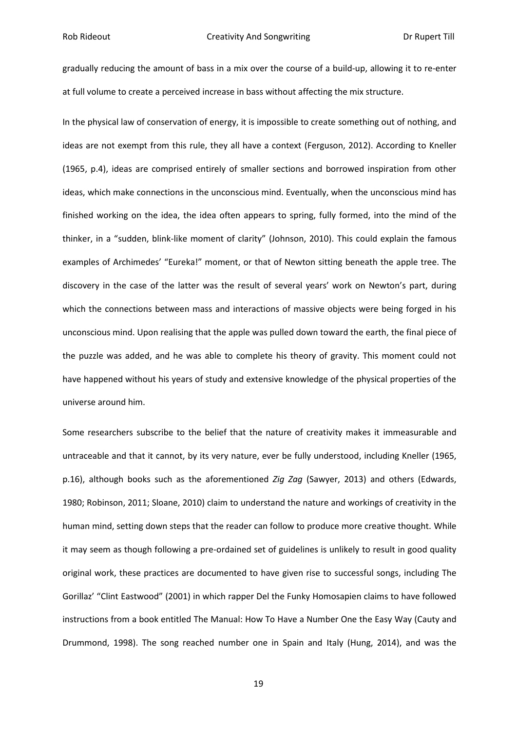gradually reducing the amount of bass in a mix over the course of a build-up, allowing it to re-enter at full volume to create a perceived increase in bass without affecting the mix structure.

In the physical law of conservation of energy, it is impossible to create something out of nothing, and ideas are not exempt from this rule, they all have a context (Ferguson, 2012). According to Kneller (1965, p.4), ideas are comprised entirely of smaller sections and borrowed inspiration from other ideas, which make connections in the unconscious mind. Eventually, when the unconscious mind has finished working on the idea, the idea often appears to spring, fully formed, into the mind of the thinker, in a "sudden, blink-like moment of clarity" (Johnson, 2010). This could explain the famous examples of Archimedes' "Eureka!" moment, or that of Newton sitting beneath the apple tree. The discovery in the case of the latter was the result of several years' work on Newton's part, during which the connections between mass and interactions of massive objects were being forged in his unconscious mind. Upon realising that the apple was pulled down toward the earth, the final piece of the puzzle was added, and he was able to complete his theory of gravity. This moment could not have happened without his years of study and extensive knowledge of the physical properties of the universe around him.

Some researchers subscribe to the belief that the nature of creativity makes it immeasurable and untraceable and that it cannot, by its very nature, ever be fully understood, including Kneller (1965, p.16), although books such as the aforementioned *Zig Zag* (Sawyer, 2013) and others (Edwards, 1980; Robinson, 2011; Sloane, 2010) claim to understand the nature and workings of creativity in the human mind, setting down steps that the reader can follow to produce more creative thought. While it may seem as though following a pre-ordained set of guidelines is unlikely to result in good quality original work, these practices are documented to have given rise to successful songs, including The Gorillaz' "Clint Eastwood" (2001) in which rapper Del the Funky Homosapien claims to have followed instructions from a book entitled The Manual: How To Have a Number One the Easy Way (Cauty and Drummond, 1998). The song reached number one in Spain and Italy (Hung, 2014), and was the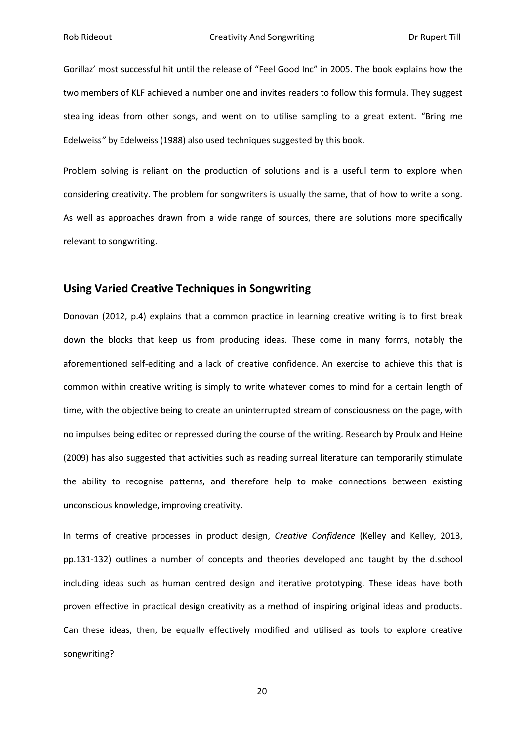Gorillaz' most successful hit until the release of "Feel Good Inc" in 2005. The book explains how the two members of KLF achieved a number one and invites readers to follow this formula. They suggest stealing ideas from other songs, and went on to utilise sampling to a great extent. "Bring me Edelweiss" by Edelweiss (1988) also used techniques suggested by this book.

Problem solving is reliant on the production of solutions and is a useful term to explore when considering creativity. The problem for songwriters is usually the same, that of how to write a song. As well as approaches drawn from a wide range of sources, there are solutions more specifically relevant to songwriting.

## Using Varied Creative Techniques in Songwriting

Donovan (2012, p.4) explains that a common practice in learning creative writing is to first break down the blocks that keep us from producing ideas. These come in many forms, notably the aforementioned self-editing and a lack of creative confidence. An exercise to achieve this that is common within creative writing is simply to write whatever comes to mind for a certain length of time, with the objective being to create an uninterrupted stream of consciousness on the page, with no impulses being edited or repressed during the course of the writing. Research by Proulx and Heine (2009) has also suggested that activities such as reading surreal literature can temporarily stimulate the ability to recognise patterns, and therefore help to make connections between existing unconscious knowledge, improving creativity.

In terms of creative processes in product design, *Creative Confidence* (Kelley and Kelley, 2013, pp.131-132) outlines a number of concepts and theories developed and taught by the d.school including ideas such as human centred design and iterative prototyping. These ideas have both proven effective in practical design creativity as a method of inspiring original ideas and products. Can these ideas, then, be equally effectively modified and utilised as tools to explore creative songwriting?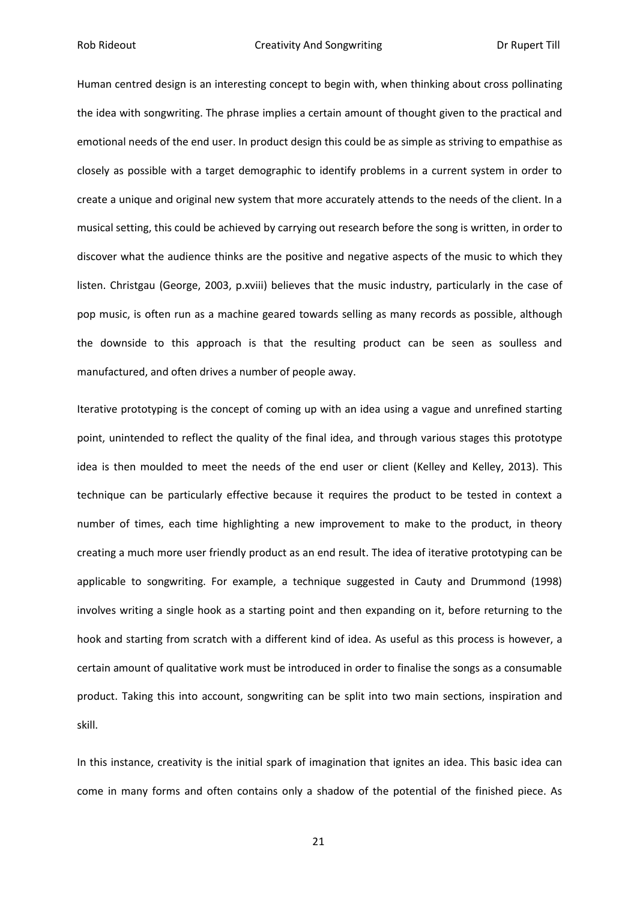Human centred design is an interesting concept to begin with, when thinking about cross pollinating the idea with songwriting. The phrase implies a certain amount of thought given to the practical and emotional needs of the end user. In product design this could be as simple as striving to empathise as closely as possible with a target demographic to identify problems in a current system in order to create a unique and original new system that more accurately attends to the needs of the client. In a musical setting, this could be achieved by carrying out research before the song is written, in order to discover what the audience thinks are the positive and negative aspects of the music to which they listen. Christgau (George, 2003, p.xviii) believes that the music industry, particularly in the case of pop music, is often run as a machine geared towards selling as many records as possible, although the downside to this approach is that the resulting product can be seen as soulless and manufactured, and often drives a number of people away.

Iterative prototyping is the concept of coming up with an idea using a vague and unrefined starting point, unintended to reflect the quality of the final idea, and through various stages this prototype idea is then moulded to meet the needs of the end user or client (Kelley and Kelley, 2013). This technique can be particularly effective because it requires the product to be tested in context a number of times, each time highlighting a new improvement to make to the product, in theory creating a much more user friendly product as an end result. The idea of iterative prototyping can be applicable to songwriting. For example, a technique suggested in Cauty and Drummond (1998) involves writing a single hook as a starting point and then expanding on it, before returning to the hook and starting from scratch with a different kind of idea. As useful as this process is however, a certain amount of qualitative work must be introduced in order to finalise the songs as a consumable product. Taking this into account, songwriting can be split into two main sections, inspiration and skill.

In this instance, creativity is the initial spark of imagination that ignites an idea. This basic idea can come in many forms and often contains only a shadow of the potential of the finished piece. As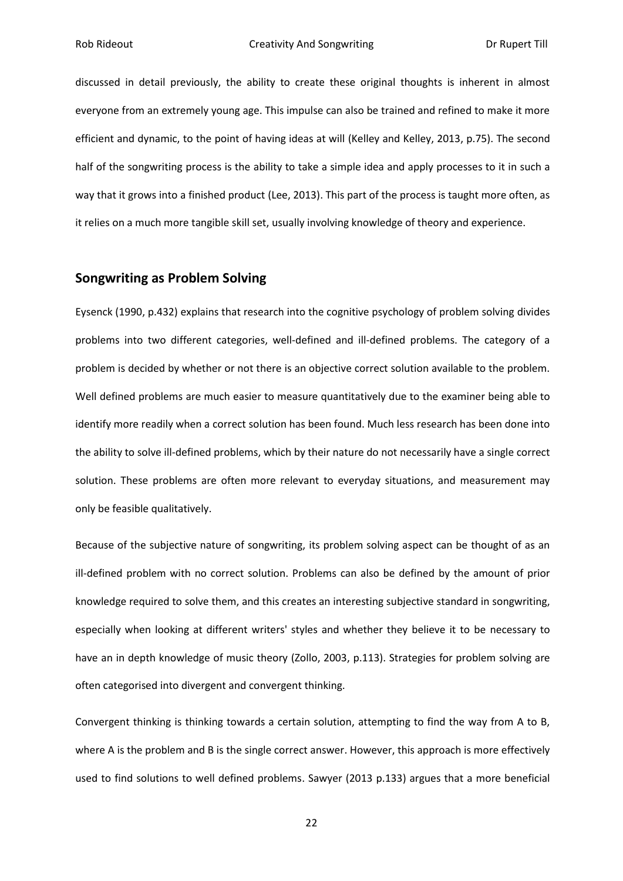discussed in detail previously, the ability to create these original thoughts is inherent in almost everyone from an extremely young age. This impulse can also be trained and refined to make it more efficient and dynamic, to the point of having ideas at will (Kelley and Kelley, 2013, p.75). The second half of the songwriting process is the ability to take a simple idea and apply processes to it in such a way that it grows into a finished product (Lee, 2013). This part of the process is taught more often, as it relies on a much more tangible skill set, usually involving knowledge of theory and experience.

## Songwriting as Problem Solving

Eysenck (1990, p.432) explains that research into the cognitive psychology of problem solving divides problems into two different categories, well-defined and ill-defined problems. The category of a problem is decided by whether or not there is an objective correct solution available to the problem. Well defined problems are much easier to measure quantitatively due to the examiner being able to identify more readily when a correct solution has been found. Much less research has been done into the ability to solve ill-defined problems, which by their nature do not necessarily have a single correct solution. These problems are often more relevant to everyday situations, and measurement may only be feasible qualitatively.

Because of the subjective nature of songwriting, its problem solving aspect can be thought of as an ill-defined problem with no correct solution. Problems can also be defined by the amount of prior knowledge required to solve them, and this creates an interesting subjective standard in songwriting, especially when looking at different writers' styles and whether they believe it to be necessary to have an in depth knowledge of music theory (Zollo, 2003, p.113). Strategies for problem solving are often categorised into divergent and convergent thinking.

Convergent thinking is thinking towards a certain solution, attempting to find the way from A to B, where A is the problem and B is the single correct answer. However, this approach is more effectively used to find solutions to well defined problems. Sawyer (2013 p.133) argues that a more beneficial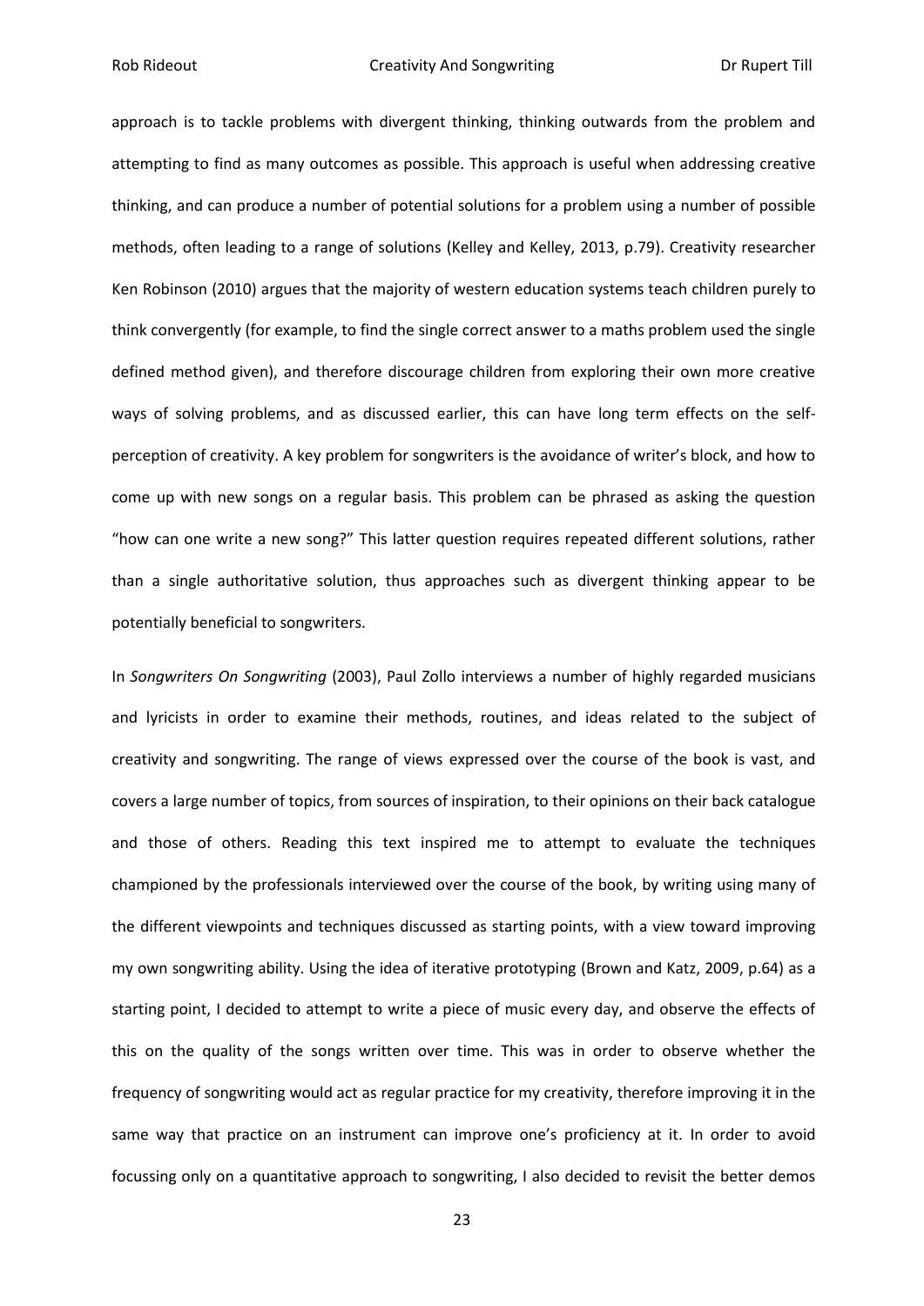approach is to tackle problems with divergent thinking, thinking outwards from the problem and attempting to find as many outcomes as possible. This approach is useful when addressing creative thinking, and can produce a number of potential solutions for a problem using a number of possible methods, often leading to a range of solutions (Kelley and Kelley, 2013, p.79). Creativity researcher Ken Robinson (2010) argues that the majority of western education systems teach children purely to think convergently (for example, to find the single correct answer to a maths problem used the single defined method given), and therefore discourage children from exploring their own more creative ways of solving problems, and as discussed earlier, this can have long term effects on the self-perception of creativity. A key problem for songwriters is the avoidance of writer's block, and how to come up with new songs on a regular basis. This problem can be phrased as asking the question "how can one write a new song?" This latter question requires repeated different solutions, rather than a single authoritative solution, thus approaches such as divergent thinking appear to be potentially beneficial to songwriters.

In *Songwriters On Songwriting* (2003), Paul Zollo interviews a number of highly regarded musicians and lyricists in order to examine their methods, routines, and ideas related to the subject of creativity and songwriting. The range of views expressed over the course of the book is vast, and covers a large number of topics, from sources of inspiration, to their opinions on their back catalogue and those of others. Reading this text inspired me to attempt to evaluate the techniques championed by the professionals interviewed over the course of the book, by writing using many of the different viewpoints and techniques discussed as starting points, with a view toward improving my own songwriting ability. Using the idea of iterative prototyping (Brown and Katz, 2009, p.64) as a starting point, I decided to attempt to write a piece of music every day, and observe the effects of this on the quality of the songs written over time. This was in order to observe whether the frequency of songwriting would act as regular practice for my creativity, therefore improving it in the same way that practice on an instrument can improve one's proficiency at it. In order to avoid focussing only on a quantitative approach to songwriting, I also decided to revisit the better demos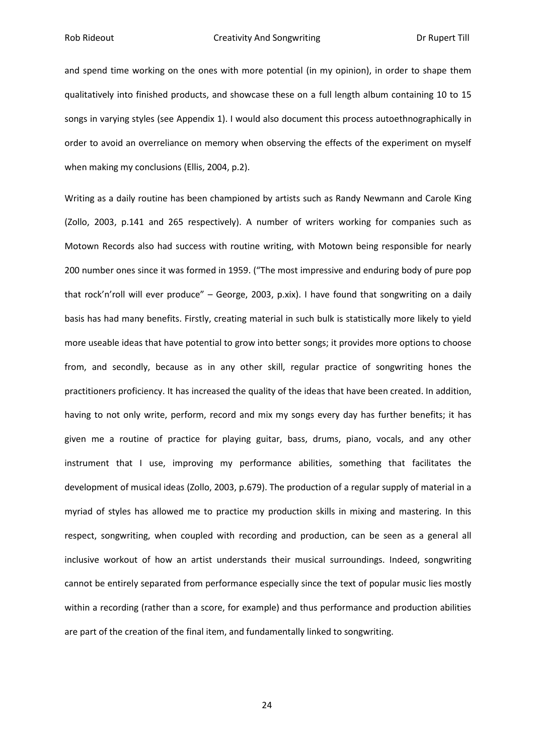and spend time working on the ones with more potential (in my opinion), in order to shape them qualitatively into finished products, and showcase these on a full length album containing 10 to 15 songs in varying styles (see Appendix 1). I would also document this process autoethnographically in order to avoid an overreliance on memory when observing the effects of the experiment on myself when making my conclusions (Ellis, 2004, p.2).

Writing as a daily routine has been championed by artists such as Randy Newmann and Carole King (Zollo, 2003, p.141 and 265 respectively). A number of writers working for companies such as Motown Records also had success with routine writing, with Motown being responsible for nearly 200 number ones since it was formed in 1959. ("The most impressive and enduring body of pure pop that rock'n'roll will ever produce" – George, 2003, p.xix). I have found that songwriting on a daily basis has had many benefits. Firstly, creating material in such bulk is statistically more likely to yield more useable ideas that have potential to grow into better songs; it provides more options to choose from, and secondly, because as in any other skill, regular practice of songwriting hones the practitioners proficiency. It has increased the quality of the ideas that have been created. In addition, having to not only write, perform, record and mix my songs every day has further benefits; it has given me a routine of practice for playing guitar, bass, drums, piano, vocals, and any other instrument that I use, improving my performance abilities, something that facilitates the development of musical ideas (Zollo, 2003, p.679). The production of a regular supply of material in a myriad of styles has allowed me to practice my production skills in mixing and mastering. In this respect, songwriting, when coupled with recording and production, can be seen as a general all inclusive workout of how an artist understands their musical surroundings. Indeed, songwriting cannot be entirely separated from performance especially since the text of popular music lies mostly within a recording (rather than a score, for example) and thus performance and production abilities are part of the creation of the final item, and fundamentally linked to songwriting.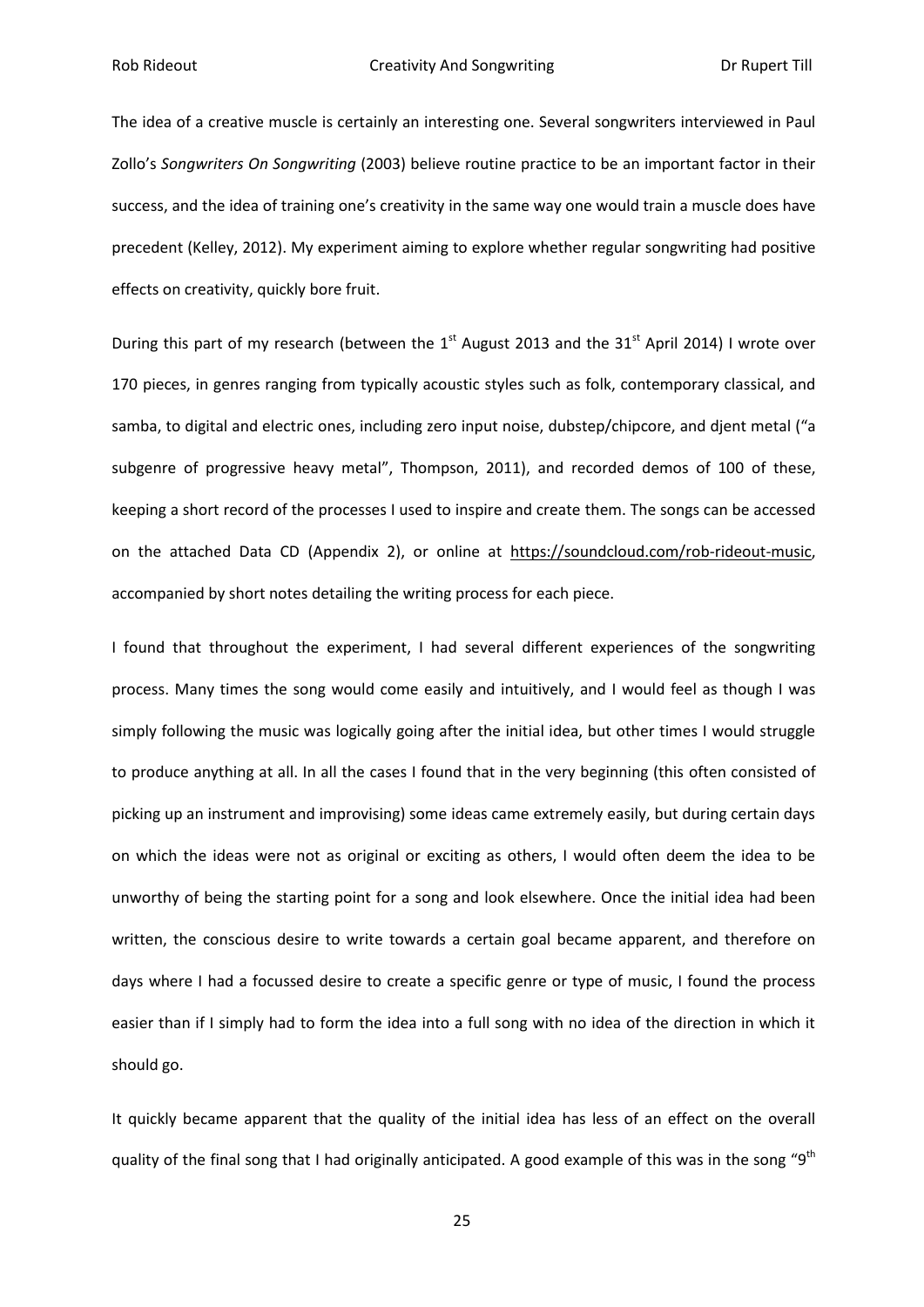The idea of a creative muscle is certainly an interesting one. Several songwriters interviewed in Paul Zollo's *Songwriters On Songwriting* (2003) believe routine practice to be an important factor in their success, and the idea of training one's creativity in the same way one would train a muscle does have precedent (Kelley, 2012). My experiment aiming to explore whether regular songwriting had positive effects on creativity, quickly bore fruit.

During this part of my research (between the 1st August 2013 and the 31st April 2014) I wrote over 170 pieces, in genres ranging from typically acoustic styles such as folk, contemporary classical, and samba, to digital and electric ones, including zero input noise, dubstep/chipcore, and djent metal ("a subgenre of progressive heavy metal", Thompson, 2011), and recorded demos of 100 of these, keeping a short record of the processes I used to inspire and create them. The songs can be accessed on the attached Data CD (Appendix 2), or online at https://soundcloud.com/rob-rideout-music, accompanied by short notes detailing the writing process for each piece.

I found that throughout the experiment, I had several different experiences of the songwriting process. Many times the song would come easily and intuitively, and I would feel as though I was simply following the music was logically going after the initial idea, but other times I would struggle to produce anything at all. In all the cases I found that in the very beginning (this often consisted of picking up an instrument and improvising) some ideas came extremely easily, but during certain days on which the ideas were not as original or exciting as others, I would often deem the idea to be unworthy of being the starting point for a song and look elsewhere. Once the initial idea had been written, the conscious desire to write towards a certain goal became apparent, and therefore on days where I had a focussed desire to create a specific genre or type of music, I found the process easier than if I simply had to form the idea into a full song with no idea of the direction in which it should go.

It quickly became apparent that the quality of the initial idea has less of an effect on the overall quality of the final song that I had originally anticipated. A good example of this was in the song "9th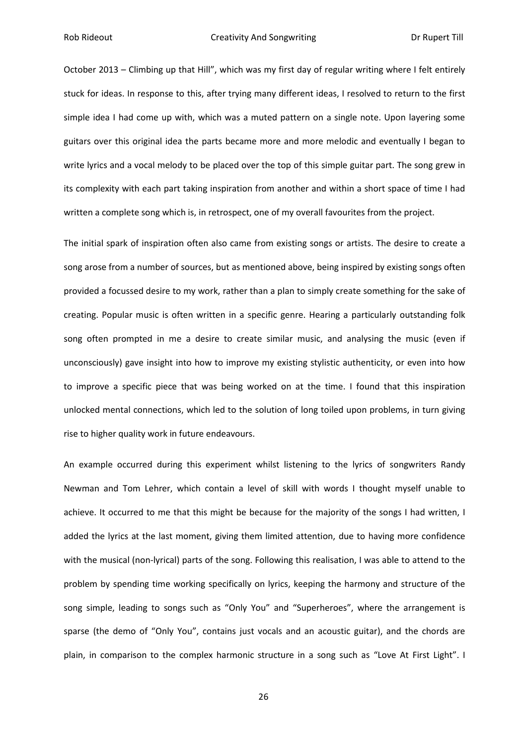October 2013 – Climbing up that Hill", which was my first day of regular writing where I felt entirely stuck for ideas. In response to this, after trying many different ideas, I resolved to return to the first simple idea I had come up with, which was a muted pattern on a single note. Upon layering some guitars over this original idea the parts became more and more melodic and eventually I began to write lyrics and a vocal melody to be placed over the top of this simple guitar part. The song grew in its complexity with each part taking inspiration from another and within a short space of time I had written a complete song which is, in retrospect, one of my overall favourites from the project.

The initial spark of inspiration often also came from existing songs or artists. The desire to create a song arose from a number of sources, but as mentioned above, being inspired by existing songs often provided a focussed desire to my work, rather than a plan to simply create something for the sake of creating. Popular music is often written in a specific genre. Hearing a particularly outstanding folk song often prompted in me a desire to create similar music, and analysing the music (even if unconsciously) gave insight into how to improve my existing stylistic authenticity, or even into how to improve a specific piece that was being worked on at the time. I found that this inspiration unlocked mental connections, which led to the solution of long toiled upon problems, in turn giving rise to higher quality work in future endeavours.

An example occurred during this experiment whilst listening to the lyrics of songwriters Randy Newman and Tom Lehrer, which contain a level of skill with words I thought myself unable to achieve. It occurred to me that this might be because for the majority of the songs I had written, I added the lyrics at the last moment, giving them limited attention, due to having more confidence with the musical (non-lyrical) parts of the song. Following this realisation, I was able to attend to the problem by spending time working specifically on lyrics, keeping the harmony and structure of the song simple, leading to songs such as "Only You" and "Superheroes", where the arrangement is sparse (the demo of "Only You", contains just vocals and an acoustic guitar), and the chords are plain, in comparison to the complex harmonic structure in a song such as "Love At First Light". I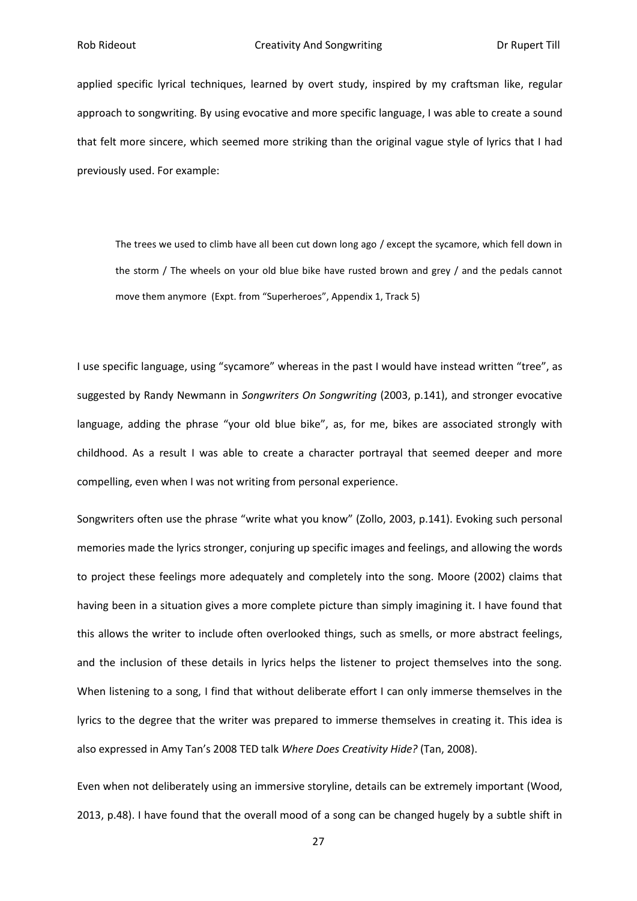applied specific lyrical techniques, learned by overt study, inspired by my craftsman like, regular approach to songwriting. By using evocative and more specific language, I was able to create a sound that felt more sincere, which seemed more striking than the original vague style of lyrics that I had previously used. For example:

> The trees we used to climb have all been cut down long ago / except the sycamore, which fell down in the storm / The wheels on your old blue bike have rusted brown and grey / and the pedals cannot move them anymore (Expt. from "Superheroes", Appendix 1, Track 5)

I use specific language, using "sycamore" whereas in the past I would have instead written "tree", as suggested by Randy Newmann in *Songwriters On Songwriting* (2003, p.141), and stronger evocative language, adding the phrase "your old blue bike", as, for me, bikes are associated strongly with childhood. As a result I was able to create a character portrayal that seemed deeper and more compelling, even when I was not writing from personal experience.

Songwriters often use the phrase "write what you know" (Zollo, 2003, p.141). Evoking such personal memories made the lyrics stronger, conjuring up specific images and feelings, and allowing the words to project these feelings more adequately and completely into the song. Moore (2002) claims that having been in a situation gives a more complete picture than simply imagining it. I have found that this allows the writer to include often overlooked things, such as smells, or more abstract feelings, and the inclusion of these details in lyrics helps the listener to project themselves into the song. When listening to a song, I find that without deliberate effort I can only immerse themselves in the lyrics to the degree that the writer was prepared to immerse themselves in creating it. This idea is also expressed in Amy Tan's 2008 TED talk *Where Does Creativity Hide?* (Tan, 2008).

Even when not deliberately using an immersive storyline, details can be extremely important (Wood, 2013, p.48). I have found that the overall mood of a song can be changed hugely by a subtle shift in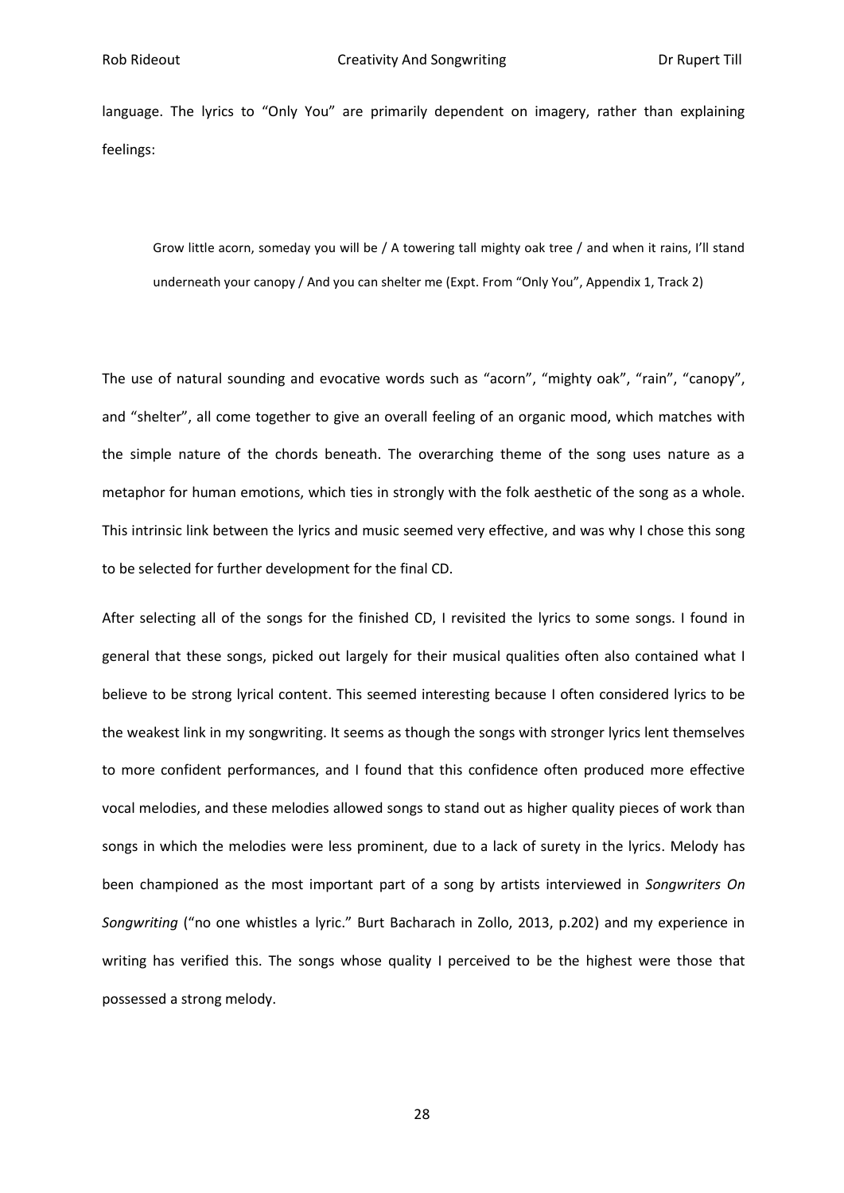language. The lyrics to "Only You" are primarily dependent on imagery, rather than explaining feelings:

> Grow little acorn, someday you will be / A towering tall mighty oak tree / and when it rains, I'll stand underneath your canopy / And you can shelter me (Expt. From "Only You", Appendix 1, Track 2)

The use of natural sounding and evocative words such as "acorn", "mighty oak", "rain", "canopy", and "shelter", all come together to give an overall feeling of an organic mood, which matches with the simple nature of the chords beneath. The overarching theme of the song uses nature as a metaphor for human emotions, which ties in strongly with the folk aesthetic of the song as a whole. This intrinsic link between the lyrics and music seemed very effective, and was why I chose this song to be selected for further development for the final CD.

After selecting all of the songs for the finished CD, I revisited the lyrics to some songs. I found in general that these songs, picked out largely for their musical qualities often also contained what I believe to be strong lyrical content. This seemed interesting because I often considered lyrics to be the weakest link in my songwriting. It seems as though the songs with stronger lyrics lent themselves to more confident performances, and I found that this confidence often produced more effective vocal melodies, and these melodies allowed songs to stand out as higher quality pieces of work than songs in which the melodies were less prominent, due to a lack of surety in the lyrics. Melody has been championed as the most important part of a song by artists interviewed in *Songwriters On Songwriting* ("no one whistles a lyric." Burt Bacharach in Zollo, 2013, p.202) and my experience in writing has verified this. The songs whose quality I perceived to be the highest were those that possessed a strong melody.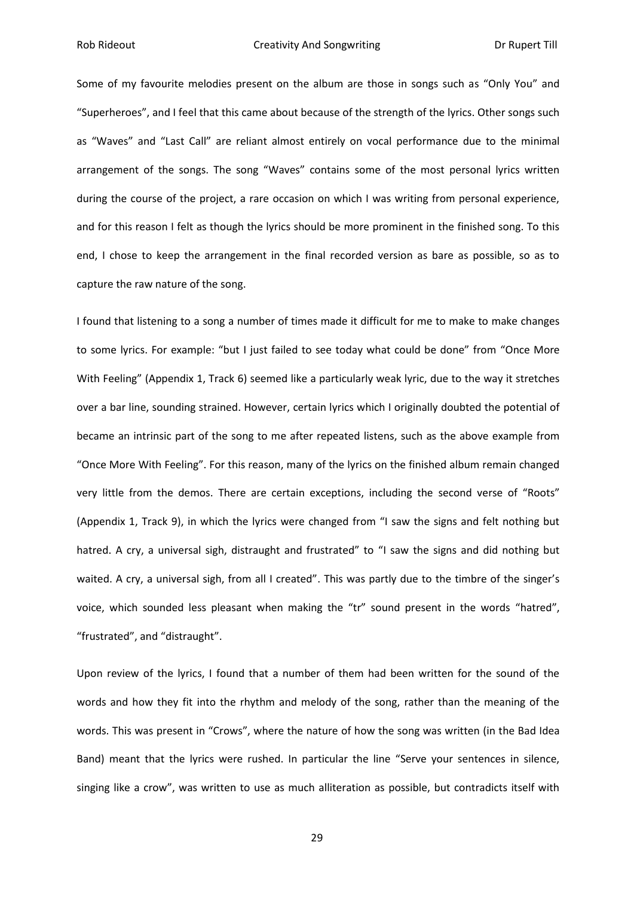Some of my favourite melodies present on the album are those in songs such as “Only You” and “Superheroes”, and I feel that this came about because of the strength of the lyrics. Other songs such as “Waves” and “Last Call” are reliant almost entirely on vocal performance due to the minimal arrangement of the songs. The song “Waves” contains some of the most personal lyrics written during the course of the project, a rare occasion on which I was writing from personal experience, and for this reason I felt as though the lyrics should be more prominent in the finished song. To this end, I chose to keep the arrangement in the final recorded version as bare as possible, so as to capture the raw nature of the song.

I found that listening to a song a number of times made it difficult for me to make to make changes to some lyrics. For example: “but I just failed to see today what could be done” from “Once More With Feeling” (Appendix 1, Track 6) seemed like a particularly weak lyric, due to the way it stretches over a bar line, sounding strained. However, certain lyrics which I originally doubted the potential of became an intrinsic part of the song to me after repeated listens, such as the above example from “Once More With Feeling”. For this reason, many of the lyrics on the finished album remain changed very little from the demos. There are certain exceptions, including the second verse of “Roots” (Appendix 1, Track 9), in which the lyrics were changed from “I saw the signs and felt nothing but hatred. A cry, a universal sigh, distraught and frustrated” to “I saw the signs and did nothing but waited. A cry, a universal sigh, from all I created”. This was partly due to the timbre of the singer’s voice, which sounded less pleasant when making the “tr” sound present in the words “hatred”, “frustrated”, and “distraught”.

Upon review of the lyrics, I found that a number of them had been written for the sound of the words and how they fit into the rhythm and melody of the song, rather than the meaning of the words. This was present in “Crows”, where the nature of how the song was written (in the Bad Idea Band) meant that the lyrics were rushed. In particular the line “Serve your sentences in silence, singing like a crow”, was written to use as much alliteration as possible, but contradicts itself with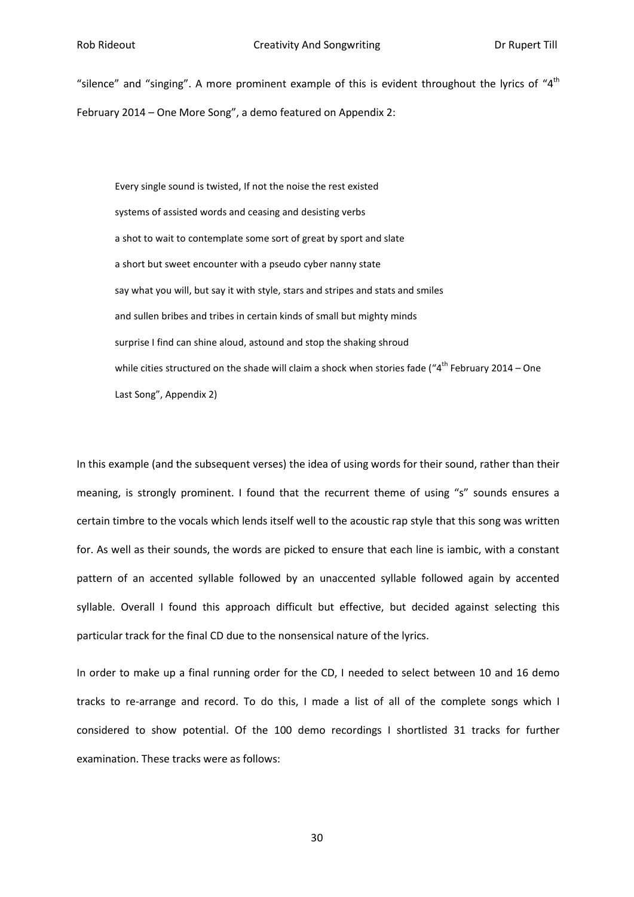"silence" and "singing". A more prominent example of this is evident throughout the lyrics of "4th February 2014 – One More Song", a demo featured on Appendix 2:

> Every single sound is twisted, If not the noise the rest existed
>
> systems of assisted words and ceasing and desisting verbs
>
> a shot to wait to contemplate some sort of great by sport and slate
>
> a short but sweet encounter with a pseudo cyber nanny state
>
> say what you will, but say it with style, stars and stripes and stats and smiles
>
> and sullen bribes and tribes in certain kinds of small but mighty minds
>
> surprise I find can shine aloud, astound and stop the shaking shroud
>
> while cities structured on the shade will claim a shock when stories fade ("4th February 2014 – One Last Song", Appendix 2)

In this example (and the subsequent verses) the idea of using words for their sound, rather than their meaning, is strongly prominent. I found that the recurrent theme of using "s" sounds ensures a certain timbre to the vocals which lends itself well to the acoustic rap style that this song was written for. As well as their sounds, the words are picked to ensure that each line is iambic, with a constant pattern of an accented syllable followed by an unaccented syllable followed again by accented syllable. Overall I found this approach difficult but effective, but decided against selecting this particular track for the final CD due to the nonsensical nature of the lyrics.

In order to make up a final running order for the CD, I needed to select between 10 and 16 demo tracks to re-arrange and record. To do this, I made a list of all of the complete songs which I considered to show potential. Of the 100 demo recordings I shortlisted 31 tracks for further examination. These tracks were as follows: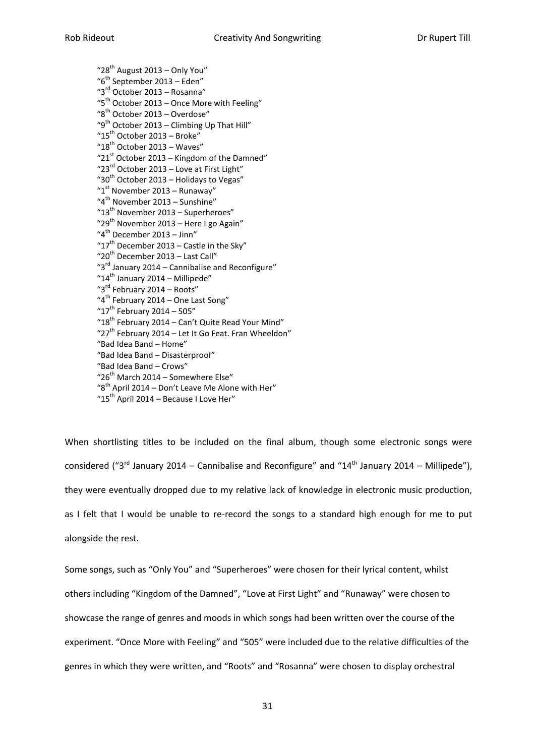"28th August 2013 – Only You"
"6th September 2013 – Eden"
"3rd October 2013 – Rosanna"
"5th October 2013 – Once More with Feeling"
"8th October 2013 – Overdose"
"9th October 2013 – Climbing Up That Hill"
"15th October 2013 – Broke"
"18th October 2013 – Waves"
"21st October 2013 – Kingdom of the Damned"
"23rd October 2013 – Love at First Light"
"30th October 2013 – Holidays to Vegas"
"1st November 2013 – Runaway"
"4th November 2013 – Sunshine"
"13th November 2013 – Superheroes"
"29th November 2013 – Here I go Again"
"4th December 2013 – Jinn"
"17th December 2013 – Castle in the Sky"
"20th December 2013 – Last Call"
"3rd January 2014 – Cannibalise and Reconfigure"
"14th January 2014 – Millipede"
"3rd February 2014 – Roots"
"4th February 2014 – One Last Song"
"17th February 2014 – 505"
"18th February 2014 – Can't Quite Read Your Mind"
"27th February 2014 – Let It Go Feat. Fran Wheeldon"
"Bad Idea Band – Home"
"Bad Idea Band – Disasterproof"
"Bad Idea Band – Crows"
"26th March 2014 – Somewhere Else"
"8th April 2014 – Don't Leave Me Alone with Her"
"15th April 2014 – Because I Love Her"

When shortlisting titles to be included on the final album, though some electronic songs were considered ("3rd January 2014 – Cannibalise and Reconfigure" and "14th January 2014 – Millipede"), they were eventually dropped due to my relative lack of knowledge in electronic music production, as I felt that I would be unable to re-record the songs to a standard high enough for me to put alongside the rest.

Some songs, such as "Only You" and "Superheroes" were chosen for their lyrical content, whilst others including "Kingdom of the Damned", "Love at First Light" and "Runaway" were chosen to showcase the range of genres and moods in which songs had been written over the course of the experiment. "Once More with Feeling" and "505" were included due to the relative difficulties of the genres in which they were written, and "Roots" and "Rosanna" were chosen to display orchestral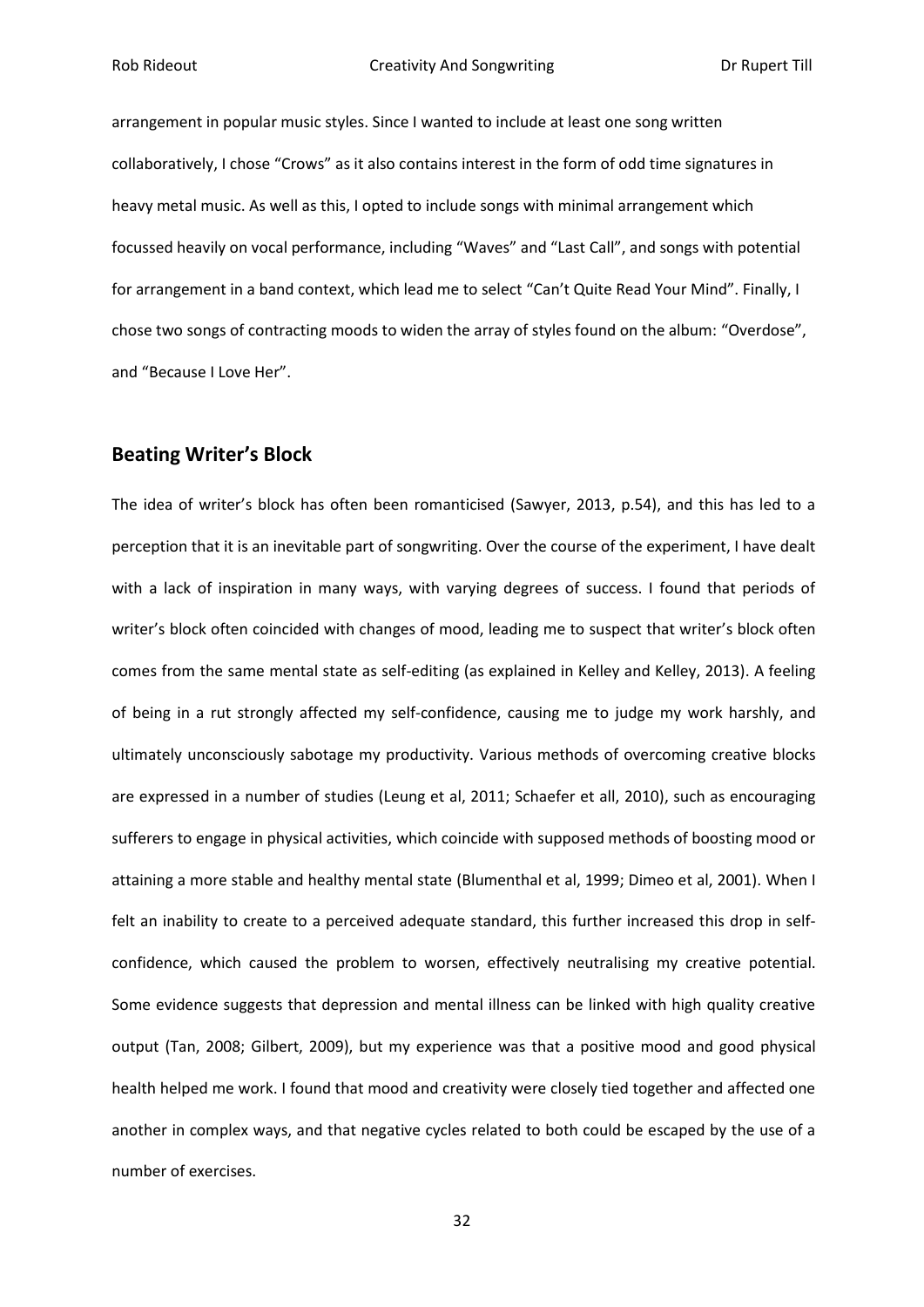arrangement in popular music styles. Since I wanted to include at least one song written collaboratively, I chose "Crows" as it also contains interest in the form of odd time signatures in heavy metal music. As well as this, I opted to include songs with minimal arrangement which focussed heavily on vocal performance, including "Waves" and "Last Call", and songs with potential for arrangement in a band context, which lead me to select "Can't Quite Read Your Mind". Finally, I chose two songs of contracting moods to widen the array of styles found on the album: "Overdose", and "Because I Love Her".

## Beating Writer's Block

The idea of writer's block has often been romanticised (Sawyer, 2013, p.54), and this has led to a perception that it is an inevitable part of songwriting. Over the course of the experiment, I have dealt with a lack of inspiration in many ways, with varying degrees of success. I found that periods of writer's block often coincided with changes of mood, leading me to suspect that writer's block often comes from the same mental state as self-editing (as explained in Kelley and Kelley, 2013). A feeling of being in a rut strongly affected my self-confidence, causing me to judge my work harshly, and ultimately unconsciously sabotage my productivity. Various methods of overcoming creative blocks are expressed in a number of studies (Leung et al, 2011; Schaefer et all, 2010), such as encouraging sufferers to engage in physical activities, which coincide with supposed methods of boosting mood or attaining a more stable and healthy mental state (Blumenthal et al, 1999; Dimeo et al, 2001). When I felt an inability to create to a perceived adequate standard, this further increased this drop in self-confidence, which caused the problem to worsen, effectively neutralising my creative potential. Some evidence suggests that depression and mental illness can be linked with high quality creative output (Tan, 2008; Gilbert, 2009), but my experience was that a positive mood and good physical health helped me work. I found that mood and creativity were closely tied together and affected one another in complex ways, and that negative cycles related to both could be escaped by the use of a number of exercises.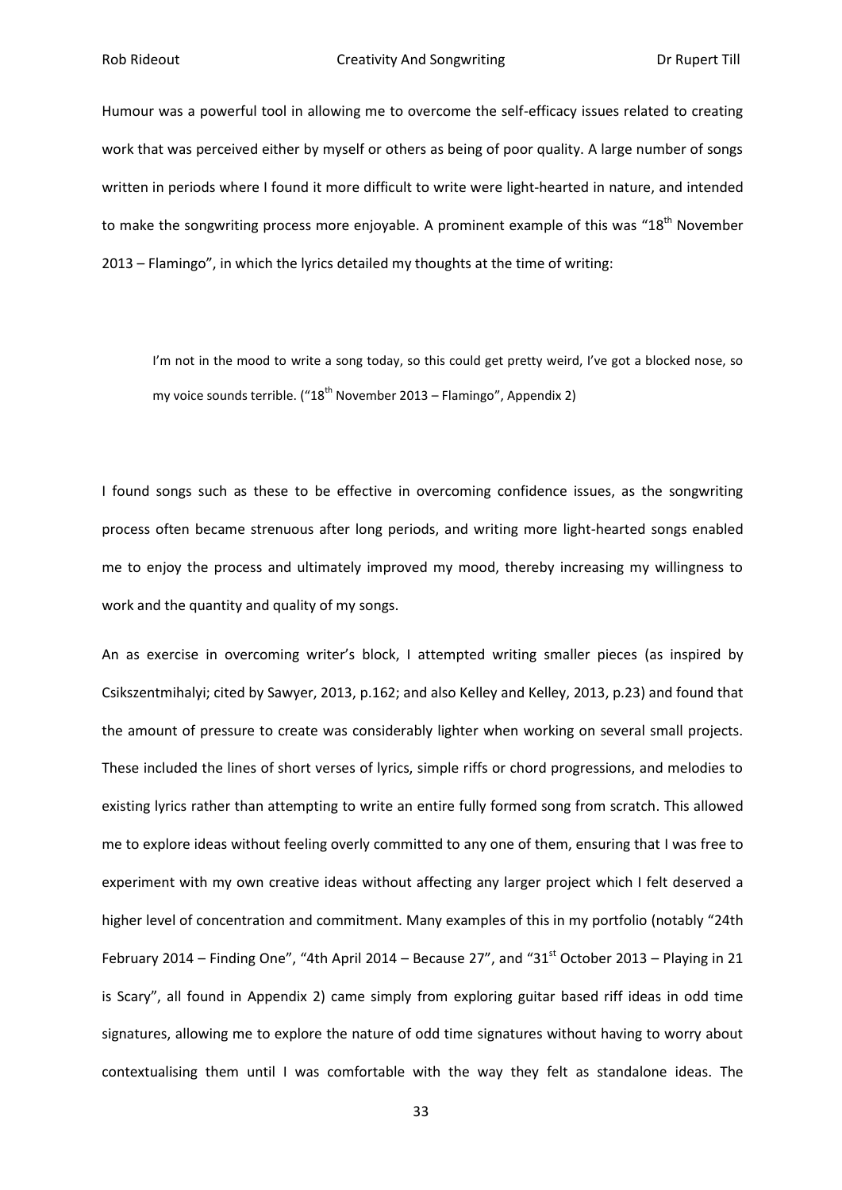Humour was a powerful tool in allowing me to overcome the self-efficacy issues related to creating work that was perceived either by myself or others as being of poor quality. A large number of songs written in periods where I found it more difficult to write were light-hearted in nature, and intended to make the songwriting process more enjoyable. A prominent example of this was "18th November 2013 – Flamingo", in which the lyrics detailed my thoughts at the time of writing:

> I'm not in the mood to write a song today, so this could get pretty weird, I've got a blocked nose, so my voice sounds terrible. ("18th November 2013 – Flamingo", Appendix 2)

I found songs such as these to be effective in overcoming confidence issues, as the songwriting process often became strenuous after long periods, and writing more light-hearted songs enabled me to enjoy the process and ultimately improved my mood, thereby increasing my willingness to work and the quantity and quality of my songs.

An as exercise in overcoming writer's block, I attempted writing smaller pieces (as inspired by Csikszentmihalyi; cited by Sawyer, 2013, p.162; and also Kelley and Kelley, 2013, p.23) and found that the amount of pressure to create was considerably lighter when working on several small projects. These included the lines of short verses of lyrics, simple riffs or chord progressions, and melodies to existing lyrics rather than attempting to write an entire fully formed song from scratch. This allowed me to explore ideas without feeling overly committed to any one of them, ensuring that I was free to experiment with my own creative ideas without affecting any larger project which I felt deserved a higher level of concentration and commitment. Many examples of this in my portfolio (notably "24th February 2014 – Finding One", "4th April 2014 – Because 27", and "31st October 2013 – Playing in 21 is Scary", all found in Appendix 2) came simply from exploring guitar based riff ideas in odd time signatures, allowing me to explore the nature of odd time signatures without having to worry about contextualising them until I was comfortable with the way they felt as standalone ideas. The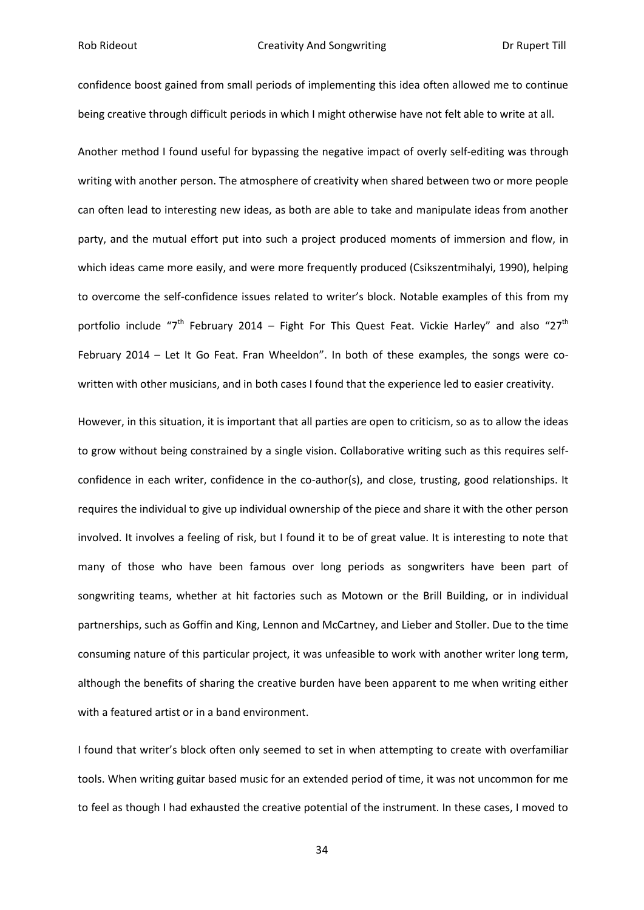confidence boost gained from small periods of implementing this idea often allowed me to continue being creative through difficult periods in which I might otherwise have not felt able to write at all.

Another method I found useful for bypassing the negative impact of overly self-editing was through writing with another person. The atmosphere of creativity when shared between two or more people can often lead to interesting new ideas, as both are able to take and manipulate ideas from another party, and the mutual effort put into such a project produced moments of immersion and flow, in which ideas came more easily, and were more frequently produced (Csikszentmihalyi, 1990), helping to overcome the self-confidence issues related to writer's block. Notable examples of this from my portfolio include "7th February 2014 – Fight For This Quest Feat. Vickie Harley" and also "27th February 2014 – Let It Go Feat. Fran Wheeldon". In both of these examples, the songs were co-written with other musicians, and in both cases I found that the experience led to easier creativity.

However, in this situation, it is important that all parties are open to criticism, so as to allow the ideas to grow without being constrained by a single vision. Collaborative writing such as this requires self-confidence in each writer, confidence in the co-author(s), and close, trusting, good relationships. It requires the individual to give up individual ownership of the piece and share it with the other person involved. It involves a feeling of risk, but I found it to be of great value. It is interesting to note that many of those who have been famous over long periods as songwriters have been part of songwriting teams, whether at hit factories such as Motown or the Brill Building, or in individual partnerships, such as Goffin and King, Lennon and McCartney, and Lieber and Stoller. Due to the time consuming nature of this particular project, it was unfeasible to work with another writer long term, although the benefits of sharing the creative burden have been apparent to me when writing either with a featured artist or in a band environment.

I found that writer's block often only seemed to set in when attempting to create with overfamiliar tools. When writing guitar based music for an extended period of time, it was not uncommon for me to feel as though I had exhausted the creative potential of the instrument. In these cases, I moved to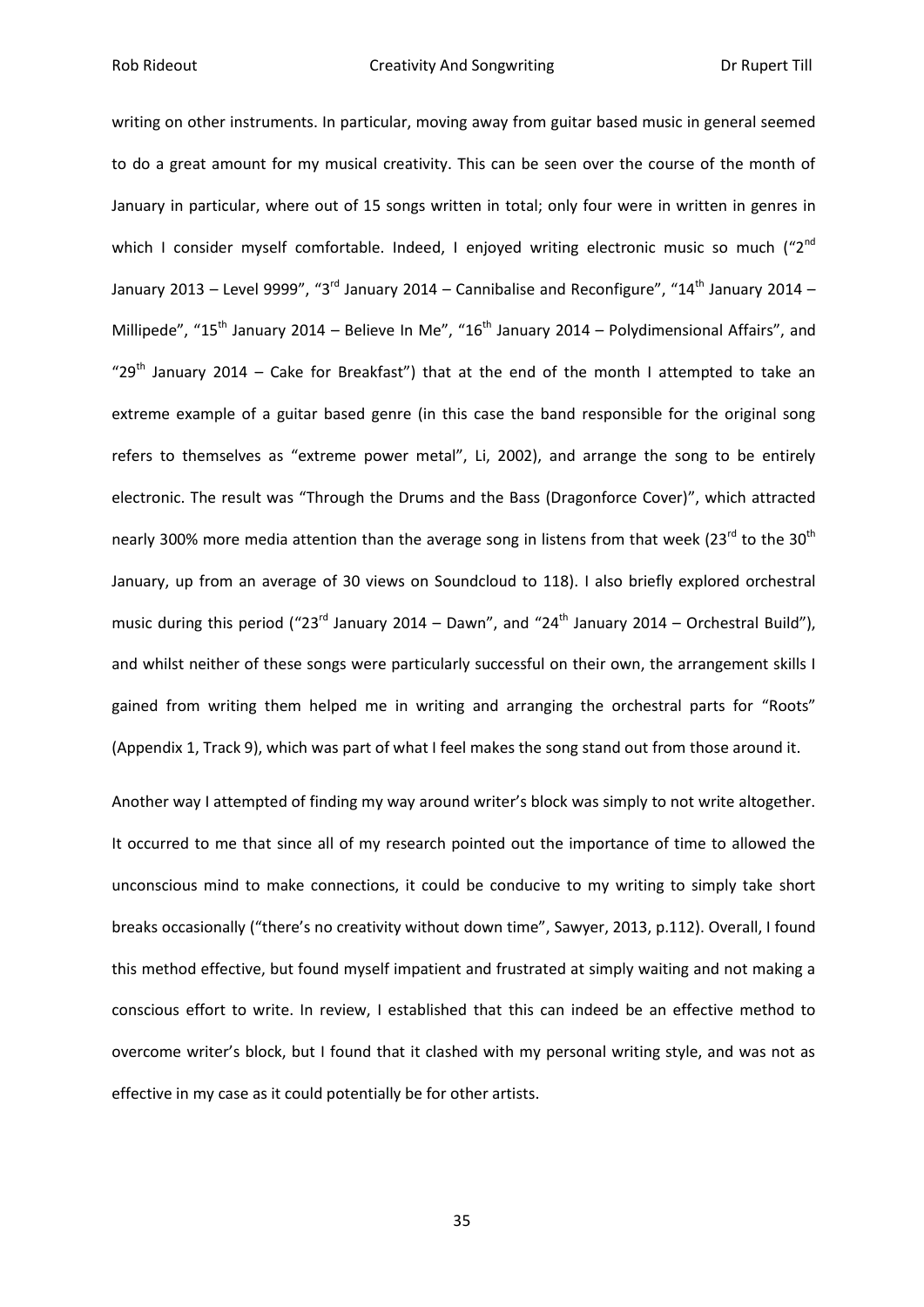writing on other instruments. In particular, moving away from guitar based music in general seemed to do a great amount for my musical creativity. This can be seen over the course of the month of January in particular, where out of 15 songs written in total; only four were in written in genres in which I consider myself comfortable. Indeed, I enjoyed writing electronic music so much ("2nd January 2013 – Level 9999", "3rd January 2014 – Cannibalise and Reconfigure", "14th January 2014 – Millipede", "15th January 2014 – Believe In Me", "16th January 2014 – Polydimensional Affairs", and "29th January 2014 – Cake for Breakfast") that at the end of the month I attempted to take an extreme example of a guitar based genre (in this case the band responsible for the original song refers to themselves as "extreme power metal", Li, 2002), and arrange the song to be entirely electronic. The result was "Through the Drums and the Bass (Dragonforce Cover)", which attracted nearly 300% more media attention than the average song in listens from that week (23rd to the 30th January, up from an average of 30 views on Soundcloud to 118). I also briefly explored orchestral music during this period ("23rd January 2014 – Dawn", and "24th January 2014 – Orchestral Build"), and whilst neither of these songs were particularly successful on their own, the arrangement skills I gained from writing them helped me in writing and arranging the orchestral parts for "Roots" (Appendix 1, Track 9), which was part of what I feel makes the song stand out from those around it.

Another way I attempted of finding my way around writer's block was simply to not write altogether. It occurred to me that since all of my research pointed out the importance of time to allowed the unconscious mind to make connections, it could be conducive to my writing to simply take short breaks occasionally ("there's no creativity without down time", Sawyer, 2013, p.112). Overall, I found this method effective, but found myself impatient and frustrated at simply waiting and not making a conscious effort to write. In review, I established that this can indeed be an effective method to overcome writer's block, but I found that it clashed with my personal writing style, and was not as effective in my case as it could potentially be for other artists.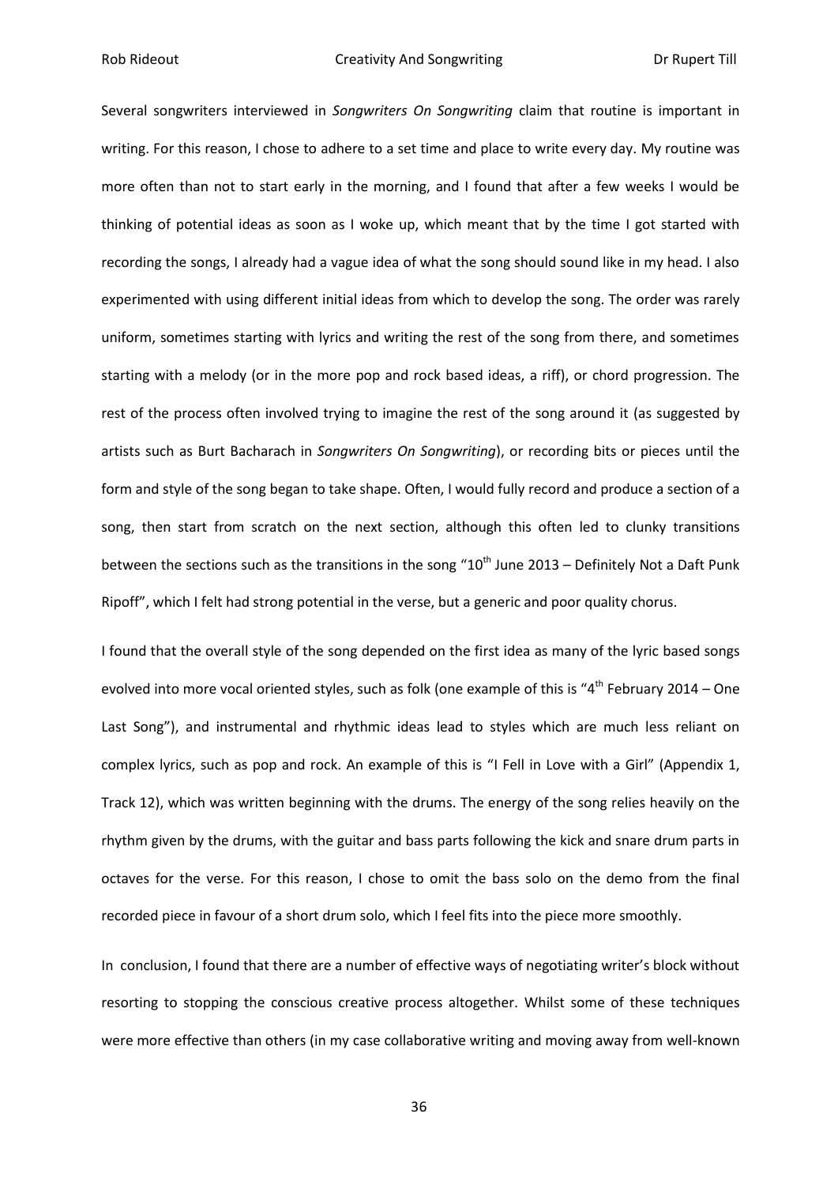Several songwriters interviewed in *Songwriters On Songwriting* claim that routine is important in writing. For this reason, I chose to adhere to a set time and place to write every day. My routine was more often than not to start early in the morning, and I found that after a few weeks I would be thinking of potential ideas as soon as I woke up, which meant that by the time I got started with recording the songs, I already had a vague idea of what the song should sound like in my head. I also experimented with using different initial ideas from which to develop the song. The order was rarely uniform, sometimes starting with lyrics and writing the rest of the song from there, and sometimes starting with a melody (or in the more pop and rock based ideas, a riff), or chord progression. The rest of the process often involved trying to imagine the rest of the song around it (as suggested by artists such as Burt Bacharach in *Songwriters On Songwriting*), or recording bits or pieces until the form and style of the song began to take shape. Often, I would fully record and produce a section of a song, then start from scratch on the next section, although this often led to clunky transitions between the sections such as the transitions in the song "10th June 2013 – Definitely Not a Daft Punk Ripoff", which I felt had strong potential in the verse, but a generic and poor quality chorus.

I found that the overall style of the song depended on the first idea as many of the lyric based songs evolved into more vocal oriented styles, such as folk (one example of this is "4th February 2014 – One Last Song"), and instrumental and rhythmic ideas lead to styles which are much less reliant on complex lyrics, such as pop and rock. An example of this is "I Fell in Love with a Girl" (Appendix 1, Track 12), which was written beginning with the drums. The energy of the song relies heavily on the rhythm given by the drums, with the guitar and bass parts following the kick and snare drum parts in octaves for the verse. For this reason, I chose to omit the bass solo on the demo from the final recorded piece in favour of a short drum solo, which I feel fits into the piece more smoothly.

In conclusion, I found that there are a number of effective ways of negotiating writer's block without resorting to stopping the conscious creative process altogether. Whilst some of these techniques were more effective than others (in my case collaborative writing and moving away from well-known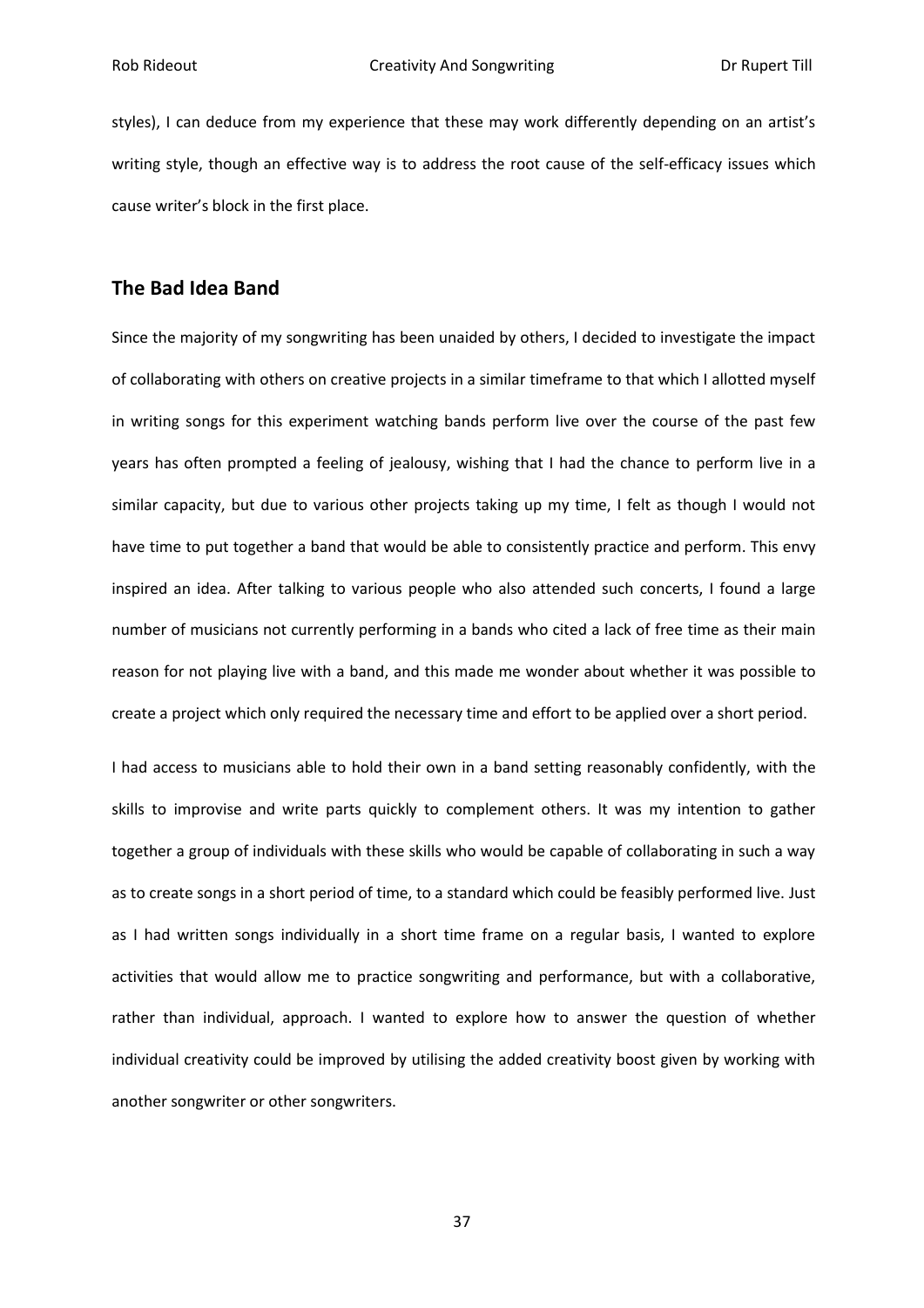styles), I can deduce from my experience that these may work differently depending on an artist's writing style, though an effective way is to address the root cause of the self-efficacy issues which cause writer's block in the first place.

## The Bad Idea Band

Since the majority of my songwriting has been unaided by others, I decided to investigate the impact of collaborating with others on creative projects in a similar timeframe to that which I allotted myself in writing songs for this experiment watching bands perform live over the course of the past few years has often prompted a feeling of jealousy, wishing that I had the chance to perform live in a similar capacity, but due to various other projects taking up my time, I felt as though I would not have time to put together a band that would be able to consistently practice and perform. This envy inspired an idea. After talking to various people who also attended such concerts, I found a large number of musicians not currently performing in a bands who cited a lack of free time as their main reason for not playing live with a band, and this made me wonder about whether it was possible to create a project which only required the necessary time and effort to be applied over a short period.

I had access to musicians able to hold their own in a band setting reasonably confidently, with the skills to improvise and write parts quickly to complement others. It was my intention to gather together a group of individuals with these skills who would be capable of collaborating in such a way as to create songs in a short period of time, to a standard which could be feasibly performed live. Just as I had written songs individually in a short time frame on a regular basis, I wanted to explore activities that would allow me to practice songwriting and performance, but with a collaborative, rather than individual, approach. I wanted to explore how to answer the question of whether individual creativity could be improved by utilising the added creativity boost given by working with another songwriter or other songwriters.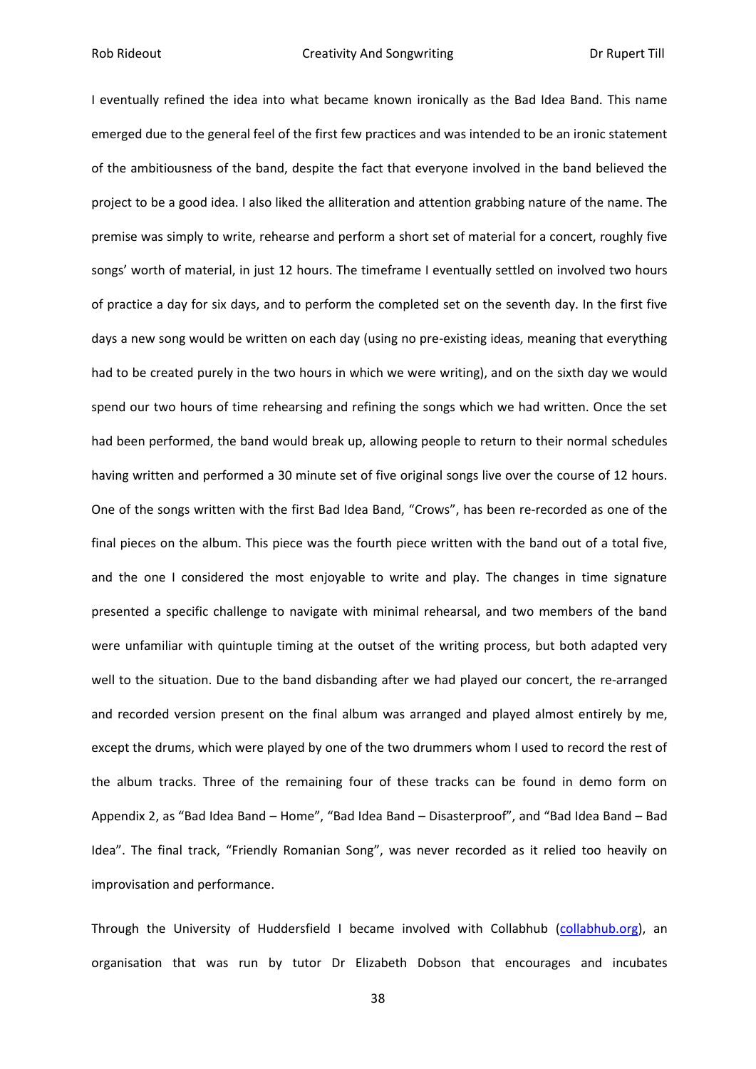I eventually refined the idea into what became known ironically as the Bad Idea Band. This name emerged due to the general feel of the first few practices and was intended to be an ironic statement of the ambitiousness of the band, despite the fact that everyone involved in the band believed the project to be a good idea. I also liked the alliteration and attention grabbing nature of the name. The premise was simply to write, rehearse and perform a short set of material for a concert, roughly five songs' worth of material, in just 12 hours. The timeframe I eventually settled on involved two hours of practice a day for six days, and to perform the completed set on the seventh day. In the first five days a new song would be written on each day (using no pre-existing ideas, meaning that everything had to be created purely in the two hours in which we were writing), and on the sixth day we would spend our two hours of time rehearsing and refining the songs which we had written. Once the set had been performed, the band would break up, allowing people to return to their normal schedules having written and performed a 30 minute set of five original songs live over the course of 12 hours. One of the songs written with the first Bad Idea Band, "Crows", has been re-recorded as one of the final pieces on the album. This piece was the fourth piece written with the band out of a total five, and the one I considered the most enjoyable to write and play. The changes in time signature presented a specific challenge to navigate with minimal rehearsal, and two members of the band were unfamiliar with quintuple timing at the outset of the writing process, but both adapted very well to the situation. Due to the band disbanding after we had played our concert, the re-arranged and recorded version present on the final album was arranged and played almost entirely by me, except the drums, which were played by one of the two drummers whom I used to record the rest of the album tracks. Three of the remaining four of these tracks can be found in demo form on Appendix 2, as "Bad Idea Band – Home", "Bad Idea Band – Disasterproof", and "Bad Idea Band – Bad Idea". The final track, "Friendly Romanian Song", was never recorded as it relied too heavily on improvisation and performance.

Through the University of Huddersfield I became involved with Collabhub (collabhub.org), an organisation that was run by tutor Dr Elizabeth Dobson that encourages and incubates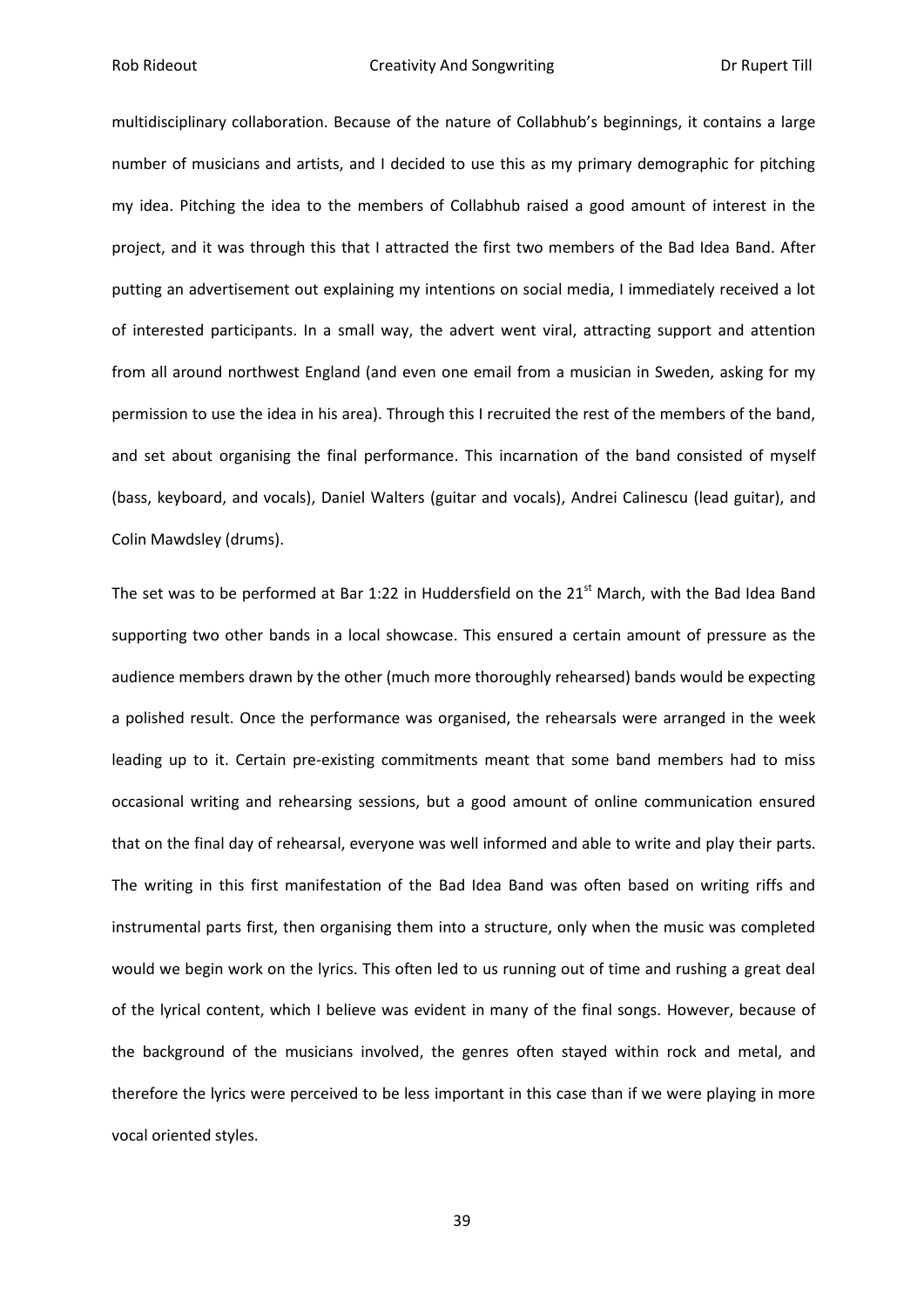multidisciplinary collaboration. Because of the nature of Collabhub's beginnings, it contains a large number of musicians and artists, and I decided to use this as my primary demographic for pitching my idea. Pitching the idea to the members of Collabhub raised a good amount of interest in the project, and it was through this that I attracted the first two members of the Bad Idea Band. After putting an advertisement out explaining my intentions on social media, I immediately received a lot of interested participants. In a small way, the advert went viral, attracting support and attention from all around northwest England (and even one email from a musician in Sweden, asking for my permission to use the idea in his area). Through this I recruited the rest of the members of the band, and set about organising the final performance. This incarnation of the band consisted of myself (bass, keyboard, and vocals), Daniel Walters (guitar and vocals), Andrei Calinescu (lead guitar), and Colin Mawdsley (drums).

The set was to be performed at Bar 1:22 in Huddersfield on the 21st March, with the Bad Idea Band supporting two other bands in a local showcase. This ensured a certain amount of pressure as the audience members drawn by the other (much more thoroughly rehearsed) bands would be expecting a polished result. Once the performance was organised, the rehearsals were arranged in the week leading up to it. Certain pre-existing commitments meant that some band members had to miss occasional writing and rehearsing sessions, but a good amount of online communication ensured that on the final day of rehearsal, everyone was well informed and able to write and play their parts. The writing in this first manifestation of the Bad Idea Band was often based on writing riffs and instrumental parts first, then organising them into a structure, only when the music was completed would we begin work on the lyrics. This often led to us running out of time and rushing a great deal of the lyrical content, which I believe was evident in many of the final songs. However, because of the background of the musicians involved, the genres often stayed within rock and metal, and therefore the lyrics were perceived to be less important in this case than if we were playing in more vocal oriented styles.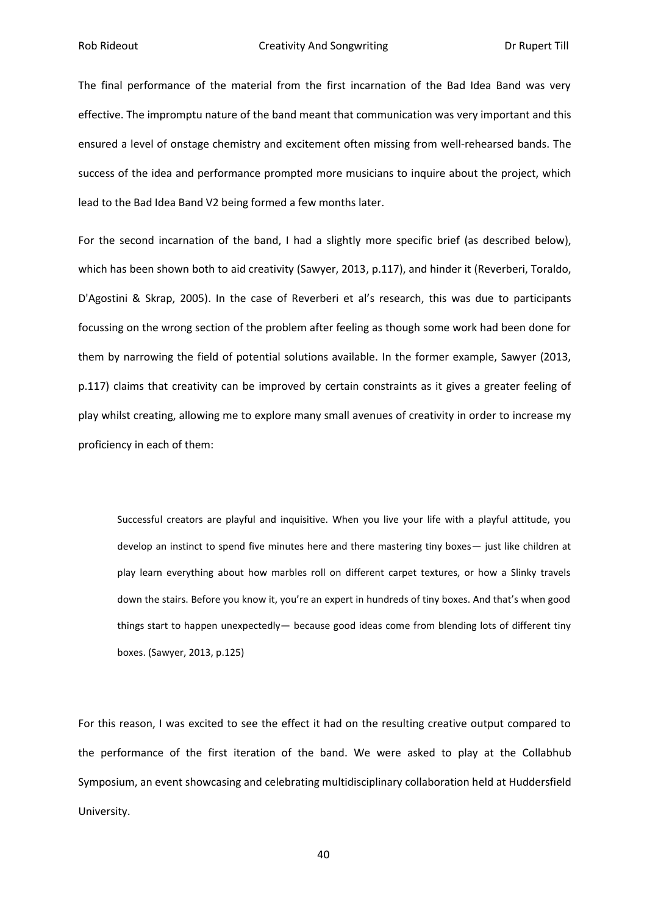The final performance of the material from the first incarnation of the Bad Idea Band was very effective. The impromptu nature of the band meant that communication was very important and this ensured a level of onstage chemistry and excitement often missing from well-rehearsed bands. The success of the idea and performance prompted more musicians to inquire about the project, which lead to the Bad Idea Band V2 being formed a few months later.

For the second incarnation of the band, I had a slightly more specific brief (as described below), which has been shown both to aid creativity (Sawyer, 2013, p.117), and hinder it (Reverberi, Toraldo, D'Agostini & Skrap, 2005). In the case of Reverberi et al's research, this was due to participants focussing on the wrong section of the problem after feeling as though some work had been done for them by narrowing the field of potential solutions available. In the former example, Sawyer (2013, p.117) claims that creativity can be improved by certain constraints as it gives a greater feeling of play whilst creating, allowing me to explore many small avenues of creativity in order to increase my proficiency in each of them:

> Successful creators are playful and inquisitive. When you live your life with a playful attitude, you develop an instinct to spend five minutes here and there mastering tiny boxes— just like children at play learn everything about how marbles roll on different carpet textures, or how a Slinky travels down the stairs. Before you know it, you're an expert in hundreds of tiny boxes. And that's when good things start to happen unexpectedly— because good ideas come from blending lots of different tiny boxes. (Sawyer, 2013, p.125)

For this reason, I was excited to see the effect it had on the resulting creative output compared to the performance of the first iteration of the band. We were asked to play at the Collabhub Symposium, an event showcasing and celebrating multidisciplinary collaboration held at Huddersfield University.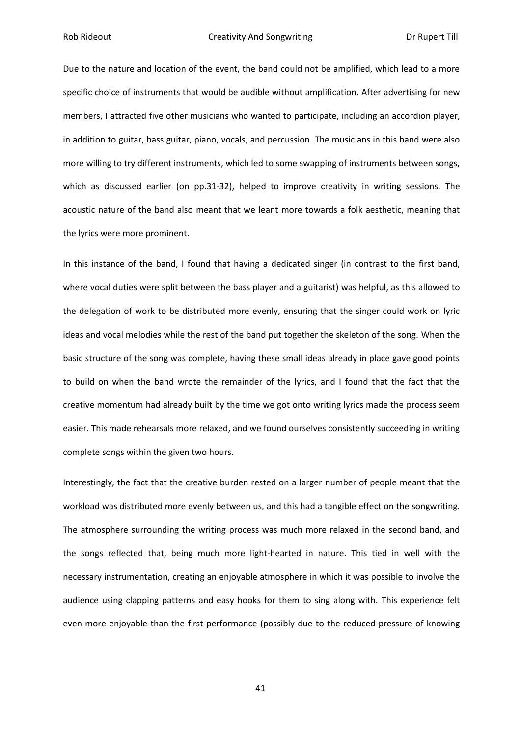Due to the nature and location of the event, the band could not be amplified, which lead to a more specific choice of instruments that would be audible without amplification. After advertising for new members, I attracted five other musicians who wanted to participate, including an accordion player, in addition to guitar, bass guitar, piano, vocals, and percussion. The musicians in this band were also more willing to try different instruments, which led to some swapping of instruments between songs, which as discussed earlier (on pp.31-32), helped to improve creativity in writing sessions. The acoustic nature of the band also meant that we leant more towards a folk aesthetic, meaning that the lyrics were more prominent.

In this instance of the band, I found that having a dedicated singer (in contrast to the first band, where vocal duties were split between the bass player and a guitarist) was helpful, as this allowed to the delegation of work to be distributed more evenly, ensuring that the singer could work on lyric ideas and vocal melodies while the rest of the band put together the skeleton of the song. When the basic structure of the song was complete, having these small ideas already in place gave good points to build on when the band wrote the remainder of the lyrics, and I found that the fact that the creative momentum had already built by the time we got onto writing lyrics made the process seem easier. This made rehearsals more relaxed, and we found ourselves consistently succeeding in writing complete songs within the given two hours.

Interestingly, the fact that the creative burden rested on a larger number of people meant that the workload was distributed more evenly between us, and this had a tangible effect on the songwriting. The atmosphere surrounding the writing process was much more relaxed in the second band, and the songs reflected that, being much more light-hearted in nature. This tied in well with the necessary instrumentation, creating an enjoyable atmosphere in which it was possible to involve the audience using clapping patterns and easy hooks for them to sing along with. This experience felt even more enjoyable than the first performance (possibly due to the reduced pressure of knowing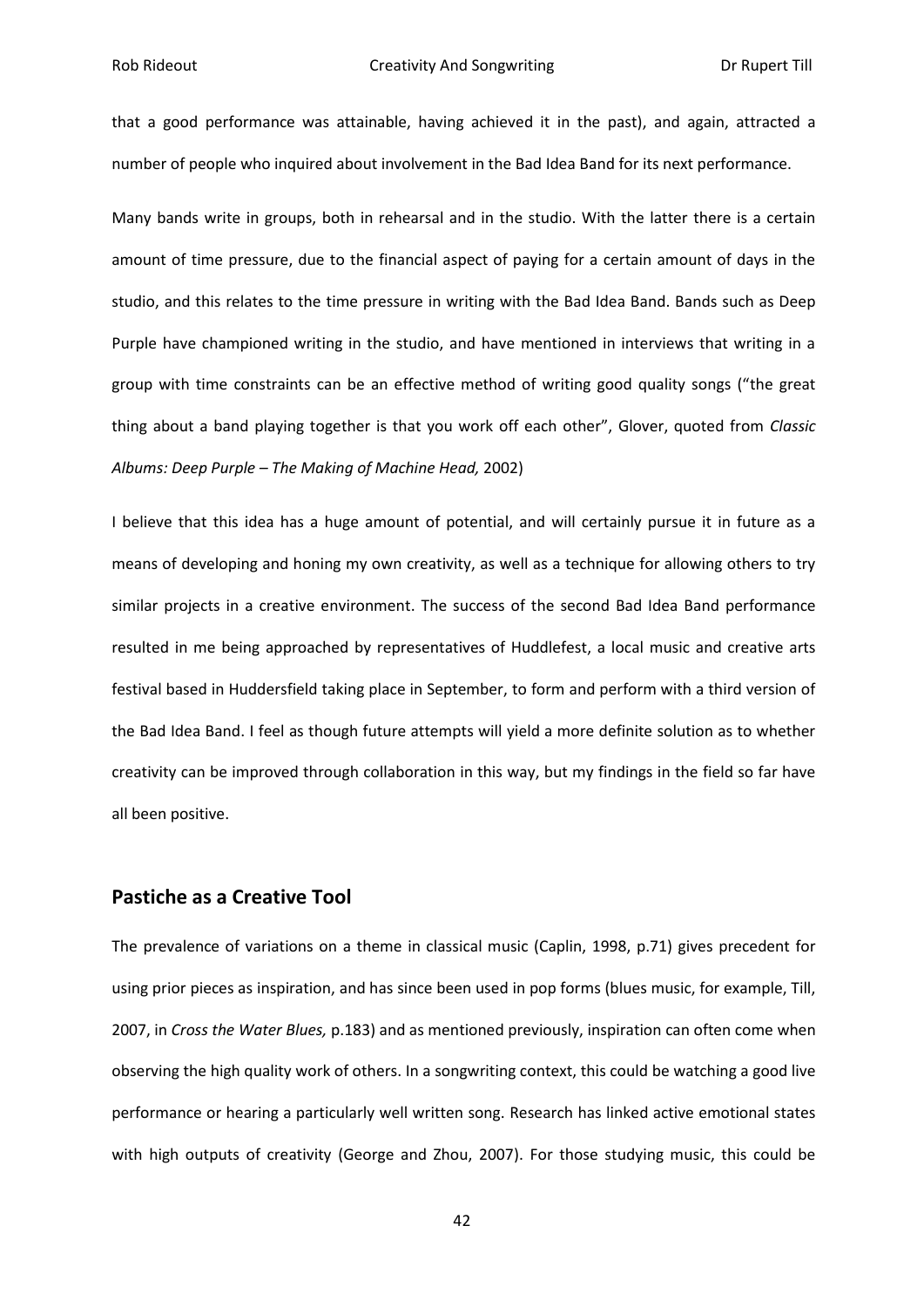that a good performance was attainable, having achieved it in the past), and again, attracted a number of people who inquired about involvement in the Bad Idea Band for its next performance.

Many bands write in groups, both in rehearsal and in the studio. With the latter there is a certain amount of time pressure, due to the financial aspect of paying for a certain amount of days in the studio, and this relates to the time pressure in writing with the Bad Idea Band. Bands such as Deep Purple have championed writing in the studio, and have mentioned in interviews that writing in a group with time constraints can be an effective method of writing good quality songs ("the great thing about a band playing together is that you work off each other", Glover, quoted from *Classic Albums: Deep Purple – The Making of Machine Head,* 2002)

I believe that this idea has a huge amount of potential, and will certainly pursue it in future as a means of developing and honing my own creativity, as well as a technique for allowing others to try similar projects in a creative environment. The success of the second Bad Idea Band performance resulted in me being approached by representatives of Huddlefest, a local music and creative arts festival based in Huddersfield taking place in September, to form and perform with a third version of the Bad Idea Band. I feel as though future attempts will yield a more definite solution as to whether creativity can be improved through collaboration in this way, but my findings in the field so far have all been positive.

## Pastiche as a Creative Tool

The prevalence of variations on a theme in classical music (Caplin, 1998, p.71) gives precedent for using prior pieces as inspiration, and has since been used in pop forms (blues music, for example, Till, 2007, in *Cross the Water Blues,* p.183) and as mentioned previously, inspiration can often come when observing the high quality work of others. In a songwriting context, this could be watching a good live performance or hearing a particularly well written song. Research has linked active emotional states with high outputs of creativity (George and Zhou, 2007). For those studying music, this could be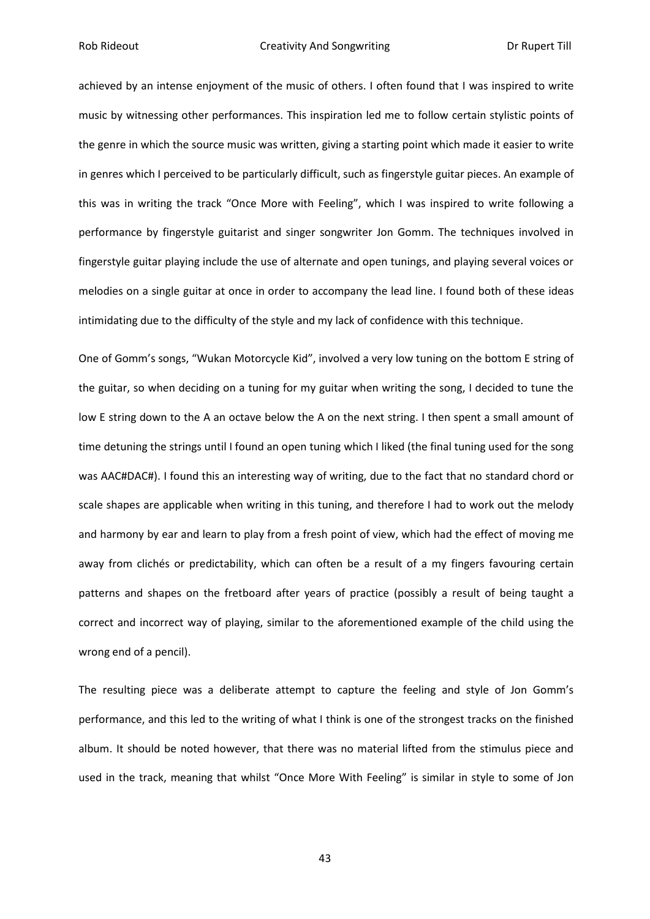achieved by an intense enjoyment of the music of others. I often found that I was inspired to write music by witnessing other performances. This inspiration led me to follow certain stylistic points of the genre in which the source music was written, giving a starting point which made it easier to write in genres which I perceived to be particularly difficult, such as fingerstyle guitar pieces. An example of this was in writing the track "Once More with Feeling", which I was inspired to write following a performance by fingerstyle guitarist and singer songwriter Jon Gomm. The techniques involved in fingerstyle guitar playing include the use of alternate and open tunings, and playing several voices or melodies on a single guitar at once in order to accompany the lead line. I found both of these ideas intimidating due to the difficulty of the style and my lack of confidence with this technique.

One of Gomm's songs, "Wukan Motorcycle Kid", involved a very low tuning on the bottom E string of the guitar, so when deciding on a tuning for my guitar when writing the song, I decided to tune the low E string down to the A an octave below the A on the next string. I then spent a small amount of time detuning the strings until I found an open tuning which I liked (the final tuning used for the song was AAC#DAC#). I found this an interesting way of writing, due to the fact that no standard chord or scale shapes are applicable when writing in this tuning, and therefore I had to work out the melody and harmony by ear and learn to play from a fresh point of view, which had the effect of moving me away from clichés or predictability, which can often be a result of a my fingers favouring certain patterns and shapes on the fretboard after years of practice (possibly a result of being taught a correct and incorrect way of playing, similar to the aforementioned example of the child using the wrong end of a pencil).

The resulting piece was a deliberate attempt to capture the feeling and style of Jon Gomm's performance, and this led to the writing of what I think is one of the strongest tracks on the finished album. It should be noted however, that there was no material lifted from the stimulus piece and used in the track, meaning that whilst "Once More With Feeling" is similar in style to some of Jon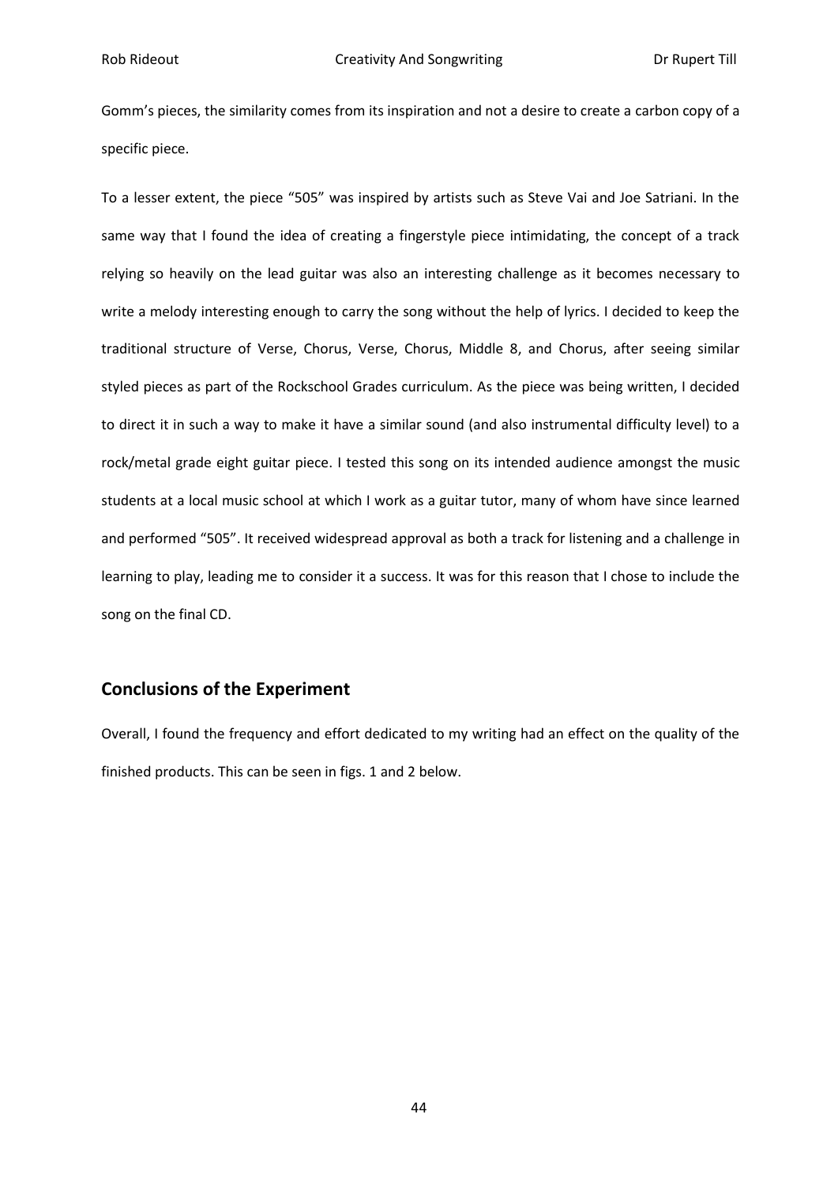Gomm's pieces, the similarity comes from its inspiration and not a desire to create a carbon copy of a specific piece.

To a lesser extent, the piece "505" was inspired by artists such as Steve Vai and Joe Satriani. In the same way that I found the idea of creating a fingerstyle piece intimidating, the concept of a track relying so heavily on the lead guitar was also an interesting challenge as it becomes necessary to write a melody interesting enough to carry the song without the help of lyrics. I decided to keep the traditional structure of Verse, Chorus, Verse, Chorus, Middle 8, and Chorus, after seeing similar styled pieces as part of the Rockschool Grades curriculum. As the piece was being written, I decided to direct it in such a way to make it have a similar sound (and also instrumental difficulty level) to a rock/metal grade eight guitar piece. I tested this song on its intended audience amongst the music students at a local music school at which I work as a guitar tutor, many of whom have since learned and performed "505". It received widespread approval as both a track for listening and a challenge in learning to play, leading me to consider it a success. It was for this reason that I chose to include the song on the final CD.

## Conclusions of the Experiment

Overall, I found the frequency and effort dedicated to my writing had an effect on the quality of the finished products. This can be seen in figs. 1 and 2 below.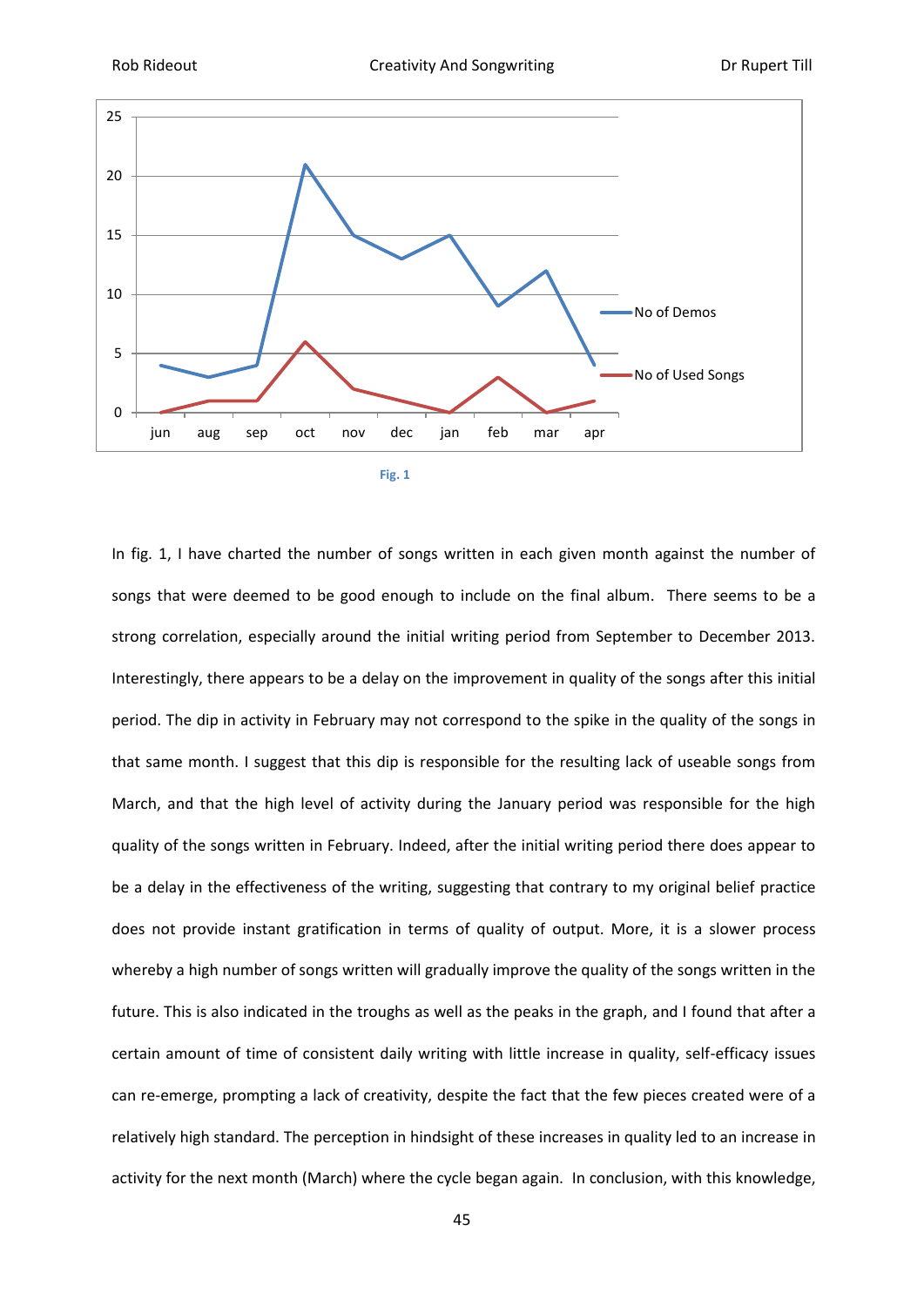25
20
15
10
5
0

jun aug sep oct nov dec jan feb mar apr

No of Demos

No of Used Songs

Fig. 1

In fig. 1, I have charted the number of songs written in each given month against the number of songs that were deemed to be good enough to include on the final album. There seems to be a strong correlation, especially around the initial writing period from September to December 2013. Interestingly, there appears to be a delay on the improvement in quality of the songs after this initial period. The dip in activity in February may not correspond to the spike in the quality of the songs in that same month. I suggest that this dip is responsible for the resulting lack of useable songs from March, and that the high level of activity during the January period was responsible for the high quality of the songs written in February. Indeed, after the initial writing period there does appear to be a delay in the effectiveness of the writing, suggesting that contrary to my original belief practice does not provide instant gratification in terms of quality of output. More, it is a slower process whereby a high number of songs written will gradually improve the quality of the songs written in the future. This is also indicated in the troughs as well as the peaks in the graph, and I found that after a certain amount of time of consistent daily writing with little increase in quality, self-efficacy issues can re-emerge, prompting a lack of creativity, despite the fact that the few pieces created were of a relatively high standard. The perception in hindsight of these increases in quality led to an increase in activity for the next month (March) where the cycle began again. In conclusion, with this knowledge,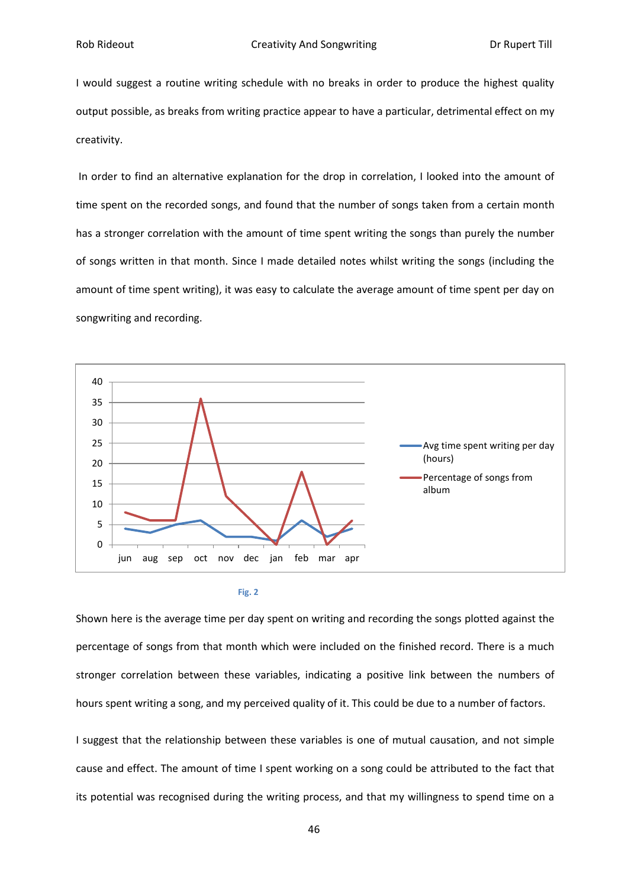I would suggest a routine writing schedule with no breaks in order to produce the highest quality output possible, as breaks from writing practice appear to have a particular, detrimental effect on my creativity.

In order to find an alternative explanation for the drop in correlation, I looked into the amount of time spent on the recorded songs, and found that the number of songs taken from a certain month has a stronger correlation with the amount of time spent writing the songs than purely the number of songs written in that month. Since I made detailed notes whilst writing the songs (including the amount of time spent writing), it was easy to calculate the average amount of time spent per day on songwriting and recording.

40
35
30
25
20
15
10
5
0
jun aug sep oct nov dec jan feb mar apr

Avg time spent writing per day (hours)
Percentage of songs from album

Fig. 2

Shown here is the average time per day spent on writing and recording the songs plotted against the percentage of songs from that month which were included on the finished record. There is a much stronger correlation between these variables, indicating a positive link between the numbers of hours spent writing a song, and my perceived quality of it. This could be due to a number of factors.

I suggest that the relationship between these variables is one of mutual causation, and not simple cause and effect. The amount of time I spent working on a song could be attributed to the fact that its potential was recognised during the writing process, and that my willingness to spend time on a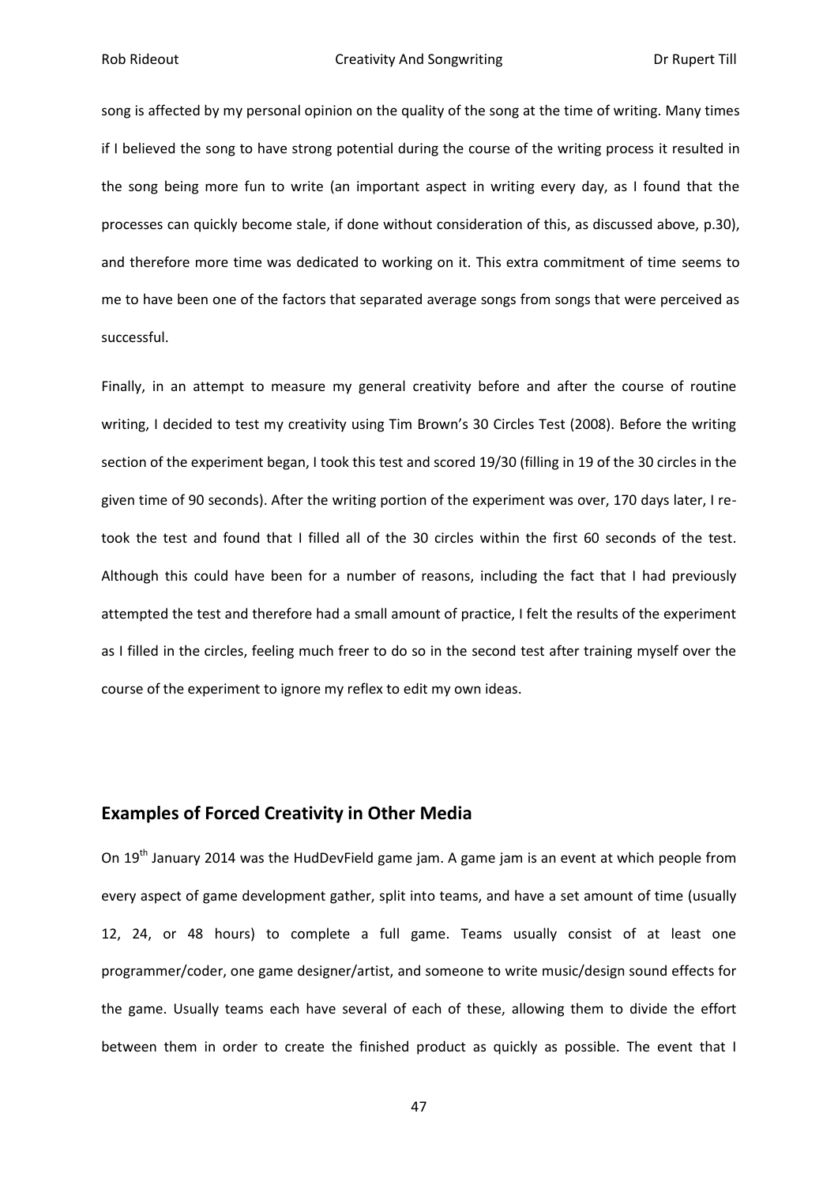song is affected by my personal opinion on the quality of the song at the time of writing. Many times if I believed the song to have strong potential during the course of the writing process it resulted in the song being more fun to write (an important aspect in writing every day, as I found that the processes can quickly become stale, if done without consideration of this, as discussed above, p.30), and therefore more time was dedicated to working on it. This extra commitment of time seems to me to have been one of the factors that separated average songs from songs that were perceived as successful.

Finally, in an attempt to measure my general creativity before and after the course of routine writing, I decided to test my creativity using Tim Brown's 30 Circles Test (2008). Before the writing section of the experiment began, I took this test and scored 19/30 (filling in 19 of the 30 circles in the given time of 90 seconds). After the writing portion of the experiment was over, 170 days later, I re-took the test and found that I filled all of the 30 circles within the first 60 seconds of the test. Although this could have been for a number of reasons, including the fact that I had previously attempted the test and therefore had a small amount of practice, I felt the results of the experiment as I filled in the circles, feeling much freer to do so in the second test after training myself over the course of the experiment to ignore my reflex to edit my own ideas.

## Examples of Forced Creativity in Other Media

On 19th January 2014 was the HudDevField game jam. A game jam is an event at which people from every aspect of game development gather, split into teams, and have a set amount of time (usually 12, 24, or 48 hours) to complete a full game. Teams usually consist of at least one programmer/coder, one game designer/artist, and someone to write music/design sound effects for the game. Usually teams each have several of each of these, allowing them to divide the effort between them in order to create the finished product as quickly as possible. The event that I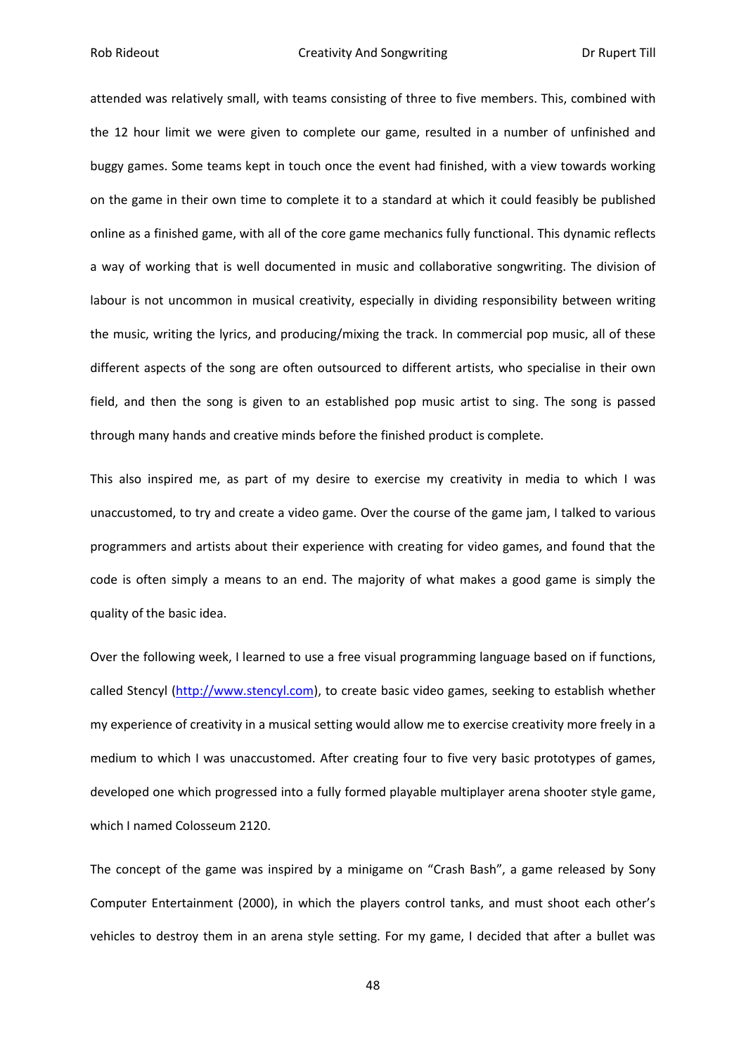attended was relatively small, with teams consisting of three to five members. This, combined with the 12 hour limit we were given to complete our game, resulted in a number of unfinished and buggy games. Some teams kept in touch once the event had finished, with a view towards working on the game in their own time to complete it to a standard at which it could feasibly be published online as a finished game, with all of the core game mechanics fully functional. This dynamic reflects a way of working that is well documented in music and collaborative songwriting. The division of labour is not uncommon in musical creativity, especially in dividing responsibility between writing the music, writing the lyrics, and producing/mixing the track. In commercial pop music, all of these different aspects of the song are often outsourced to different artists, who specialise in their own field, and then the song is given to an established pop music artist to sing. The song is passed through many hands and creative minds before the finished product is complete.

This also inspired me, as part of my desire to exercise my creativity in media to which I was unaccustomed, to try and create a video game. Over the course of the game jam, I talked to various programmers and artists about their experience with creating for video games, and found that the code is often simply a means to an end. The majority of what makes a good game is simply the quality of the basic idea.

Over the following week, I learned to use a free visual programming language based on if functions, called Stencyl (http://www.stencyl.com), to create basic video games, seeking to establish whether my experience of creativity in a musical setting would allow me to exercise creativity more freely in a medium to which I was unaccustomed. After creating four to five very basic prototypes of games, developed one which progressed into a fully formed playable multiplayer arena shooter style game, which I named Colosseum 2120.

The concept of the game was inspired by a minigame on "Crash Bash", a game released by Sony Computer Entertainment (2000), in which the players control tanks, and must shoot each other's vehicles to destroy them in an arena style setting. For my game, I decided that after a bullet was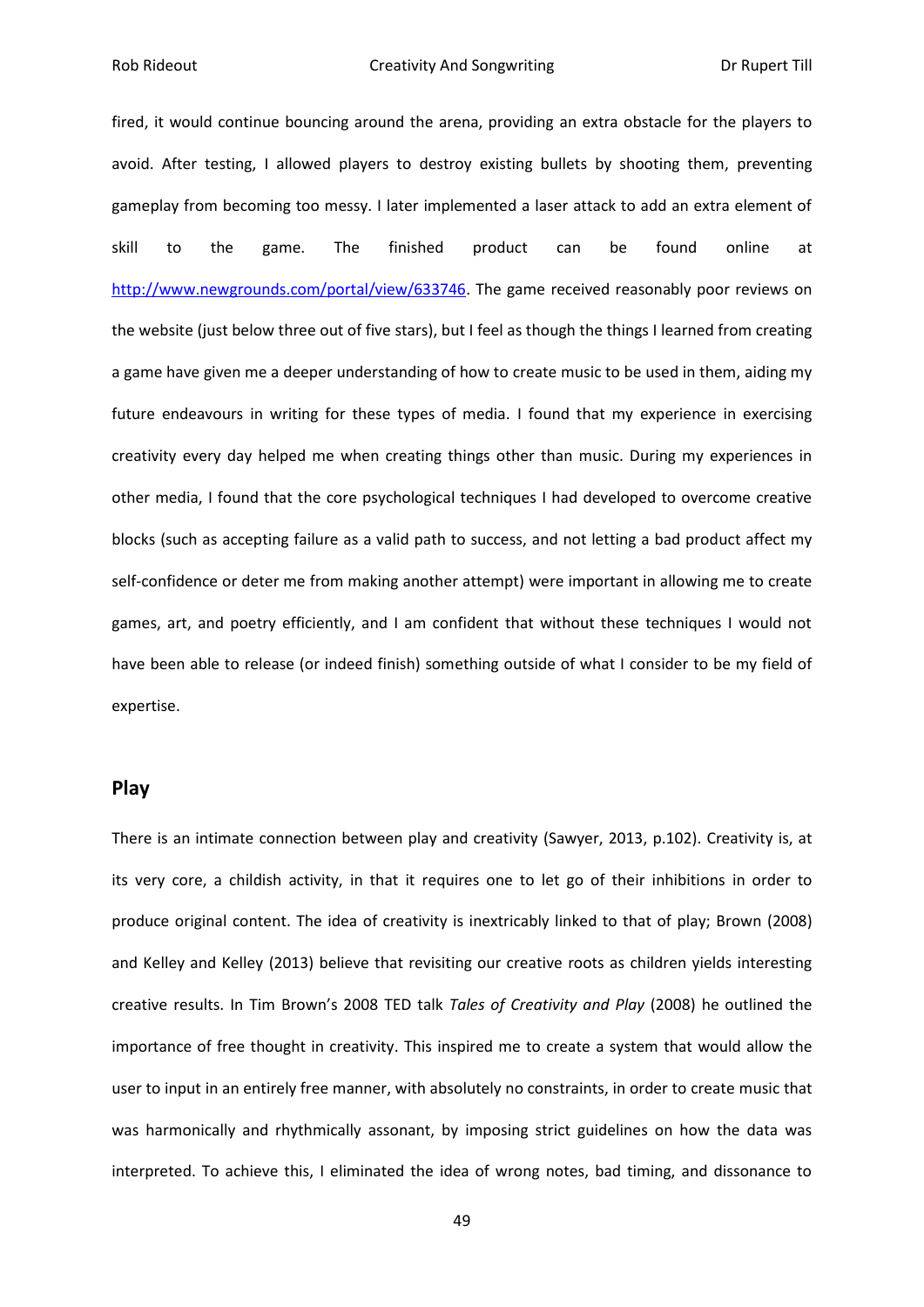fired, it would continue bouncing around the arena, providing an extra obstacle for the players to avoid. After testing, I allowed players to destroy existing bullets by shooting them, preventing gameplay from becoming too messy. I later implemented a laser attack to add an extra element of skill to the game. The finished product can be found online at http://www.newgrounds.com/portal/view/633746. The game received reasonably poor reviews on the website (just below three out of five stars), but I feel as though the things I learned from creating a game have given me a deeper understanding of how to create music to be used in them, aiding my future endeavours in writing for these types of media. I found that my experience in exercising creativity every day helped me when creating things other than music. During my experiences in other media, I found that the core psychological techniques I had developed to overcome creative blocks (such as accepting failure as a valid path to success, and not letting a bad product affect my self-confidence or deter me from making another attempt) were important in allowing me to create games, art, and poetry efficiently, and I am confident that without these techniques I would not have been able to release (or indeed finish) something outside of what I consider to be my field of expertise.

## Play

There is an intimate connection between play and creativity (Sawyer, 2013, p.102). Creativity is, at its very core, a childish activity, in that it requires one to let go of their inhibitions in order to produce original content. The idea of creativity is inextricably linked to that of play; Brown (2008) and Kelley and Kelley (2013) believe that revisiting our creative roots as children yields interesting creative results. In Tim Brown's 2008 TED talk *Tales of Creativity and Play* (2008) he outlined the importance of free thought in creativity. This inspired me to create a system that would allow the user to input in an entirely free manner, with absolutely no constraints, in order to create music that was harmonically and rhythmically assonant, by imposing strict guidelines on how the data was interpreted. To achieve this, I eliminated the idea of wrong notes, bad timing, and dissonance to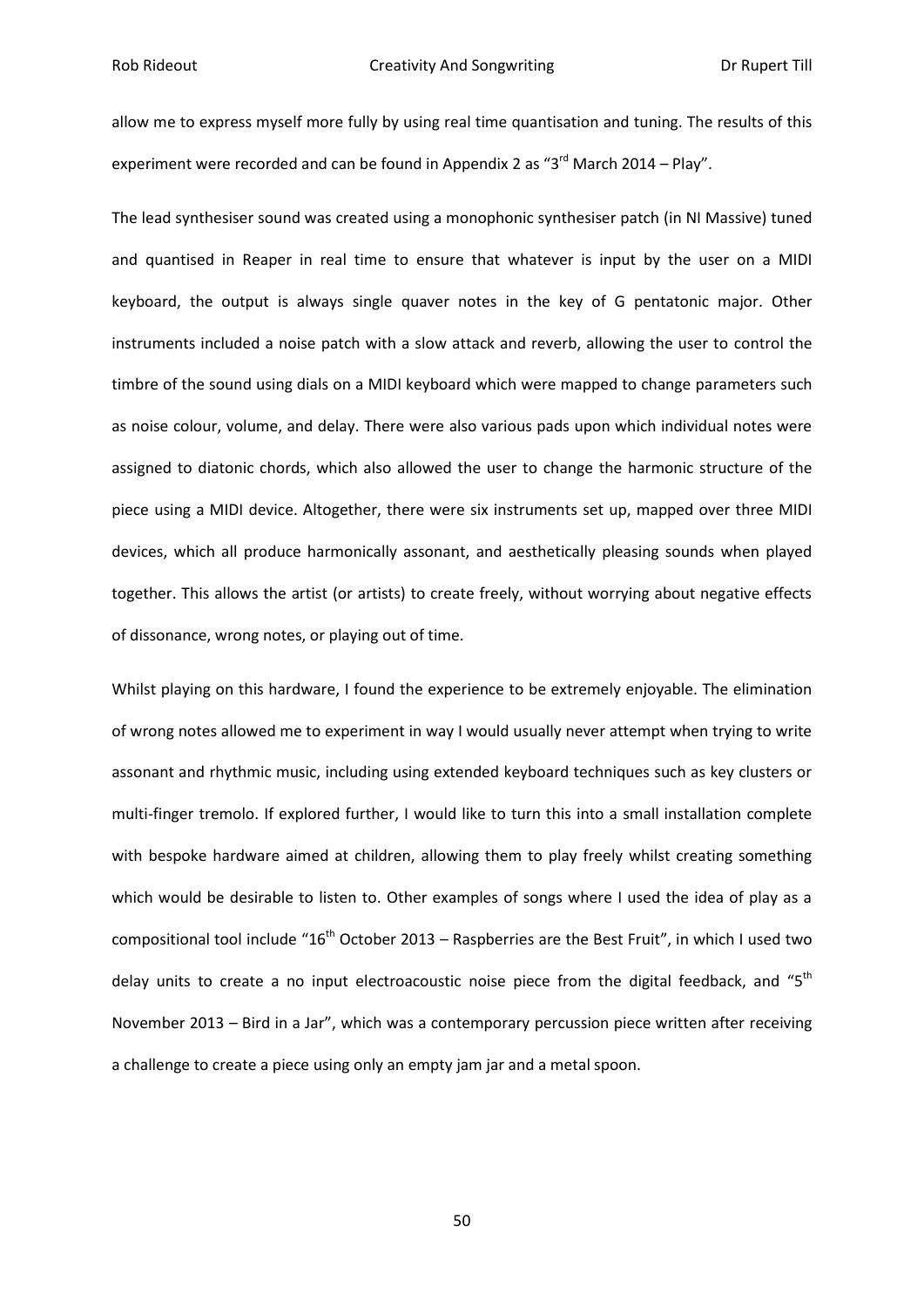allow me to express myself more fully by using real time quantisation and tuning. The results of this experiment were recorded and can be found in Appendix 2 as "3rd March 2014 – Play".

The lead synthesiser sound was created using a monophonic synthesiser patch (in NI Massive) tuned and quantised in Reaper in real time to ensure that whatever is input by the user on a MIDI keyboard, the output is always single quaver notes in the key of G pentatonic major. Other instruments included a noise patch with a slow attack and reverb, allowing the user to control the timbre of the sound using dials on a MIDI keyboard which were mapped to change parameters such as noise colour, volume, and delay. There were also various pads upon which individual notes were assigned to diatonic chords, which also allowed the user to change the harmonic structure of the piece using a MIDI device. Altogether, there were six instruments set up, mapped over three MIDI devices, which all produce harmonically assonant, and aesthetically pleasing sounds when played together. This allows the artist (or artists) to create freely, without worrying about negative effects of dissonance, wrong notes, or playing out of time.

Whilst playing on this hardware, I found the experience to be extremely enjoyable. The elimination of wrong notes allowed me to experiment in way I would usually never attempt when trying to write assonant and rhythmic music, including using extended keyboard techniques such as key clusters or multi-finger tremolo. If explored further, I would like to turn this into a small installation complete with bespoke hardware aimed at children, allowing them to play freely whilst creating something which would be desirable to listen to. Other examples of songs where I used the idea of play as a compositional tool include "16th October 2013 – Raspberries are the Best Fruit", in which I used two delay units to create a no input electroacoustic noise piece from the digital feedback, and "5th November 2013 – Bird in a Jar", which was a contemporary percussion piece written after receiving a challenge to create a piece using only an empty jam jar and a metal spoon.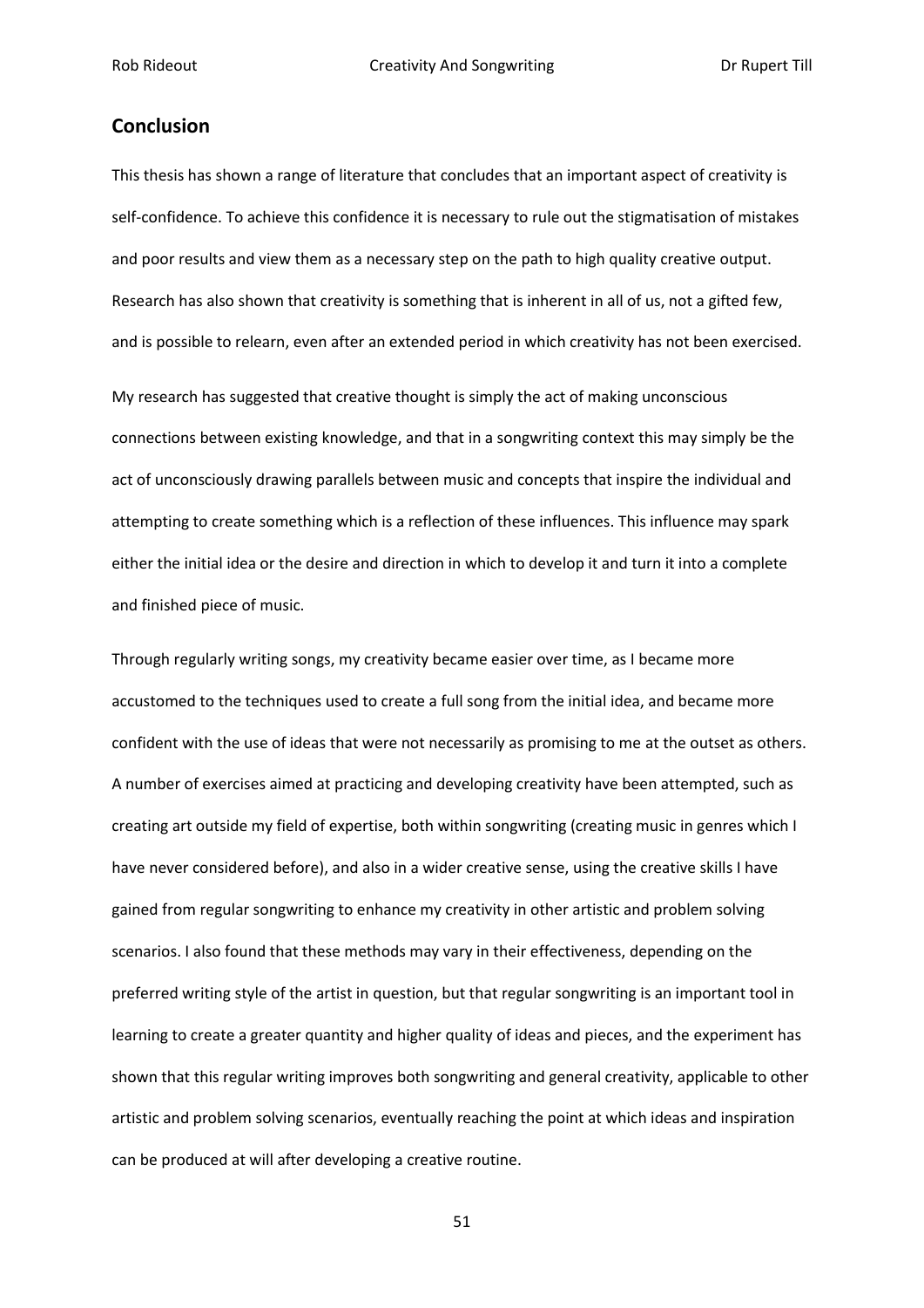## Conclusion

This thesis has shown a range of literature that concludes that an important aspect of creativity is self-confidence. To achieve this confidence it is necessary to rule out the stigmatisation of mistakes and poor results and view them as a necessary step on the path to high quality creative output. Research has also shown that creativity is something that is inherent in all of us, not a gifted few, and is possible to relearn, even after an extended period in which creativity has not been exercised.

My research has suggested that creative thought is simply the act of making unconscious connections between existing knowledge, and that in a songwriting context this may simply be the act of unconsciously drawing parallels between music and concepts that inspire the individual and attempting to create something which is a reflection of these influences. This influence may spark either the initial idea or the desire and direction in which to develop it and turn it into a complete and finished piece of music.

Through regularly writing songs, my creativity became easier over time, as I became more accustomed to the techniques used to create a full song from the initial idea, and became more confident with the use of ideas that were not necessarily as promising to me at the outset as others. A number of exercises aimed at practicing and developing creativity have been attempted, such as creating art outside my field of expertise, both within songwriting (creating music in genres which I have never considered before), and also in a wider creative sense, using the creative skills I have gained from regular songwriting to enhance my creativity in other artistic and problem solving scenarios. I also found that these methods may vary in their effectiveness, depending on the preferred writing style of the artist in question, but that regular songwriting is an important tool in learning to create a greater quantity and higher quality of ideas and pieces, and the experiment has shown that this regular writing improves both songwriting and general creativity, applicable to other artistic and problem solving scenarios, eventually reaching the point at which ideas and inspiration can be produced at will after developing a creative routine.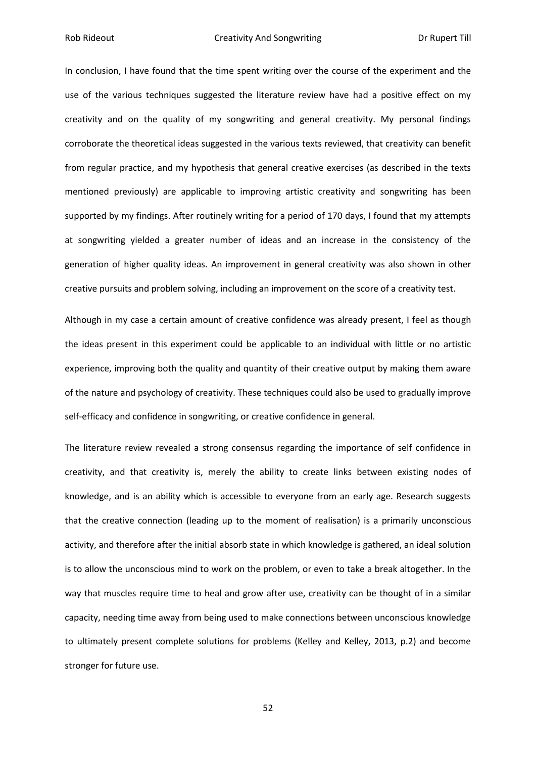In conclusion, I have found that the time spent writing over the course of the experiment and the use of the various techniques suggested the literature review have had a positive effect on my creativity and on the quality of my songwriting and general creativity. My personal findings corroborate the theoretical ideas suggested in the various texts reviewed, that creativity can benefit from regular practice, and my hypothesis that general creative exercises (as described in the texts mentioned previously) are applicable to improving artistic creativity and songwriting has been supported by my findings. After routinely writing for a period of 170 days, I found that my attempts at songwriting yielded a greater number of ideas and an increase in the consistency of the generation of higher quality ideas. An improvement in general creativity was also shown in other creative pursuits and problem solving, including an improvement on the score of a creativity test.

Although in my case a certain amount of creative confidence was already present, I feel as though the ideas present in this experiment could be applicable to an individual with little or no artistic experience, improving both the quality and quantity of their creative output by making them aware of the nature and psychology of creativity. These techniques could also be used to gradually improve self-efficacy and confidence in songwriting, or creative confidence in general.

The literature review revealed a strong consensus regarding the importance of self confidence in creativity, and that creativity is, merely the ability to create links between existing nodes of knowledge, and is an ability which is accessible to everyone from an early age. Research suggests that the creative connection (leading up to the moment of realisation) is a primarily unconscious activity, and therefore after the initial absorb state in which knowledge is gathered, an ideal solution is to allow the unconscious mind to work on the problem, or even to take a break altogether. In the way that muscles require time to heal and grow after use, creativity can be thought of in a similar capacity, needing time away from being used to make connections between unconscious knowledge to ultimately present complete solutions for problems (Kelley and Kelley, 2013, p.2) and become stronger for future use.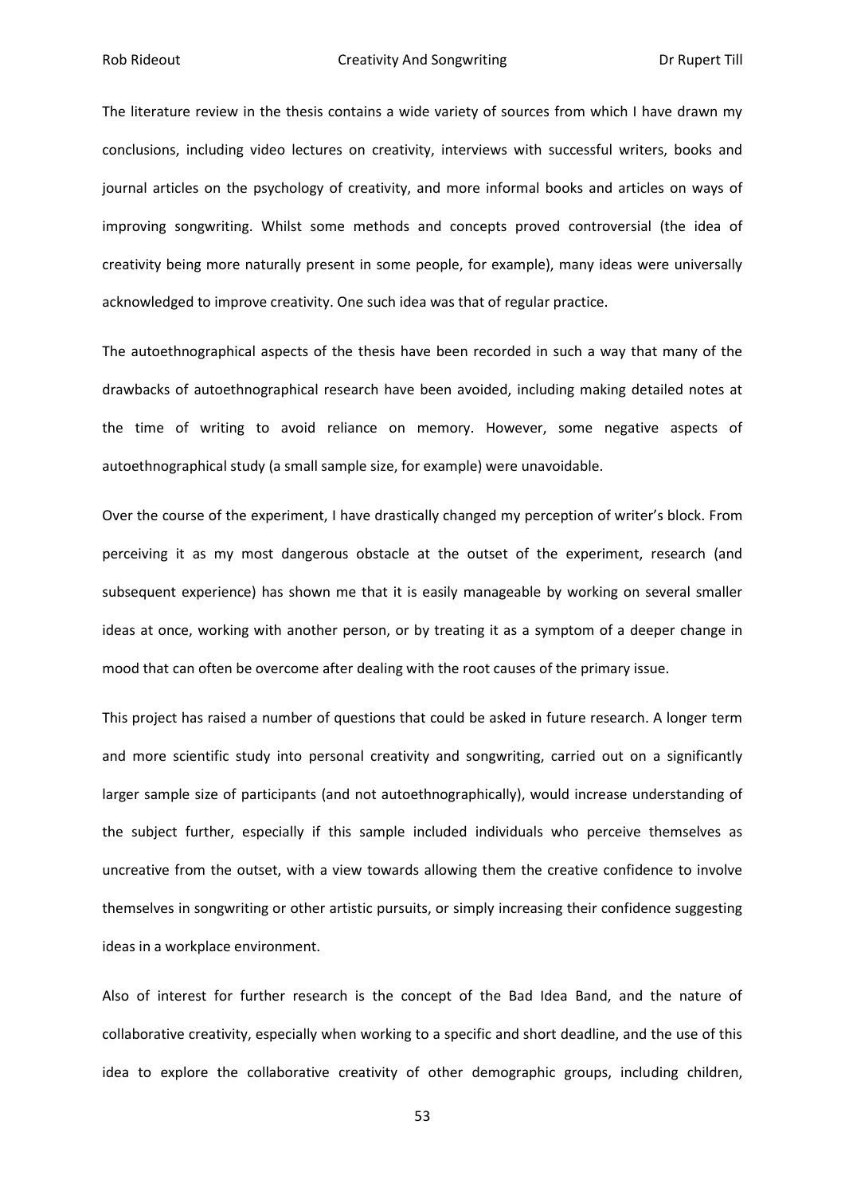The literature review in the thesis contains a wide variety of sources from which I have drawn my conclusions, including video lectures on creativity, interviews with successful writers, books and journal articles on the psychology of creativity, and more informal books and articles on ways of improving songwriting. Whilst some methods and concepts proved controversial (the idea of creativity being more naturally present in some people, for example), many ideas were universally acknowledged to improve creativity. One such idea was that of regular practice.

The autoethnographical aspects of the thesis have been recorded in such a way that many of the drawbacks of autoethnographical research have been avoided, including making detailed notes at the time of writing to avoid reliance on memory. However, some negative aspects of autoethnographical study (a small sample size, for example) were unavoidable.

Over the course of the experiment, I have drastically changed my perception of writer's block. From perceiving it as my most dangerous obstacle at the outset of the experiment, research (and subsequent experience) has shown me that it is easily manageable by working on several smaller ideas at once, working with another person, or by treating it as a symptom of a deeper change in mood that can often be overcome after dealing with the root causes of the primary issue.

This project has raised a number of questions that could be asked in future research. A longer term and more scientific study into personal creativity and songwriting, carried out on a significantly larger sample size of participants (and not autoethnographically), would increase understanding of the subject further, especially if this sample included individuals who perceive themselves as uncreative from the outset, with a view towards allowing them the creative confidence to involve themselves in songwriting or other artistic pursuits, or simply increasing their confidence suggesting ideas in a workplace environment.

Also of interest for further research is the concept of the Bad Idea Band, and the nature of collaborative creativity, especially when working to a specific and short deadline, and the use of this idea to explore the collaborative creativity of other demographic groups, including children,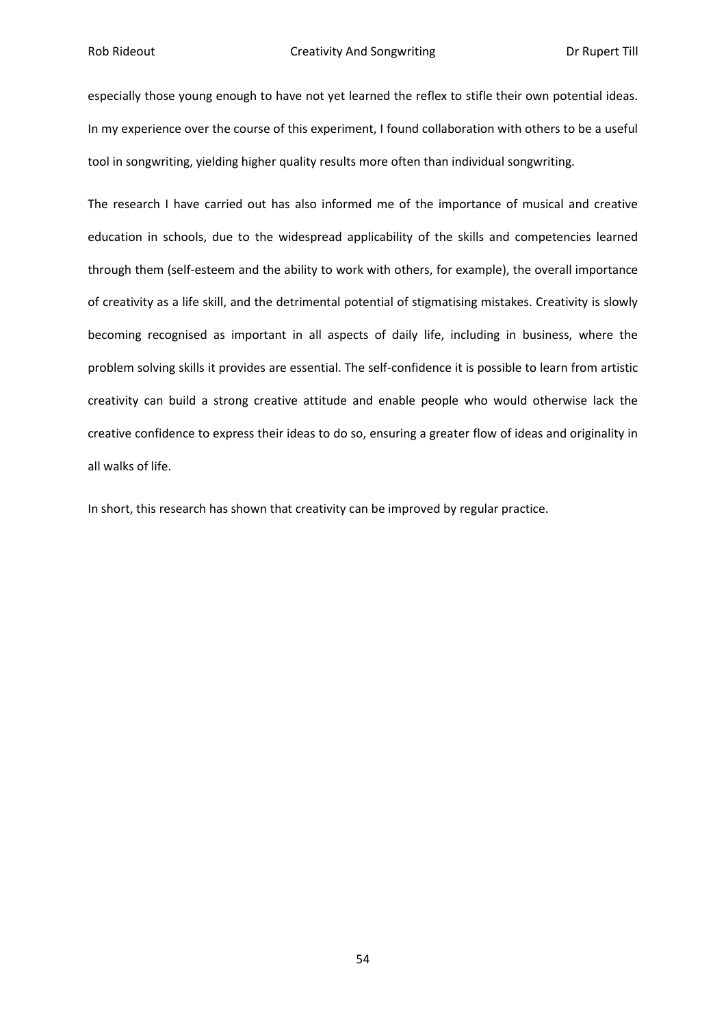especially those young enough to have not yet learned the reflex to stifle their own potential ideas. In my experience over the course of this experiment, I found collaboration with others to be a useful tool in songwriting, yielding higher quality results more often than individual songwriting.

The research I have carried out has also informed me of the importance of musical and creative education in schools, due to the widespread applicability of the skills and competencies learned through them (self-esteem and the ability to work with others, for example), the overall importance of creativity as a life skill, and the detrimental potential of stigmatising mistakes. Creativity is slowly becoming recognised as important in all aspects of daily life, including in business, where the problem solving skills it provides are essential. The self-confidence it is possible to learn from artistic creativity can build a strong creative attitude and enable people who would otherwise lack the creative confidence to express their ideas to do so, ensuring a greater flow of ideas and originality in all walks of life.

In short, this research has shown that creativity can be improved by regular practice.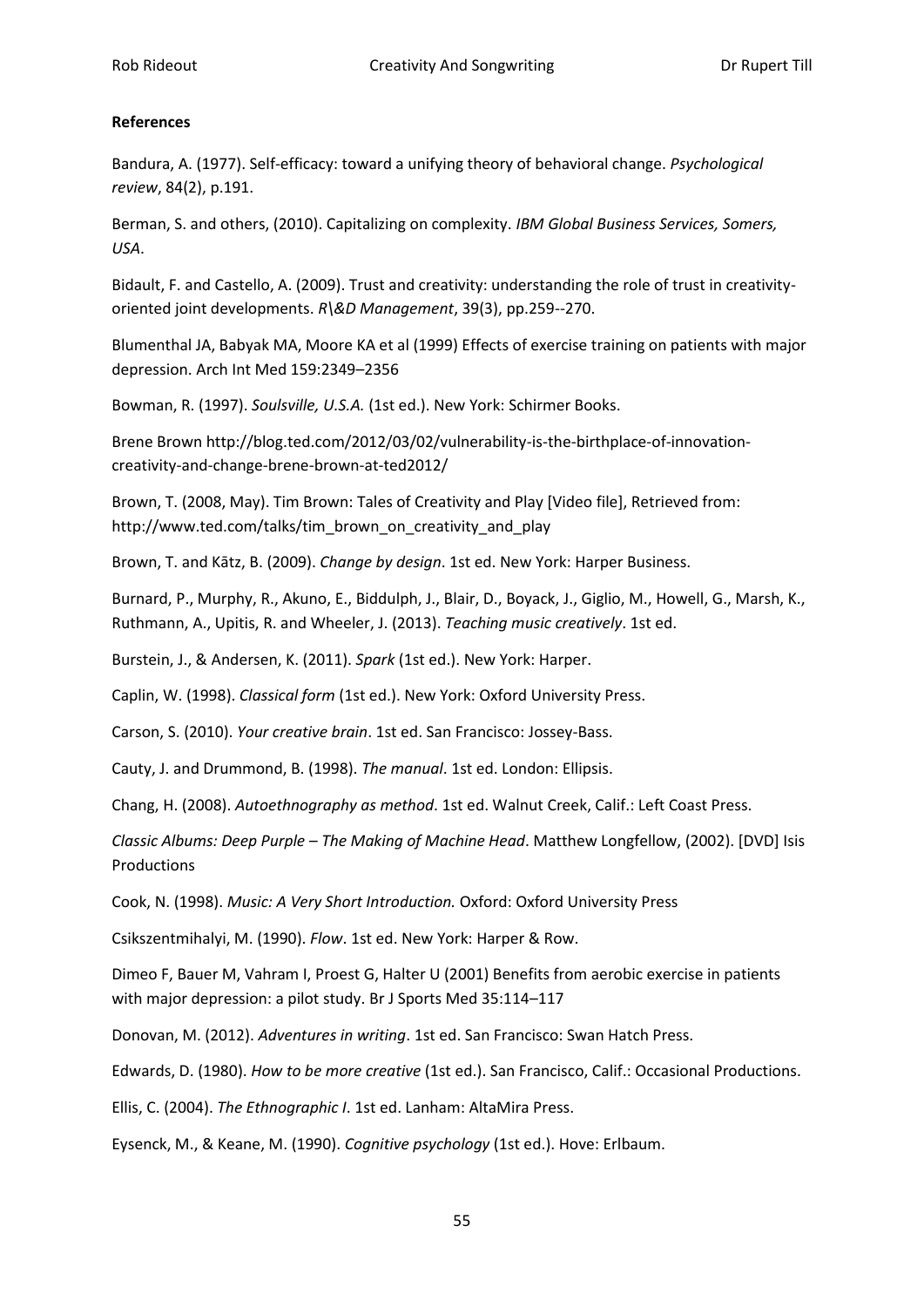**References**

Bandura, A. (1977). Self-efficacy: toward a unifying theory of behavioral change. *Psychological review*, 84(2), p.191.

Berman, S. and others, (2010). Capitalizing on complexity. *IBM Global Business Services, Somers, USA*.

Bidault, F. and Castello, A. (2009). Trust and creativity: understanding the role of trust in creativity-oriented joint developments. *R\&D Management*, 39(3), pp.259--270.

Blumenthal JA, Babyak MA, Moore KA et al (1999) Effects of exercise training on patients with major depression. Arch Int Med 159:2349–2356

Bowman, R. (1997). *Soulsville, U.S.A.* (1st ed.). New York: Schirmer Books.

Brene Brown http://blog.ted.com/2012/03/02/vulnerability-is-the-birthplace-of-innovation-creativity-and-change-brene-brown-at-ted2012/

Brown, T. (2008, May). Tim Brown: Tales of Creativity and Play [Video file], Retrieved from: http://www.ted.com/talks/tim_brown_on_creativity_and_play

Brown, T. and Kātz, B. (2009). *Change by design*. 1st ed. New York: Harper Business.

Burnard, P., Murphy, R., Akuno, E., Biddulph, J., Blair, D., Boyack, J., Giglio, M., Howell, G., Marsh, K., Ruthmann, A., Upitis, R. and Wheeler, J. (2013). *Teaching music creatively*. 1st ed.

Burstein, J., & Andersen, K. (2011). *Spark* (1st ed.). New York: Harper.

Caplin, W. (1998). *Classical form* (1st ed.). New York: Oxford University Press.

Carson, S. (2010). *Your creative brain*. 1st ed. San Francisco: Jossey-Bass.

Cauty, J. and Drummond, B. (1998). *The manual*. 1st ed. London: Ellipsis.

Chang, H. (2008). *Autoethnography as method*. 1st ed. Walnut Creek, Calif.: Left Coast Press.

*Classic Albums: Deep Purple – The Making of Machine Head*. Matthew Longfellow, (2002). [DVD] Isis Productions

Cook, N. (1998). *Music: A Very Short Introduction.* Oxford: Oxford University Press

Csikszentmihalyi, M. (1990). *Flow*. 1st ed. New York: Harper & Row.

Dimeo F, Bauer M, Vahram I, Proest G, Halter U (2001) Benefits from aerobic exercise in patients with major depression: a pilot study. Br J Sports Med 35:114–117

Donovan, M. (2012). *Adventures in writing*. 1st ed. San Francisco: Swan Hatch Press.

Edwards, D. (1980). *How to be more creative* (1st ed.). San Francisco, Calif.: Occasional Productions.

Ellis, C. (2004). *The Ethnographic I*. 1st ed. Lanham: AltaMira Press.

Eysenck, M., & Keane, M. (1990). *Cognitive psychology* (1st ed.). Hove: Erlbaum.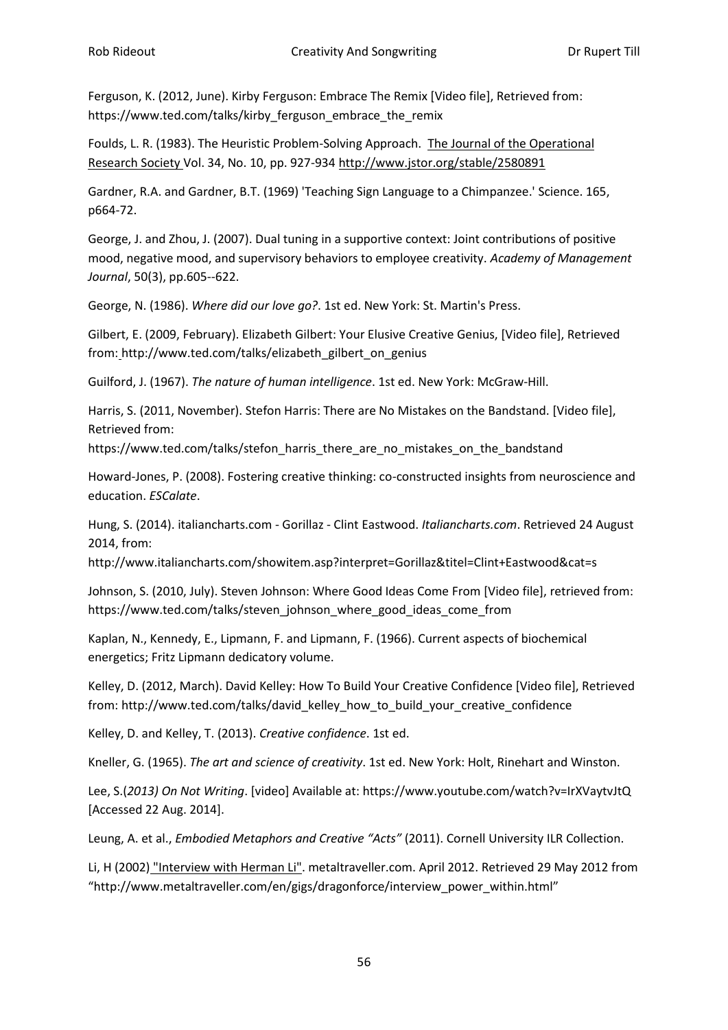Ferguson, K. (2012, June). Kirby Ferguson: Embrace The Remix [Video file], Retrieved from: https://www.ted.com/talks/kirby_ferguson_embrace_the_remix

Foulds, L. R. (1983). The Heuristic Problem-Solving Approach. The Journal of the Operational Research Society Vol. 34, No. 10, pp. 927-934 http://www.jstor.org/stable/2580891

Gardner, R.A. and Gardner, B.T. (1969) 'Teaching Sign Language to a Chimpanzee.' Science. 165, p664-72.

George, J. and Zhou, J. (2007). Dual tuning in a supportive context: Joint contributions of positive mood, negative mood, and supervisory behaviors to employee creativity. *Academy of Management Journal*, 50(3), pp.605--622.

George, N. (1986). *Where did our love go?*. 1st ed. New York: St. Martin's Press.

Gilbert, E. (2009, February). Elizabeth Gilbert: Your Elusive Creative Genius, [Video file], Retrieved from: http://www.ted.com/talks/elizabeth_gilbert_on_genius

Guilford, J. (1967). *The nature of human intelligence*. 1st ed. New York: McGraw-Hill.

Harris, S. (2011, November). Stefon Harris: There are No Mistakes on the Bandstand. [Video file], Retrieved from:
https://www.ted.com/talks/stefon_harris_there_are_no_mistakes_on_the_bandstand

Howard-Jones, P. (2008). Fostering creative thinking: co-constructed insights from neuroscience and education. *ESCalate*.

Hung, S. (2014). italiancharts.com - Gorillaz - Clint Eastwood. *Italiancharts.com*. Retrieved 24 August 2014, from:
http://www.italiancharts.com/showitem.asp?interpret=Gorillaz&titel=Clint+Eastwood&cat=s

Johnson, S. (2010, July). Steven Johnson: Where Good Ideas Come From [Video file], retrieved from: https://www.ted.com/talks/steven_johnson_where_good_ideas_come_from

Kaplan, N., Kennedy, E., Lipmann, F. and Lipmann, F. (1966). Current aspects of biochemical energetics; Fritz Lipmann dedicatory volume.

Kelley, D. (2012, March). David Kelley: How To Build Your Creative Confidence [Video file], Retrieved from: http://www.ted.com/talks/david_kelley_how_to_build_your_creative_confidence

Kelley, D. and Kelley, T. (2013). *Creative confidence*. 1st ed.

Kneller, G. (1965). *The art and science of creativity*. 1st ed. New York: Holt, Rinehart and Winston.

Lee, S.(*2013) On Not Writing*. [video] Available at: https://www.youtube.com/watch?v=IrXVaytvJtQ [Accessed 22 Aug. 2014].

Leung, A. et al., *Embodied Metaphors and Creative "Acts"* (2011). Cornell University ILR Collection.

Li, H (2002) "Interview with Herman Li". metaltraveller.com. April 2012. Retrieved 29 May 2012 from "http://www.metaltraveller.com/en/gigs/dragonforce/interview_power_within.html"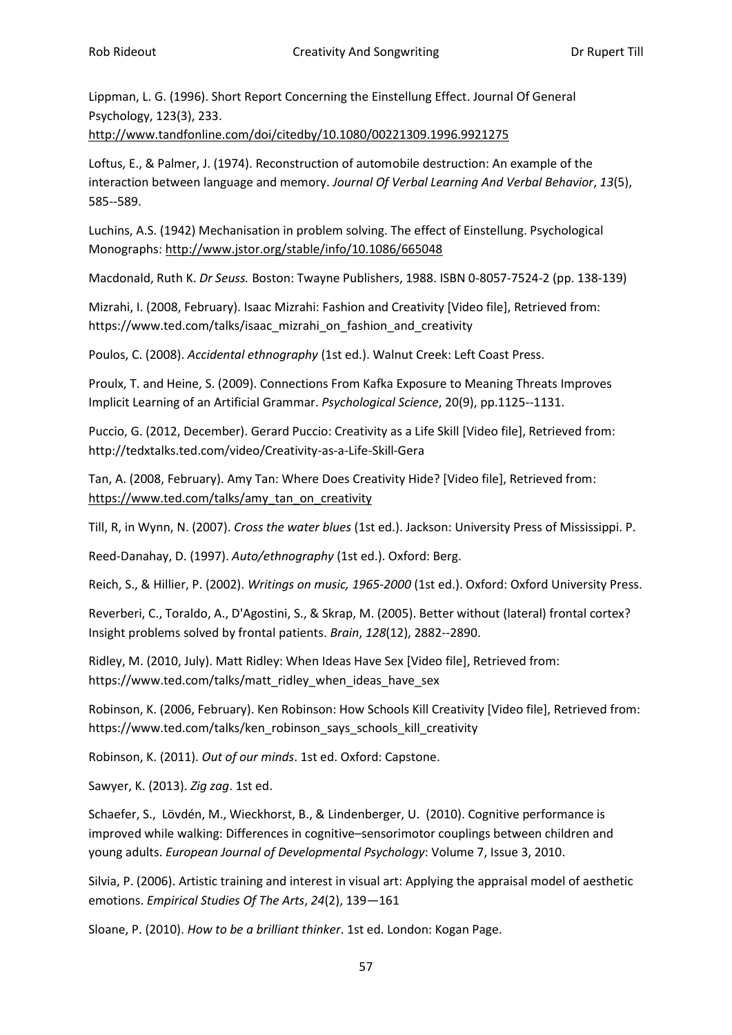Lippman, L. G. (1996). Short Report Concerning the Einstellung Effect. Journal Of General Psychology, 123(3), 233.
http://www.tandfonline.com/doi/citedby/10.1080/00221309.1996.9921275

Loftus, E., & Palmer, J. (1974). Reconstruction of automobile destruction: An example of the interaction between language and memory. *Journal Of Verbal Learning And Verbal Behavior*, *13*(5), 585--589.

Luchins, A.S. (1942) Mechanisation in problem solving. The effect of Einstellung. Psychological Monographs: http://www.jstor.org/stable/info/10.1086/665048

Macdonald, Ruth K. *Dr Seuss.* Boston: Twayne Publishers, 1988. ISBN 0-8057-7524-2 (pp. 138-139)

Mizrahi, I. (2008, February). Isaac Mizrahi: Fashion and Creativity [Video file], Retrieved from: https://www.ted.com/talks/isaac_mizrahi_on_fashion_and_creativity

Poulos, C. (2008). *Accidental ethnography* (1st ed.). Walnut Creek: Left Coast Press.

Proulx, T. and Heine, S. (2009). Connections From Kafka Exposure to Meaning Threats Improves Implicit Learning of an Artificial Grammar. *Psychological Science*, 20(9), pp.1125--1131.

Puccio, G. (2012, December). Gerard Puccio: Creativity as a Life Skill [Video file], Retrieved from: http://tedxtalks.ted.com/video/Creativity-as-a-Life-Skill-Gera

Tan, A. (2008, February). Amy Tan: Where Does Creativity Hide? [Video file], Retrieved from: https://www.ted.com/talks/amy_tan_on_creativity

Till, R, in Wynn, N. (2007). *Cross the water blues* (1st ed.). Jackson: University Press of Mississippi. P.

Reed-Danahay, D. (1997). *Auto/ethnography* (1st ed.). Oxford: Berg.

Reich, S., & Hillier, P. (2002). *Writings on music, 1965-2000* (1st ed.). Oxford: Oxford University Press.

Reverberi, C., Toraldo, A., D'Agostini, S., & Skrap, M. (2005). Better without (lateral) frontal cortex? Insight problems solved by frontal patients. *Brain*, *128*(12), 2882--2890.

Ridley, M. (2010, July). Matt Ridley: When Ideas Have Sex [Video file], Retrieved from: https://www.ted.com/talks/matt_ridley_when_ideas_have_sex

Robinson, K. (2006, February). Ken Robinson: How Schools Kill Creativity [Video file], Retrieved from: https://www.ted.com/talks/ken_robinson_says_schools_kill_creativity

Robinson, K. (2011). *Out of our minds*. 1st ed. Oxford: Capstone.

Sawyer, K. (2013). *Zig zag*. 1st ed.

Schaefer, S., Lövdén, M., Wieckhorst, B., & Lindenberger, U. (2010). Cognitive performance is improved while walking: Differences in cognitive–sensorimotor couplings between children and young adults. *European Journal of Developmental Psychology*: Volume 7, Issue 3, 2010.

Silvia, P. (2006). Artistic training and interest in visual art: Applying the appraisal model of aesthetic emotions. *Empirical Studies Of The Arts*, *24*(2), 139—161

Sloane, P. (2010). *How to be a brilliant thinker*. 1st ed. London: Kogan Page.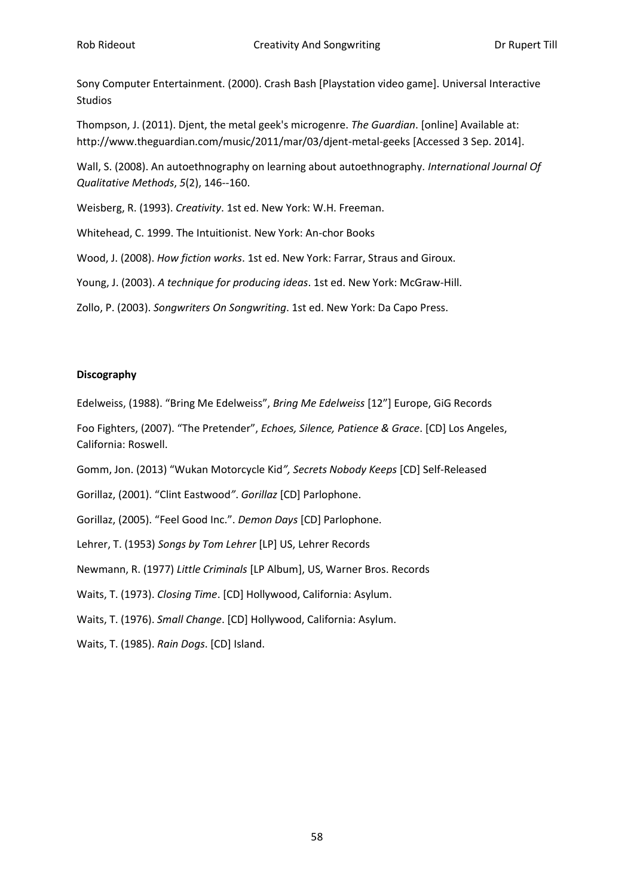Sony Computer Entertainment. (2000). Crash Bash [Playstation video game]. Universal Interactive Studios

Thompson, J. (2011). Djent, the metal geek's microgenre. *The Guardian*. [online] Available at: http://www.theguardian.com/music/2011/mar/03/djent-metal-geeks [Accessed 3 Sep. 2014].

Wall, S. (2008). An autoethnography on learning about autoethnography. *International Journal Of Qualitative Methods*, *5*(2), 146--160.

Weisberg, R. (1993). *Creativity*. 1st ed. New York: W.H. Freeman.

Whitehead, C. 1999. The Intuitionist. New York: An-chor Books

Wood, J. (2008). *How fiction works*. 1st ed. New York: Farrar, Straus and Giroux.

Young, J. (2003). *A technique for producing ideas*. 1st ed. New York: McGraw-Hill.

Zollo, P. (2003). *Songwriters On Songwriting*. 1st ed. New York: Da Capo Press.

**Discography**

Edelweiss, (1988). "Bring Me Edelweiss", *Bring Me Edelweiss* [12"] Europe, GiG Records

Foo Fighters, (2007). "The Pretender", *Echoes, Silence, Patience & Grace*. [CD] Los Angeles, California: Roswell.

Gomm, Jon. (2013) "Wukan Motorcycle Kid*", Secrets Nobody Keeps* [CD] Self-Released

Gorillaz, (2001). "Clint Eastwood*"*. *Gorillaz* [CD] Parlophone.

Gorillaz, (2005). "Feel Good Inc.". *Demon Days* [CD] Parlophone.

Lehrer, T. (1953) *Songs by Tom Lehrer* [LP] US, Lehrer Records

Newmann, R. (1977) *Little Criminals* [LP Album], US, Warner Bros. Records

Waits, T. (1973). *Closing Time*. [CD] Hollywood, California: Asylum.

Waits, T. (1976). *Small Change*. [CD] Hollywood, California: Asylum.

Waits, T. (1985). *Rain Dogs*. [CD] Island.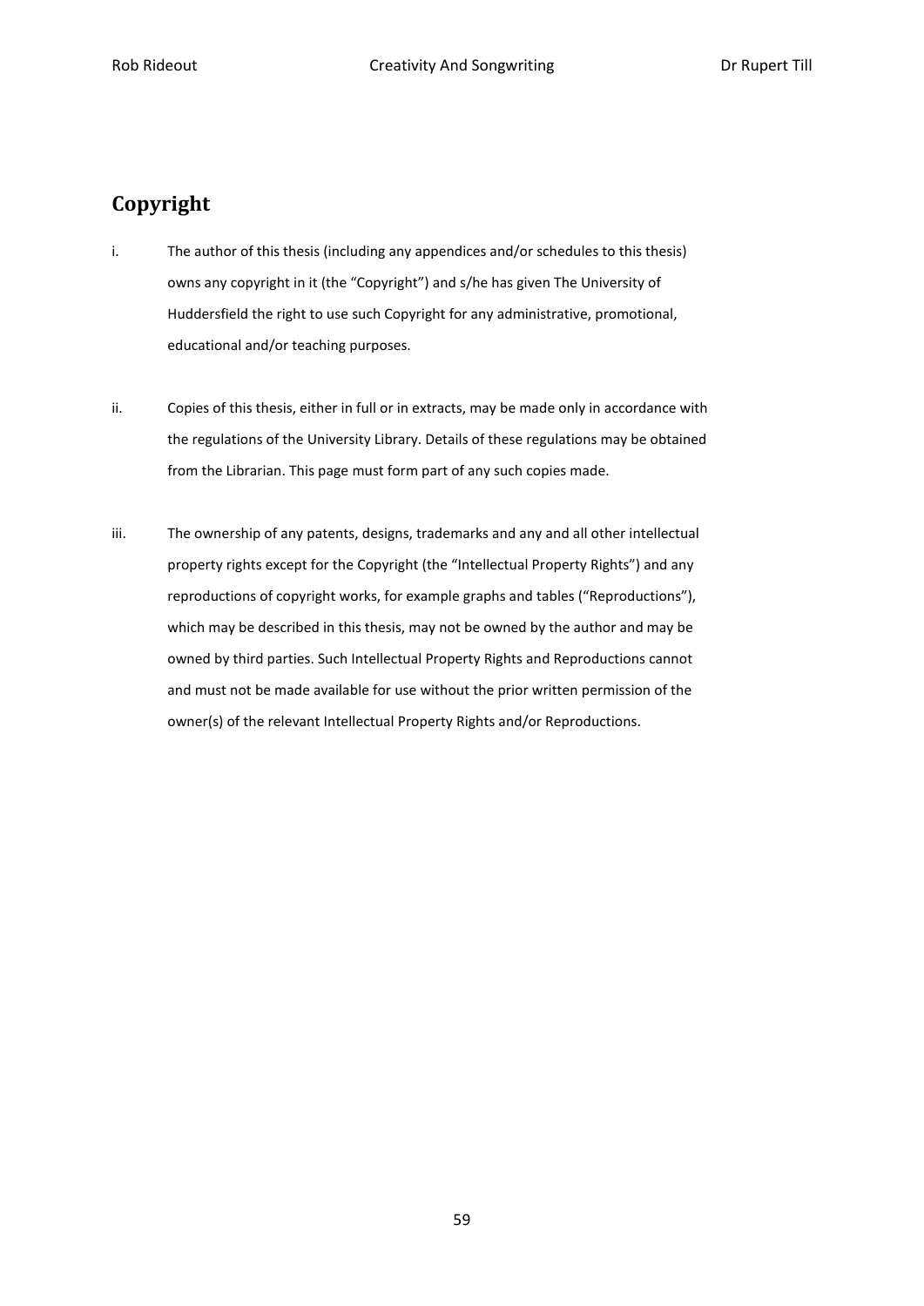## Copyright

i. The author of this thesis (including any appendices and/or schedules to this thesis) owns any copyright in it (the “Copyright”) and s/he has given The University of Huddersfield the right to use such Copyright for any administrative, promotional, educational and/or teaching purposes.

ii. Copies of this thesis, either in full or in extracts, may be made only in accordance with the regulations of the University Library. Details of these regulations may be obtained from the Librarian. This page must form part of any such copies made.

iii. The ownership of any patents, designs, trademarks and any and all other intellectual property rights except for the Copyright (the “Intellectual Property Rights”) and any reproductions of copyright works, for example graphs and tables (“Reproductions”), which may be described in this thesis, may not be owned by the author and may be owned by third parties. Such Intellectual Property Rights and Reproductions cannot and must not be made available for use without the prior written permission of the owner(s) of the relevant Intellectual Property Rights and/or Reproductions.